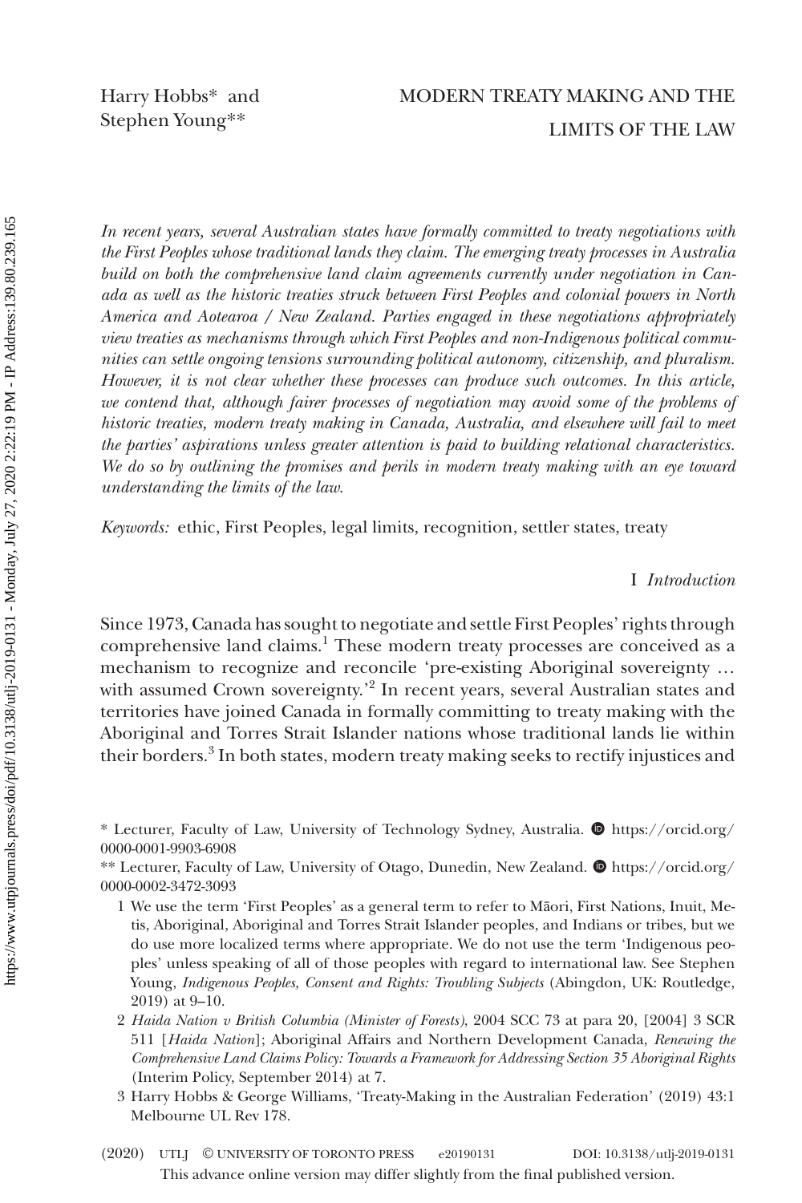Harry Hobbs* and Stephen Young**

# MODERN TREATY MAKING AND THE LIMITS OF THE LAW

*In recent years, several Australian states have formally committed to treaty negotiations with the First Peoples whose traditional lands they claim. The emerging treaty processes in Australia build on both the comprehensive land claim agreements currently under negotiation in Canada as well as the historic treaties struck between First Peoples and colonial powers in North America and Aotearoa / New Zealand. Parties engaged in these negotiations appropriately view treaties as mechanisms through which First Peoples and non-Indigenous political communities can settle ongoing tensions surrounding political autonomy, citizenship, and pluralism. However, it is not clear whether these processes can produce such outcomes. In this article, we contend that, although fairer processes of negotiation may avoid some of the problems of historic treaties, modern treaty making in Canada, Australia, and elsewhere will fail to meet the parties' aspirations unless greater attention is paid to building relational characteristics. We do so by outlining the promises and perils in modern treaty making with an eye toward understanding the limits of the law.*

*Keywords:* ethic, First Peoples, legal limits, recognition, settler states, treaty

## I *Introduction*

Since 1973, Canada has sought to negotiate and settle First Peoples' rights through comprehensive land claims.[1] These modern treaty processes are conceived as a mechanism to recognize and reconcile 'pre-existing Aboriginal sovereignty … with assumed Crown sovereignty.'[2] In recent years, several Australian states and territories have joined Canada in formally committing to treaty making with the Aboriginal and Torres Strait Islander nations whose traditional lands lie within their borders.[3] In both states, modern treaty making seeks to rectify injustices and

\* Lecturer, Faculty of Law, University of Technology Sydney, Australia. https://orcid.org/0000-0001-9903-6908

\*\* Lecturer, Faculty of Law, University of Otago, Dunedin, New Zealand. https://orcid.org/0000-0002-3472-3093

1 We use the term 'First Peoples' as a general term to refer to Māori, First Nations, Inuit, Metis, Aboriginal, Aboriginal and Torres Strait Islander peoples, and Indians or tribes, but we do use more localized terms where appropriate. We do not use the term 'Indigenous peoples' unless speaking of all of those peoples with regard to international law. See Stephen Young, *Indigenous Peoples, Consent and Rights: Troubling Subjects* (Abingdon, UK: Routledge, 2019) at 9–10.

2 *Haida Nation v British Columbia (Minister of Forests)*, 2004 SCC 73 at para 20, [2004] 3 SCR 511 [*Haida Nation*]; Aboriginal Affairs and Northern Development Canada, *Renewing the Comprehensive Land Claims Policy: Towards a Framework for Addressing Section 35 Aboriginal Rights* (Interim Policy, September 2014) at 7.

3 Harry Hobbs & George Williams, 'Treaty-Making in the Australian Federation' (2019) 43:1 Melbourne UL Rev 178.

This advance online version may differ slightly from the final published version.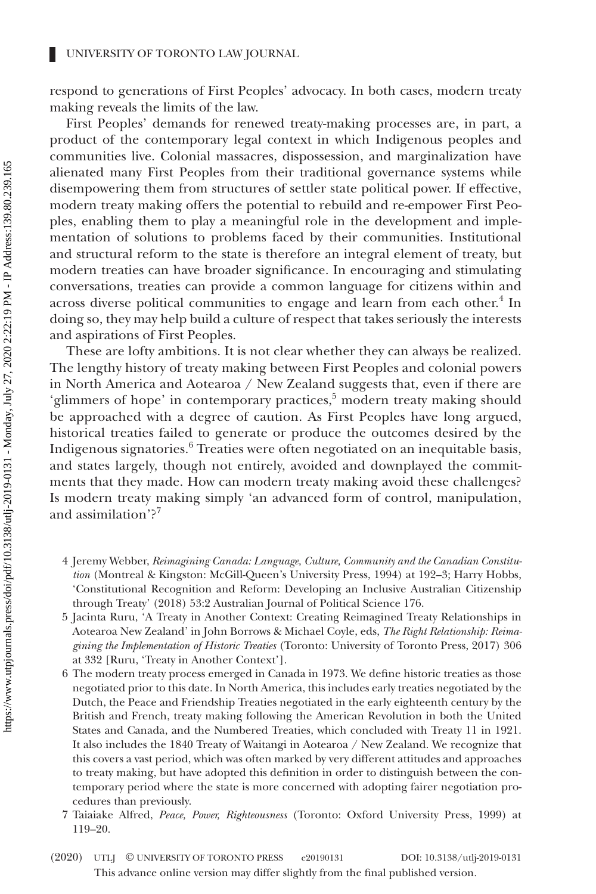respond to generations of First Peoples' advocacy. In both cases, modern treaty making reveals the limits of the law.

First Peoples' demands for renewed treaty-making processes are, in part, a product of the contemporary legal context in which Indigenous peoples and communities live. Colonial massacres, dispossession, and marginalization have alienated many First Peoples from their traditional governance systems while disempowering them from structures of settler state political power. If effective, modern treaty making offers the potential to rebuild and re-empower First Peoples, enabling them to play a meaningful role in the development and implementation of solutions to problems faced by their communities. Institutional and structural reform to the state is therefore an integral element of treaty, but modern treaties can have broader significance. In encouraging and stimulating conversations, treaties can provide a common language for citizens within and across diverse political communities to engage and learn from each other.[4] In doing so, they may help build a culture of respect that takes seriously the interests and aspirations of First Peoples.

These are lofty ambitions. It is not clear whether they can always be realized. The lengthy history of treaty making between First Peoples and colonial powers in North America and Aotearoa / New Zealand suggests that, even if there are 'glimmers of hope' in contemporary practices,[5] modern treaty making should be approached with a degree of caution. As First Peoples have long argued, historical treaties failed to generate or produce the outcomes desired by the Indigenous signatories.[6] Treaties were often negotiated on an inequitable basis, and states largely, though not entirely, avoided and downplayed the commitments that they made. How can modern treaty making avoid these challenges? Is modern treaty making simply 'an advanced form of control, manipulation, and assimilation'?[7]

4 Jeremy Webber, *Reimagining Canada: Language, Culture, Community and the Canadian Constitution* (Montreal & Kingston: McGill-Queen's University Press, 1994) at 192–3; Harry Hobbs, 'Constitutional Recognition and Reform: Developing an Inclusive Australian Citizenship through Treaty' (2018) 53:2 Australian Journal of Political Science 176.

5 Jacinta Ruru, 'A Treaty in Another Context: Creating Reimagined Treaty Relationships in Aotearoa New Zealand' in John Borrows & Michael Coyle, eds, *The Right Relationship: Reimagining the Implementation of Historic Treaties* (Toronto: University of Toronto Press, 2017) 306 at 332 [Ruru, 'Treaty in Another Context'].

6 The modern treaty process emerged in Canada in 1973. We define historic treaties as those negotiated prior to this date. In North America, this includes early treaties negotiated by the Dutch, the Peace and Friendship Treaties negotiated in the early eighteenth century by the British and French, treaty making following the American Revolution in both the United States and Canada, and the Numbered Treaties, which concluded with Treaty 11 in 1921. It also includes the 1840 Treaty of Waitangi in Aotearoa / New Zealand. We recognize that this covers a vast period, which was often marked by very different attitudes and approaches to treaty making, but have adopted this definition in order to distinguish between the contemporary period where the state is more concerned with adopting fairer negotiation procedures than previously.

7 Taiaiake Alfred, *Peace, Power, Righteousness* (Toronto: Oxford University Press, 1999) at 119–20.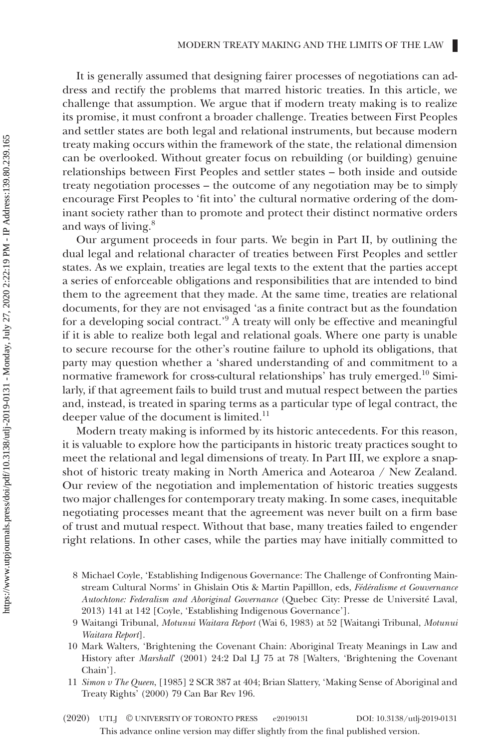It is generally assumed that designing fairer processes of negotiations can address and rectify the problems that marred historic treaties. In this article, we challenge that assumption. We argue that if modern treaty making is to realize its promise, it must confront a broader challenge. Treaties between First Peoples and settler states are both legal and relational instruments, but because modern treaty making occurs within the framework of the state, the relational dimension can be overlooked. Without greater focus on rebuilding (or building) genuine relationships between First Peoples and settler states – both inside and outside treaty negotiation processes – the outcome of any negotiation may be to simply encourage First Peoples to 'fit into' the cultural normative ordering of the dominant society rather than to promote and protect their distinct normative orders and ways of living.[8]

Our argument proceeds in four parts. We begin in Part II, by outlining the dual legal and relational character of treaties between First Peoples and settler states. As we explain, treaties are legal texts to the extent that the parties accept a series of enforceable obligations and responsibilities that are intended to bind them to the agreement that they made. At the same time, treaties are relational documents, for they are not envisaged 'as a finite contract but as the foundation for a developing social contract.'[9] A treaty will only be effective and meaningful if it is able to realize both legal and relational goals. Where one party is unable to secure recourse for the other's routine failure to uphold its obligations, that party may question whether a 'shared understanding of and commitment to a normative framework for cross-cultural relationships' has truly emerged.[10] Similarly, if that agreement fails to build trust and mutual respect between the parties and, instead, is treated in sparing terms as a particular type of legal contract, the deeper value of the document is limited.[11]

Modern treaty making is informed by its historic antecedents. For this reason, it is valuable to explore how the participants in historic treaty practices sought to meet the relational and legal dimensions of treaty. In Part III, we explore a snapshot of historic treaty making in North America and Aotearoa / New Zealand. Our review of the negotiation and implementation of historic treaties suggests two major challenges for contemporary treaty making. In some cases, inequitable negotiating processes meant that the agreement was never built on a firm base of trust and mutual respect. Without that base, many treaties failed to engender right relations. In other cases, while the parties may have initially committed to

8 Michael Coyle, 'Establishing Indigenous Governance: The Challenge of Confronting Mainstream Cultural Norms' in Ghislain Otis & Martin Papilllon, eds, *Fédéralisme et Gouvernance Autochtone: Federalism and Aboriginal Governance* (Quebec City: Presse de Université Laval, 2013) 141 at 142 [Coyle, 'Establishing Indigenous Governance'].

9 Waitangi Tribunal, *Motunui Waitara Report* (Wai 6, 1983) at 52 [Waitangi Tribunal, *Motunui Waitara Report*].

10 Mark Walters, 'Brightening the Covenant Chain: Aboriginal Treaty Meanings in Law and History after *Marshall*' (2001) 24:2 Dal LJ 75 at 78 [Walters, 'Brightening the Covenant Chain'].

11 *Simon v The Queen*, [1985] 2 SCR 387 at 404; Brian Slattery, 'Making Sense of Aboriginal and Treaty Rights' (2000) 79 Can Bar Rev 196.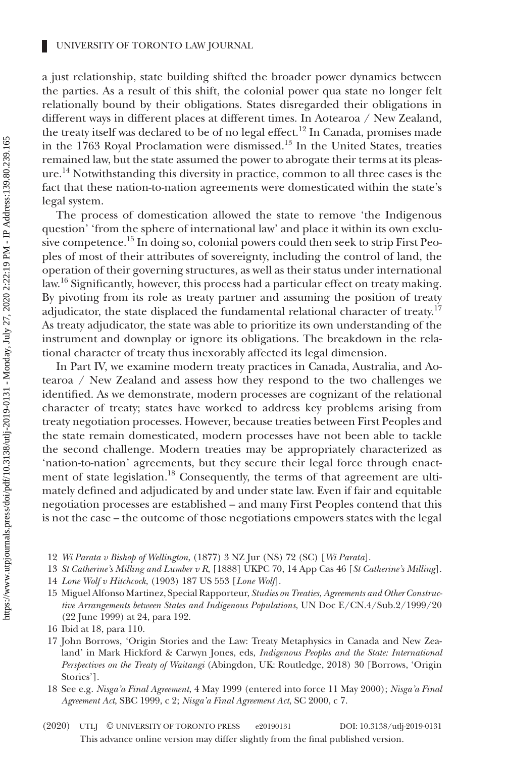a just relationship, state building shifted the broader power dynamics between the parties. As a result of this shift, the colonial power qua state no longer felt relationally bound by their obligations. States disregarded their obligations in different ways in different places at different times. In Aotearoa / New Zealand, the treaty itself was declared to be of no legal effect.[12] In Canada, promises made in the 1763 Royal Proclamation were dismissed.[13] In the United States, treaties remained law, but the state assumed the power to abrogate their terms at its pleasure.[14] Notwithstanding this diversity in practice, common to all three cases is the fact that these nation-to-nation agreements were domesticated within the state's legal system.

The process of domestication allowed the state to remove 'the Indigenous question' 'from the sphere of international law' and place it within its own exclusive competence.[15] In doing so, colonial powers could then seek to strip First Peoples of most of their attributes of sovereignty, including the control of land, the operation of their governing structures, as well as their status under international law.[16] Significantly, however, this process had a particular effect on treaty making. By pivoting from its role as treaty partner and assuming the position of treaty adjudicator, the state displaced the fundamental relational character of treaty.[17] As treaty adjudicator, the state was able to prioritize its own understanding of the instrument and downplay or ignore its obligations. The breakdown in the relational character of treaty thus inexorably affected its legal dimension.

In Part IV, we examine modern treaty practices in Canada, Australia, and Aotearoa / New Zealand and assess how they respond to the two challenges we identified. As we demonstrate, modern processes are cognizant of the relational character of treaty; states have worked to address key problems arising from treaty negotiation processes. However, because treaties between First Peoples and the state remain domesticated, modern processes have not been able to tackle the second challenge. Modern treaties may be appropriately characterized as 'nation-to-nation' agreements, but they secure their legal force through enactment of state legislation.[18] Consequently, the terms of that agreement are ultimately defined and adjudicated by and under state law. Even if fair and equitable negotiation processes are established – and many First Peoples contend that this is not the case – the outcome of those negotiations empowers states with the legal

12 *Wi Parata v Bishop of Wellington*, (1877) 3 NZ Jur (NS) 72 (SC) [*Wi Parata*].

13 *St Catherine's Milling and Lumber v R*, [1888] UKPC 70, 14 App Cas 46 [*St Catherine's Milling*].

14 *Lone Wolf v Hitchcock*, (1903) 187 US 553 [*Lone Wolf*].

15 Miguel Alfonso Martinez, Special Rapporteur, *Studies on Treaties, Agreements and Other Constructive Arrangements between States and Indigenous Populations*, UN Doc E/CN.4/Sub.2/1999/20 (22 June 1999) at 24, para 192.

16 Ibid at 18, para 110.

17 John Borrows, 'Origin Stories and the Law: Treaty Metaphysics in Canada and New Zealand' in Mark Hickford & Carwyn Jones, eds, *Indigenous Peoples and the State: International Perspectives on the Treaty of Waitangi* (Abingdon, UK: Routledge, 2018) 30 [Borrows, 'Origin Stories'].

18 See e.g. *Nisga'a Final Agreement*, 4 May 1999 (entered into force 11 May 2000); *Nisga'a Final Agreement Act*, SBC 1999, c 2; *Nisga'a Final Agreement Act*, SC 2000, c 7.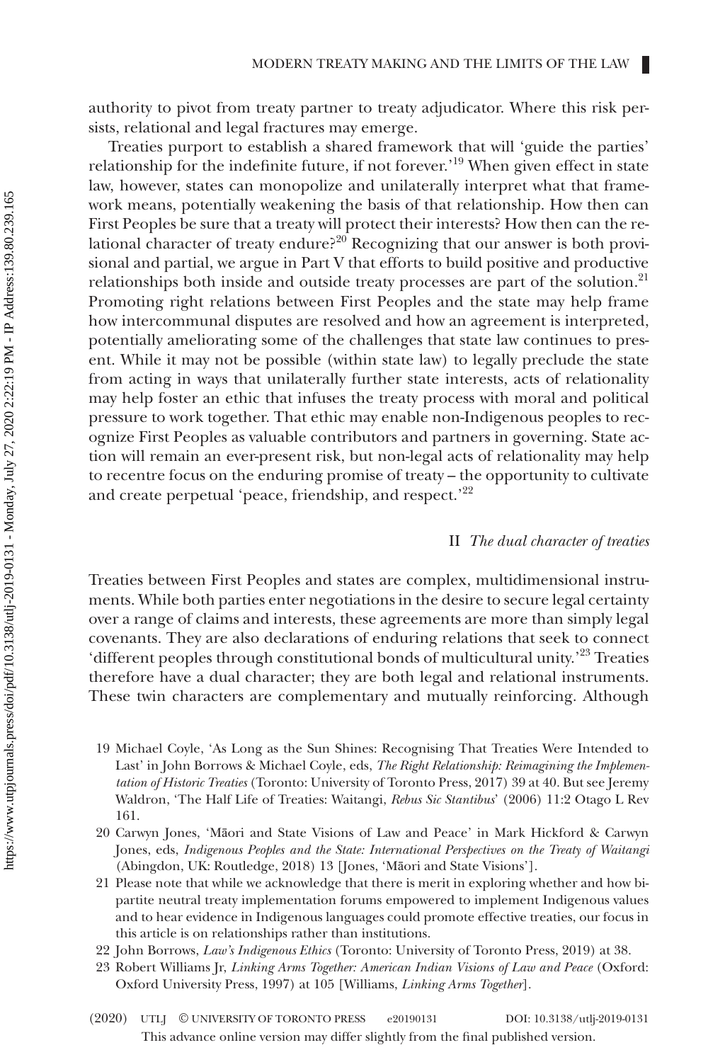authority to pivot from treaty partner to treaty adjudicator. Where this risk persists, relational and legal fractures may emerge.

Treaties purport to establish a shared framework that will 'guide the parties' relationship for the indefinite future, if not forever.'[19] When given effect in state law, however, states can monopolize and unilaterally interpret what that framework means, potentially weakening the basis of that relationship. How then can First Peoples be sure that a treaty will protect their interests? How then can the relational character of treaty endure?[20] Recognizing that our answer is both provisional and partial, we argue in Part V that efforts to build positive and productive relationships both inside and outside treaty processes are part of the solution.[21] Promoting right relations between First Peoples and the state may help frame how intercommunal disputes are resolved and how an agreement is interpreted, potentially ameliorating some of the challenges that state law continues to present. While it may not be possible (within state law) to legally preclude the state from acting in ways that unilaterally further state interests, acts of relationality may help foster an ethic that infuses the treaty process with moral and political pressure to work together. That ethic may enable non-Indigenous peoples to recognize First Peoples as valuable contributors and partners in governing. State action will remain an ever-present risk, but non-legal acts of relationality may help to recentre focus on the enduring promise of treaty – the opportunity to cultivate and create perpetual 'peace, friendship, and respect.'[22]

## II *The dual character of treaties*

Treaties between First Peoples and states are complex, multidimensional instruments. While both parties enter negotiations in the desire to secure legal certainty over a range of claims and interests, these agreements are more than simply legal covenants. They are also declarations of enduring relations that seek to connect 'different peoples through constitutional bonds of multicultural unity.'[23] Treaties therefore have a dual character; they are both legal and relational instruments. These twin characters are complementary and mutually reinforcing. Although

19 Michael Coyle, 'As Long as the Sun Shines: Recognising That Treaties Were Intended to Last' in John Borrows & Michael Coyle, eds, *The Right Relationship: Reimagining the Implementation of Historic Treaties* (Toronto: University of Toronto Press, 2017) 39 at 40. But see Jeremy Waldron, 'The Half Life of Treaties: Waitangi, *Rebus Sic Stantibus*' (2006) 11:2 Otago L Rev 161.

20 Carwyn Jones, 'Māori and State Visions of Law and Peace' in Mark Hickford & Carwyn Jones, eds, *Indigenous Peoples and the State: International Perspectives on the Treaty of Waitangi* (Abingdon, UK: Routledge, 2018) 13 [Jones, 'Māori and State Visions'].

21 Please note that while we acknowledge that there is merit in exploring whether and how bipartite neutral treaty implementation forums empowered to implement Indigenous values and to hear evidence in Indigenous languages could promote effective treaties, our focus in this article is on relationships rather than institutions.

22 John Borrows, *Law's Indigenous Ethics* (Toronto: University of Toronto Press, 2019) at 38.

23 Robert Williams Jr, *Linking Arms Together: American Indian Visions of Law and Peace* (Oxford: Oxford University Press, 1997) at 105 [Williams, *Linking Arms Together*].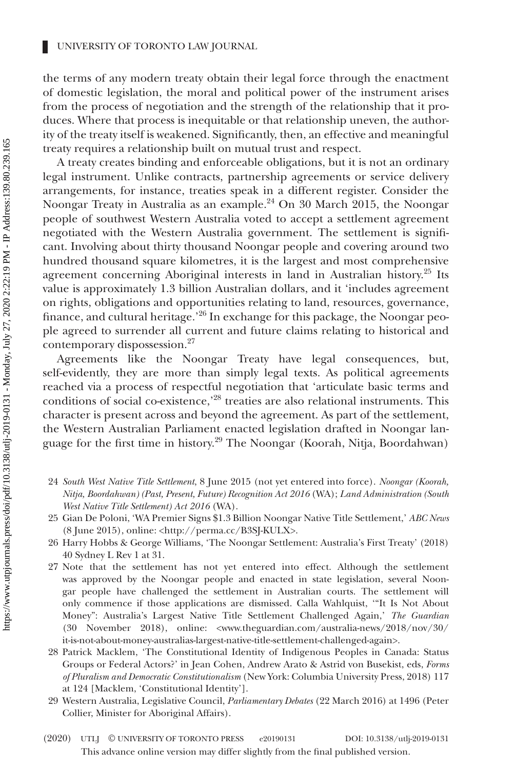the terms of any modern treaty obtain their legal force through the enactment of domestic legislation, the moral and political power of the instrument arises from the process of negotiation and the strength of the relationship that it produces. Where that process is inequitable or that relationship uneven, the authority of the treaty itself is weakened. Significantly, then, an effective and meaningful treaty requires a relationship built on mutual trust and respect.

A treaty creates binding and enforceable obligations, but it is not an ordinary legal instrument. Unlike contracts, partnership agreements or service delivery arrangements, for instance, treaties speak in a different register. Consider the Noongar Treaty in Australia as an example.[24] On 30 March 2015, the Noongar people of southwest Western Australia voted to accept a settlement agreement negotiated with the Western Australia government. The settlement is significant. Involving about thirty thousand Noongar people and covering around two hundred thousand square kilometres, it is the largest and most comprehensive agreement concerning Aboriginal interests in land in Australian history.[25] Its value is approximately 1.3 billion Australian dollars, and it 'includes agreement on rights, obligations and opportunities relating to land, resources, governance, finance, and cultural heritage.'[26] In exchange for this package, the Noongar people agreed to surrender all current and future claims relating to historical and contemporary dispossession.[27]

Agreements like the Noongar Treaty have legal consequences, but, self-evidently, they are more than simply legal texts. As political agreements reached via a process of respectful negotiation that 'articulate basic terms and conditions of social co-existence,'[28] treaties are also relational instruments. This character is present across and beyond the agreement. As part of the settlement, the Western Australian Parliament enacted legislation drafted in Noongar language for the first time in history.[29] The Noongar (Koorah, Nitja, Boordahwan)

24 *South West Native Title Settlement*, 8 June 2015 (not yet entered into force). *Noongar (Koorah, Nitja, Boordahwan) (Past, Present, Future) Recognition Act 2016* (WA); *Land Administration (South West Native Title Settlement) Act 2016* (WA).

25 Gian De Poloni, 'WA Premier Signs $1.3 Billion Noongar Native Title Settlement,' *ABC News* (8 June 2015), online: <http://perma.cc/B3SJ-KULX>.

26 Harry Hobbs & George Williams, 'The Noongar Settlement: Australia's First Treaty' (2018) 40 Sydney L Rev 1 at 31.

27 Note that the settlement has not yet entered into effect. Although the settlement was approved by the Noongar people and enacted in state legislation, several Noongar people have challenged the settlement in Australian courts. The settlement will only commence if those applications are dismissed. Calla Wahlquist, '"It Is Not About Money": Australia's Largest Native Title Settlement Challenged Again,' *The Guardian* (30 November 2018), online: <www.theguardian.com/australia-news/2018/nov/30/it-is-not-about-money-australias-largest-native-title-settlement-challenged-again>.

28 Patrick Macklem, 'The Constitutional Identity of Indigenous Peoples in Canada: Status Groups or Federal Actors?' in Jean Cohen, Andrew Arato & Astrid von Busekist, eds, *Forms of Pluralism and Democratic Constitutionalism* (New York: Columbia University Press, 2018) 117 at 124 [Macklem, 'Constitutional Identity'].

29 Western Australia, Legislative Council, *Parliamentary Debates* (22 March 2016) at 1496 (Peter Collier, Minister for Aboriginal Affairs).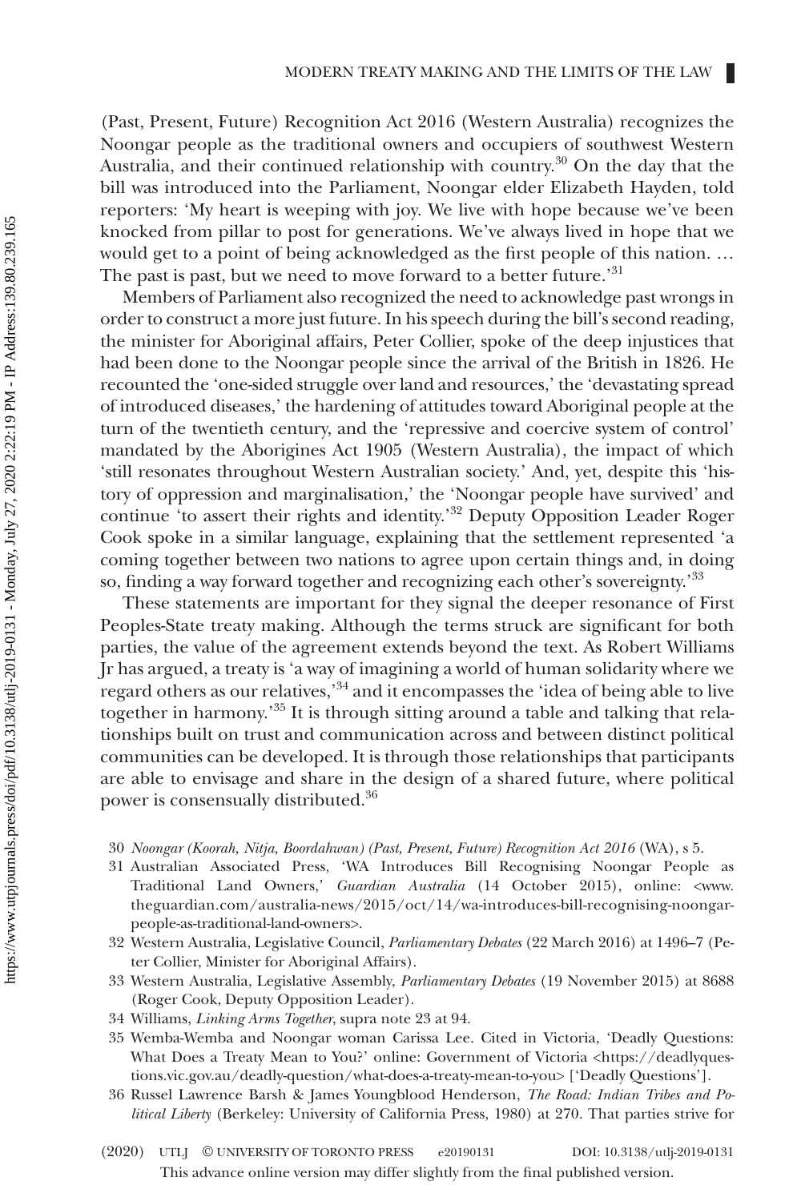(Past, Present, Future) Recognition Act 2016 (Western Australia) recognizes the Noongar people as the traditional owners and occupiers of southwest Western Australia, and their continued relationship with country.[30] On the day that the bill was introduced into the Parliament, Noongar elder Elizabeth Hayden, told reporters: 'My heart is weeping with joy. We live with hope because we've been knocked from pillar to post for generations. We've always lived in hope that we would get to a point of being acknowledged as the first people of this nation. … The past is past, but we need to move forward to a better future.'[31]

Members of Parliament also recognized the need to acknowledge past wrongs in order to construct a more just future. In his speech during the bill's second reading, the minister for Aboriginal affairs, Peter Collier, spoke of the deep injustices that had been done to the Noongar people since the arrival of the British in 1826. He recounted the 'one-sided struggle over land and resources,' the 'devastating spread of introduced diseases,' the hardening of attitudes toward Aboriginal people at the turn of the twentieth century, and the 'repressive and coercive system of control' mandated by the Aborigines Act 1905 (Western Australia), the impact of which 'still resonates throughout Western Australian society.' And, yet, despite this 'history of oppression and marginalisation,' the 'Noongar people have survived' and continue 'to assert their rights and identity.'[32] Deputy Opposition Leader Roger Cook spoke in a similar language, explaining that the settlement represented 'a coming together between two nations to agree upon certain things and, in doing so, finding a way forward together and recognizing each other's sovereignty.'[33]

These statements are important for they signal the deeper resonance of First Peoples-State treaty making. Although the terms struck are significant for both parties, the value of the agreement extends beyond the text. As Robert Williams Jr has argued, a treaty is 'a way of imagining a world of human solidarity where we regard others as our relatives,'[34] and it encompasses the 'idea of being able to live together in harmony.'[35] It is through sitting around a table and talking that relationships built on trust and communication across and between distinct political communities can be developed. It is through those relationships that participants are able to envisage and share in the design of a shared future, where political power is consensually distributed.[36]

30 *Noongar (Koorah, Nitja, Boordahwan) (Past, Present, Future) Recognition Act 2016* (WA), s 5.

31 Australian Associated Press, 'WA Introduces Bill Recognising Noongar People as Traditional Land Owners,' *Guardian Australia* (14 October 2015), online: <www.theguardian.com/australia-news/2015/oct/14/wa-introduces-bill-recognising-noongar-people-as-traditional-land-owners>.

32 Western Australia, Legislative Council, *Parliamentary Debates* (22 March 2016) at 1496–7 (Peter Collier, Minister for Aboriginal Affairs).

33 Western Australia, Legislative Assembly, *Parliamentary Debates* (19 November 2015) at 8688 (Roger Cook, Deputy Opposition Leader).

34 Williams, *Linking Arms Together*, supra note 23 at 94.

35 Wemba-Wemba and Noongar woman Carissa Lee. Cited in Victoria, 'Deadly Questions: What Does a Treaty Mean to You?' online: Government of Victoria <https://deadlyquestions.vic.gov.au/deadly-question/what-does-a-treaty-mean-to-you> ['Deadly Questions'].

36 Russel Lawrence Barsh & James Youngblood Henderson, *The Road: Indian Tribes and Political Liberty* (Berkeley: University of California Press, 1980) at 270. That parties strive for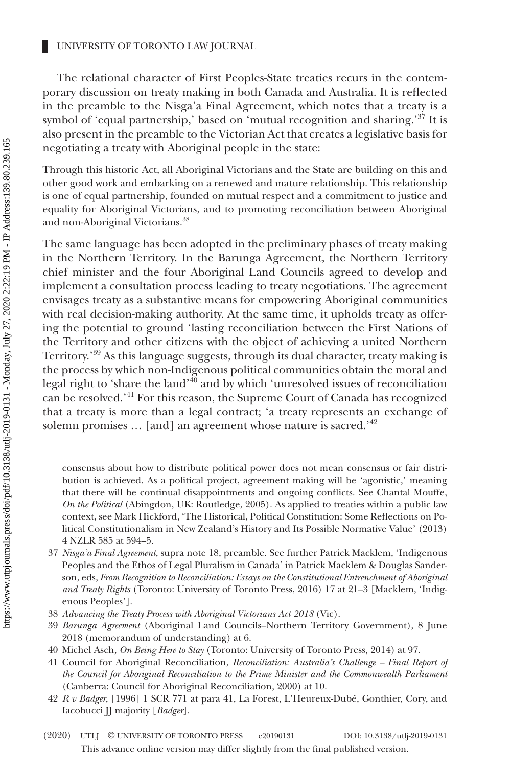The relational character of First Peoples-State treaties recurs in the contemporary discussion on treaty making in both Canada and Australia. It is reflected in the preamble to the Nisga'a Final Agreement, which notes that a treaty is a symbol of 'equal partnership,' based on 'mutual recognition and sharing.'[37] It is also present in the preamble to the Victorian Act that creates a legislative basis for negotiating a treaty with Aboriginal people in the state:

> Through this historic Act, all Aboriginal Victorians and the State are building on this and other good work and embarking on a renewed and mature relationship. This relationship is one of equal partnership, founded on mutual respect and a commitment to justice and equality for Aboriginal Victorians, and to promoting reconciliation between Aboriginal and non-Aboriginal Victorians.[38]

The same language has been adopted in the preliminary phases of treaty making in the Northern Territory. In the Barunga Agreement, the Northern Territory chief minister and the four Aboriginal Land Councils agreed to develop and implement a consultation process leading to treaty negotiations. The agreement envisages treaty as a substantive means for empowering Aboriginal communities with real decision-making authority. At the same time, it upholds treaty as offering the potential to ground 'lasting reconciliation between the First Nations of the Territory and other citizens with the object of achieving a united Northern Territory.'[39] As this language suggests, through its dual character, treaty making is the process by which non-Indigenous political communities obtain the moral and legal right to 'share the land'[40] and by which 'unresolved issues of reconciliation can be resolved.'[41] For this reason, the Supreme Court of Canada has recognized that a treaty is more than a legal contract; 'a treaty represents an exchange of solemn promises … [and] an agreement whose nature is sacred.'[42]

consensus about how to distribute political power does not mean consensus or fair distribution is achieved. As a political project, agreement making will be 'agonistic,' meaning that there will be continual disappointments and ongoing conflicts. See Chantal Mouffe, *On the Political* (Abingdon, UK: Routledge, 2005). As applied to treaties within a public law context, see Mark Hickford, 'The Historical, Political Constitution: Some Reflections on Political Constitutionalism in New Zealand's History and Its Possible Normative Value' (2013) 4 NZLR 585 at 594–5.

37 *Nisga'a Final Agreement*, supra note 18, preamble. See further Patrick Macklem, 'Indigenous Peoples and the Ethos of Legal Pluralism in Canada' in Patrick Macklem & Douglas Sanderson, eds, *From Recognition to Reconciliation: Essays on the Constitutional Entrenchment of Aboriginal and Treaty Rights* (Toronto: University of Toronto Press, 2016) 17 at 21–3 [Macklem, 'Indigenous Peoples'].

38 *Advancing the Treaty Process with Aboriginal Victorians Act 2018* (Vic).

39 *Barunga Agreement* (Aboriginal Land Councils–Northern Territory Government), 8 June 2018 (memorandum of understanding) at 6.

40 Michel Asch, *On Being Here to Stay* (Toronto: University of Toronto Press, 2014) at 97.

41 Council for Aboriginal Reconciliation, *Reconciliation: Australia's Challenge – Final Report of the Council for Aboriginal Reconciliation to the Prime Minister and the Commonwealth Parliament* (Canberra: Council for Aboriginal Reconciliation, 2000) at 10.

42 *R v Badger*, [1996] 1 SCR 771 at para 41, La Forest, L'Heureux-Dubé, Gonthier, Cory, and Iacobucci JJ majority [*Badger*].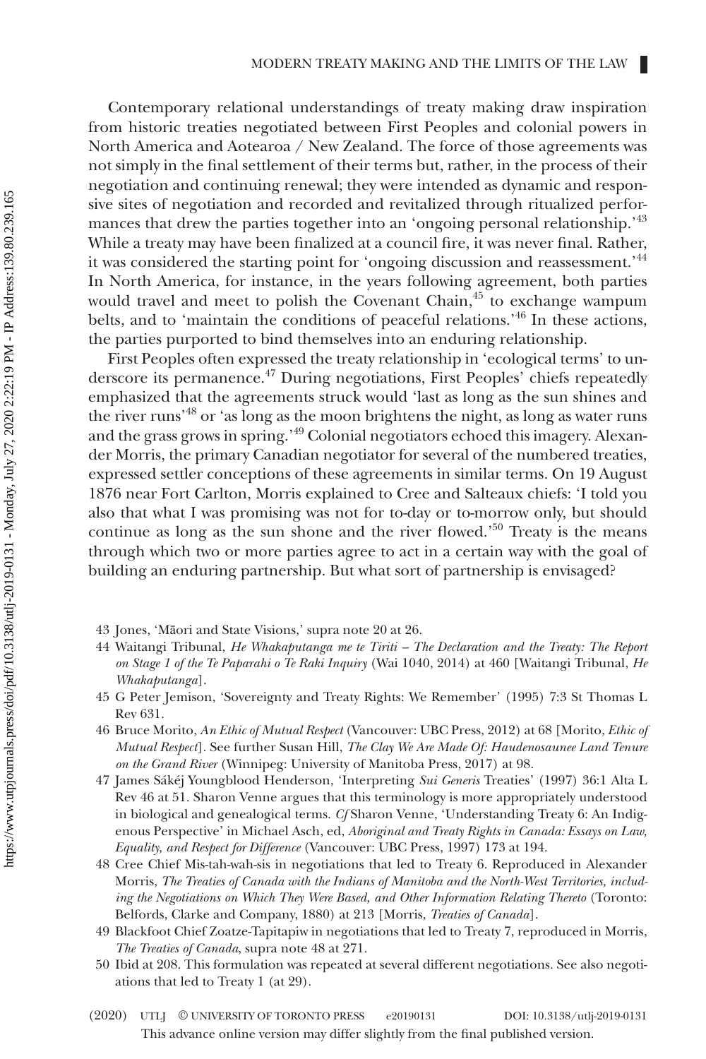Contemporary relational understandings of treaty making draw inspiration from historic treaties negotiated between First Peoples and colonial powers in North America and Aotearoa / New Zealand. The force of those agreements was not simply in the final settlement of their terms but, rather, in the process of their negotiation and continuing renewal; they were intended as dynamic and responsive sites of negotiation and recorded and revitalized through ritualized performances that drew the parties together into an 'ongoing personal relationship.'[43] While a treaty may have been finalized at a council fire, it was never final. Rather, it was considered the starting point for 'ongoing discussion and reassessment.'[44] In North America, for instance, in the years following agreement, both parties would travel and meet to polish the Covenant Chain,[45] to exchange wampum belts, and to 'maintain the conditions of peaceful relations.'[46] In these actions, the parties purported to bind themselves into an enduring relationship.

First Peoples often expressed the treaty relationship in 'ecological terms' to underscore its permanence.[47] During negotiations, First Peoples' chiefs repeatedly emphasized that the agreements struck would 'last as long as the sun shines and the river runs'[48] or 'as long as the moon brightens the night, as long as water runs and the grass grows in spring.'[49] Colonial negotiators echoed this imagery. Alexander Morris, the primary Canadian negotiator for several of the numbered treaties, expressed settler conceptions of these agreements in similar terms. On 19 August 1876 near Fort Carlton, Morris explained to Cree and Salteaux chiefs: 'I told you also that what I was promising was not for to-day or to-morrow only, but should continue as long as the sun shone and the river flowed.'[50] Treaty is the means through which two or more parties agree to act in a certain way with the goal of building an enduring partnership. But what sort of partnership is envisaged?

---

43 Jones, 'Māori and State Visions,' supra note 20 at 26.

44 Waitangi Tribunal, *He Whakaputanga me te Tiriti – The Declaration and the Treaty: The Report on Stage 1 of the Te Paparahi o Te Raki Inquiry* (Wai 1040, 2014) at 460 [Waitangi Tribunal, *He Whakaputanga*].

45 G Peter Jemison, 'Sovereignty and Treaty Rights: We Remember' (1995) 7:3 St Thomas L Rev 631.

46 Bruce Morito, *An Ethic of Mutual Respect* (Vancouver: UBC Press, 2012) at 68 [Morito, *Ethic of Mutual Respect*]. See further Susan Hill, *The Clay We Are Made Of: Haudenosaunee Land Tenure on the Grand River* (Winnipeg: University of Manitoba Press, 2017) at 98.

47 James Sákéj Youngblood Henderson, 'Interpreting *Sui Generis* Treaties' (1997) 36:1 Alta L Rev 46 at 51. Sharon Venne argues that this terminology is more appropriately understood in biological and genealogical terms. *Cf* Sharon Venne, 'Understanding Treaty 6: An Indigenous Perspective' in Michael Asch, ed, *Aboriginal and Treaty Rights in Canada: Essays on Law, Equality, and Respect for Difference* (Vancouver: UBC Press, 1997) 173 at 194.

48 Cree Chief Mis-tah-wah-sis in negotiations that led to Treaty 6. Reproduced in Alexander Morris, *The Treaties of Canada with the Indians of Manitoba and the North-West Territories, including the Negotiations on Which They Were Based, and Other Information Relating Thereto* (Toronto: Belfords, Clarke and Company, 1880) at 213 [Morris, *Treaties of Canada*].

49 Blackfoot Chief Zoatze-Tapitapiw in negotiations that led to Treaty 7, reproduced in Morris, *The Treaties of Canada*, supra note 48 at 271.

50 Ibid at 208. This formulation was repeated at several different negotiations. See also negotiations that led to Treaty 1 (at 29).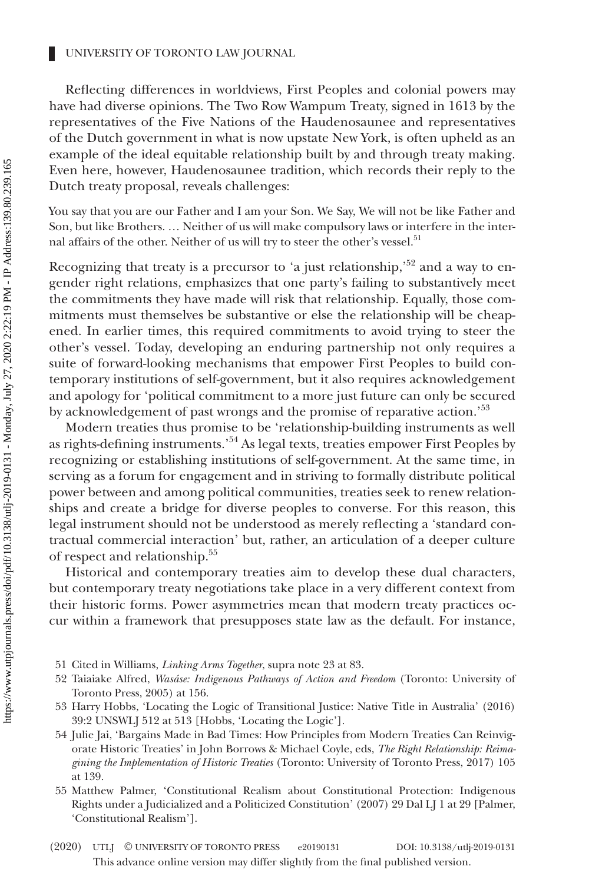Reflecting differences in worldviews, First Peoples and colonial powers may have had diverse opinions. The Two Row Wampum Treaty, signed in 1613 by the representatives of the Five Nations of the Haudenosaunee and representatives of the Dutch government in what is now upstate New York, is often upheld as an example of the ideal equitable relationship built by and through treaty making. Even here, however, Haudenosaunee tradition, which records their reply to the Dutch treaty proposal, reveals challenges:

> You say that you are our Father and I am your Son. We Say, We will not be like Father and Son, but like Brothers. … Neither of us will make compulsory laws or interfere in the internal affairs of the other. Neither of us will try to steer the other's vessel.[51]

Recognizing that treaty is a precursor to 'a just relationship,'[52] and a way to engender right relations, emphasizes that one party's failing to substantively meet the commitments they have made will risk that relationship. Equally, those commitments must themselves be substantive or else the relationship will be cheapened. In earlier times, this required commitments to avoid trying to steer the other's vessel. Today, developing an enduring partnership not only requires a suite of forward-looking mechanisms that empower First Peoples to build contemporary institutions of self-government, but it also requires acknowledgement and apology for 'political commitment to a more just future can only be secured by acknowledgement of past wrongs and the promise of reparative action.'[53]

Modern treaties thus promise to be 'relationship-building instruments as well as rights-defining instruments.'[54] As legal texts, treaties empower First Peoples by recognizing or establishing institutions of self-government. At the same time, in serving as a forum for engagement and in striving to formally distribute political power between and among political communities, treaties seek to renew relationships and create a bridge for diverse peoples to converse. For this reason, this legal instrument should not be understood as merely reflecting a 'standard contractual commercial interaction' but, rather, an articulation of a deeper culture of respect and relationship.[55]

Historical and contemporary treaties aim to develop these dual characters, but contemporary treaty negotiations take place in a very different context from their historic forms. Power asymmetries mean that modern treaty practices occur within a framework that presupposes state law as the default. For instance,

51 Cited in Williams, *Linking Arms Together*, supra note 23 at 83.

52 Taiaiake Alfred, *Wasáse: Indigenous Pathways of Action and Freedom* (Toronto: University of Toronto Press, 2005) at 156.

53 Harry Hobbs, 'Locating the Logic of Transitional Justice: Native Title in Australia' (2016) 39:2 UNSWLJ 512 at 513 [Hobbs, 'Locating the Logic'].

54 Julie Jai, 'Bargains Made in Bad Times: How Principles from Modern Treaties Can Reinvigorate Historic Treaties' in John Borrows & Michael Coyle, eds, *The Right Relationship: Reimagining the Implementation of Historic Treaties* (Toronto: University of Toronto Press, 2017) 105 at 139.

55 Matthew Palmer, 'Constitutional Realism about Constitutional Protection: Indigenous Rights under a Judicialized and a Politicized Constitution' (2007) 29 Dal LJ 1 at 29 [Palmer, 'Constitutional Realism'].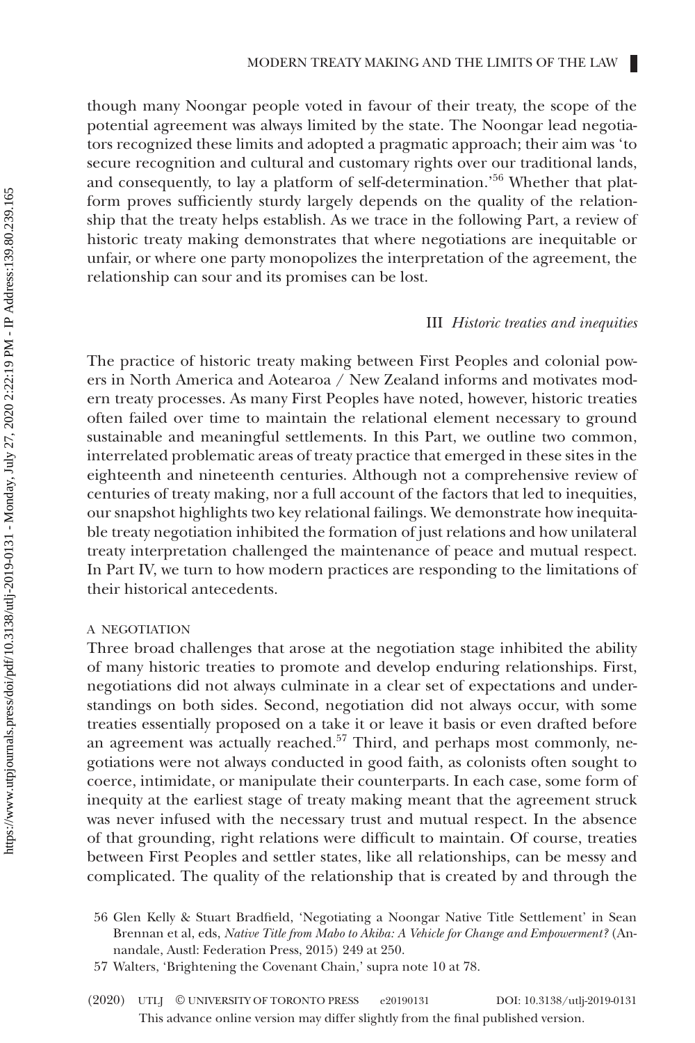though many Noongar people voted in favour of their treaty, the scope of the potential agreement was always limited by the state. The Noongar lead negotiators recognized these limits and adopted a pragmatic approach; their aim was 'to secure recognition and cultural and customary rights over our traditional lands, and consequently, to lay a platform of self-determination.'[56] Whether that platform proves sufficiently sturdy largely depends on the quality of the relationship that the treaty helps establish. As we trace in the following Part, a review of historic treaty making demonstrates that where negotiations are inequitable or unfair, or where one party monopolizes the interpretation of the agreement, the relationship can sour and its promises can be lost.

## III *Historic treaties and inequities*

The practice of historic treaty making between First Peoples and colonial powers in North America and Aotearoa / New Zealand informs and motivates modern treaty processes. As many First Peoples have noted, however, historic treaties often failed over time to maintain the relational element necessary to ground sustainable and meaningful settlements. In this Part, we outline two common, interrelated problematic areas of treaty practice that emerged in these sites in the eighteenth and nineteenth centuries. Although not a comprehensive review of centuries of treaty making, nor a full account of the factors that led to inequities, our snapshot highlights two key relational failings. We demonstrate how inequitable treaty negotiation inhibited the formation of just relations and how unilateral treaty interpretation challenged the maintenance of peace and mutual respect. In Part IV, we turn to how modern practices are responding to the limitations of their historical antecedents.

### A NEGOTIATION

Three broad challenges that arose at the negotiation stage inhibited the ability of many historic treaties to promote and develop enduring relationships. First, negotiations did not always culminate in a clear set of expectations and understandings on both sides. Second, negotiation did not always occur, with some treaties essentially proposed on a take it or leave it basis or even drafted before an agreement was actually reached.[57] Third, and perhaps most commonly, negotiations were not always conducted in good faith, as colonists often sought to coerce, intimidate, or manipulate their counterparts. In each case, some form of inequity at the earliest stage of treaty making meant that the agreement struck was never infused with the necessary trust and mutual respect. In the absence of that grounding, right relations were difficult to maintain. Of course, treaties between First Peoples and settler states, like all relationships, can be messy and complicated. The quality of the relationship that is created by and through the

56 Glen Kelly & Stuart Bradfield, 'Negotiating a Noongar Native Title Settlement' in Sean Brennan et al, eds, *Native Title from Mabo to Akiba: A Vehicle for Change and Empowerment?* (Annandale, Austl: Federation Press, 2015) 249 at 250.

57 Walters, 'Brightening the Covenant Chain,' supra note 10 at 78.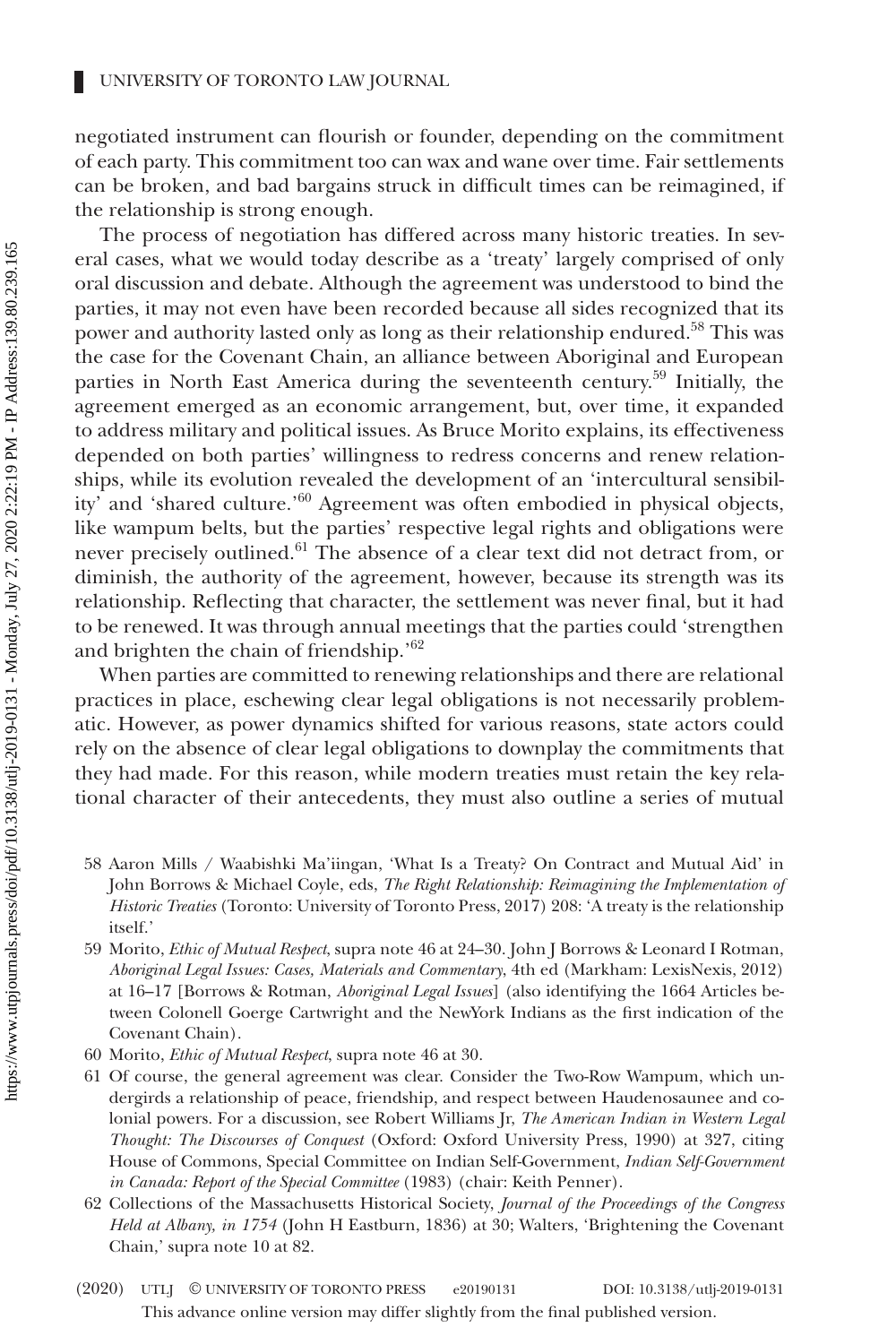negotiated instrument can flourish or founder, depending on the commitment of each party. This commitment too can wax and wane over time. Fair settlements can be broken, and bad bargains struck in difficult times can be reimagined, if the relationship is strong enough.

The process of negotiation has differed across many historic treaties. In several cases, what we would today describe as a 'treaty' largely comprised of only oral discussion and debate. Although the agreement was understood to bind the parties, it may not even have been recorded because all sides recognized that its power and authority lasted only as long as their relationship endured.[58] This was the case for the Covenant Chain, an alliance between Aboriginal and European parties in North East America during the seventeenth century.[59] Initially, the agreement emerged as an economic arrangement, but, over time, it expanded to address military and political issues. As Bruce Morito explains, its effectiveness depended on both parties' willingness to redress concerns and renew relationships, while its evolution revealed the development of an 'intercultural sensibility' and 'shared culture.'[60] Agreement was often embodied in physical objects, like wampum belts, but the parties' respective legal rights and obligations were never precisely outlined.[61] The absence of a clear text did not detract from, or diminish, the authority of the agreement, however, because its strength was its relationship. Reflecting that character, the settlement was never final, but it had to be renewed. It was through annual meetings that the parties could 'strengthen and brighten the chain of friendship.'[62]

When parties are committed to renewing relationships and there are relational practices in place, eschewing clear legal obligations is not necessarily problematic. However, as power dynamics shifted for various reasons, state actors could rely on the absence of clear legal obligations to downplay the commitments that they had made. For this reason, while modern treaties must retain the key relational character of their antecedents, they must also outline a series of mutual

58 Aaron Mills / Waabishki Ma'iingan, 'What Is a Treaty? On Contract and Mutual Aid' in John Borrows & Michael Coyle, eds, *The Right Relationship: Reimagining the Implementation of Historic Treaties* (Toronto: University of Toronto Press, 2017) 208: 'A treaty is the relationship itself.'

59 Morito, *Ethic of Mutual Respect*, supra note 46 at 24–30. John J Borrows & Leonard I Rotman, *Aboriginal Legal Issues: Cases, Materials and Commentary*, 4th ed (Markham: LexisNexis, 2012) at 16–17 [Borrows & Rotman, *Aboriginal Legal Issues*] (also identifying the 1664 Articles between Colonell Goerge Cartwright and the NewYork Indians as the first indication of the Covenant Chain).

60 Morito, *Ethic of Mutual Respect*, supra note 46 at 30.

61 Of course, the general agreement was clear. Consider the Two-Row Wampum, which undergirds a relationship of peace, friendship, and respect between Haudenosaunee and colonial powers. For a discussion, see Robert Williams Jr, *The American Indian in Western Legal Thought: The Discourses of Conquest* (Oxford: Oxford University Press, 1990) at 327, citing House of Commons, Special Committee on Indian Self-Government, *Indian Self-Government in Canada: Report of the Special Committee* (1983) (chair: Keith Penner).

62 Collections of the Massachusetts Historical Society, *Journal of the Proceedings of the Congress Held at Albany, in 1754* (John H Eastburn, 1836) at 30; Walters, 'Brightening the Covenant Chain,' supra note 10 at 82.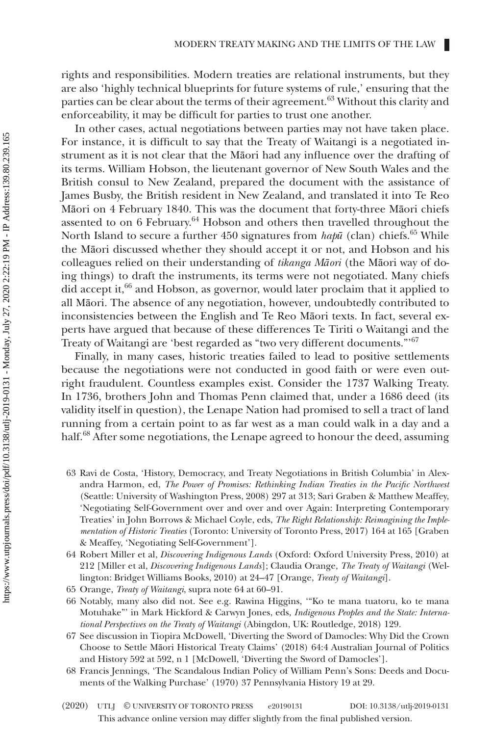rights and responsibilities. Modern treaties are relational instruments, but they are also 'highly technical blueprints for future systems of rule,' ensuring that the parties can be clear about the terms of their agreement.[63] Without this clarity and enforceability, it may be difficult for parties to trust one another.

In other cases, actual negotiations between parties may not have taken place. For instance, it is difficult to say that the Treaty of Waitangi is a negotiated instrument as it is not clear that the Māori had any influence over the drafting of its terms. William Hobson, the lieutenant governor of New South Wales and the British consul to New Zealand, prepared the document with the assistance of James Busby, the British resident in New Zealand, and translated it into Te Reo Māori on 4 February 1840. This was the document that forty-three Māori chiefs assented to on 6 February.[64] Hobson and others then travelled throughout the North Island to secure a further 450 signatures from *hapū* (clan) chiefs.[65] While the Māori discussed whether they should accept it or not, and Hobson and his colleagues relied on their understanding of *tikanga Māori* (the Māori way of doing things) to draft the instruments, its terms were not negotiated. Many chiefs did accept it,[66] and Hobson, as governor, would later proclaim that it applied to all Māori. The absence of any negotiation, however, undoubtedly contributed to inconsistencies between the English and Te Reo Māori texts. In fact, several experts have argued that because of these differences Te Tiriti o Waitangi and the Treaty of Waitangi are 'best regarded as "two very different documents."'[67]

Finally, in many cases, historic treaties failed to lead to positive settlements because the negotiations were not conducted in good faith or were even outright fraudulent. Countless examples exist. Consider the 1737 Walking Treaty. In 1736, brothers John and Thomas Penn claimed that, under a 1686 deed (its validity itself in question), the Lenape Nation had promised to sell a tract of land running from a certain point to as far west as a man could walk in a day and a half.[68] After some negotiations, the Lenape agreed to honour the deed, assuming

63 Ravi de Costa, 'History, Democracy, and Treaty Negotiations in British Columbia' in Alexandra Harmon, ed, *The Power of Promises: Rethinking Indian Treaties in the Pacific Northwest* (Seattle: University of Washington Press, 2008) 297 at 313; Sari Graben & Matthew Meaffey, 'Negotiating Self-Government over and over and over Again: Interpreting Contemporary Treaties' in John Borrows & Michael Coyle, eds, *The Right Relationship: Reimagining the Implementation of Historic Treaties* (Toronto: University of Toronto Press, 2017) 164 at 165 [Graben & Meaffey, 'Negotiating Self-Government'].

64 Robert Miller et al, *Discovering Indigenous Lands* (Oxford: Oxford University Press, 2010) at 212 [Miller et al, *Discovering Indigenous Lands*]; Claudia Orange, *The Treaty of Waitangi* (Wellington: Bridget Williams Books, 2010) at 24–47 [Orange, *Treaty of Waitangi*].

65 Orange, *Treaty of Waitangi*, supra note 64 at 60–91.

66 Notably, many also did not. See e.g. Rawina Higgins, '"Ko te mana tuatoru, ko te mana Motuhake"' in Mark Hickford & Carwyn Jones, eds, *Indigenous Peoples and the State: International Perspectives on the Treaty of Waitangi* (Abingdon, UK: Routledge, 2018) 129.

67 See discussion in Tiopira McDowell, 'Diverting the Sword of Damocles: Why Did the Crown Choose to Settle Māori Historical Treaty Claims' (2018) 64:4 Australian Journal of Politics and History 592 at 592, n 1 [McDowell, 'Diverting the Sword of Damocles'].

68 Francis Jennings, 'The Scandalous Indian Policy of William Penn's Sons: Deeds and Documents of the Walking Purchase' (1970) 37 Pennsylvania History 19 at 29.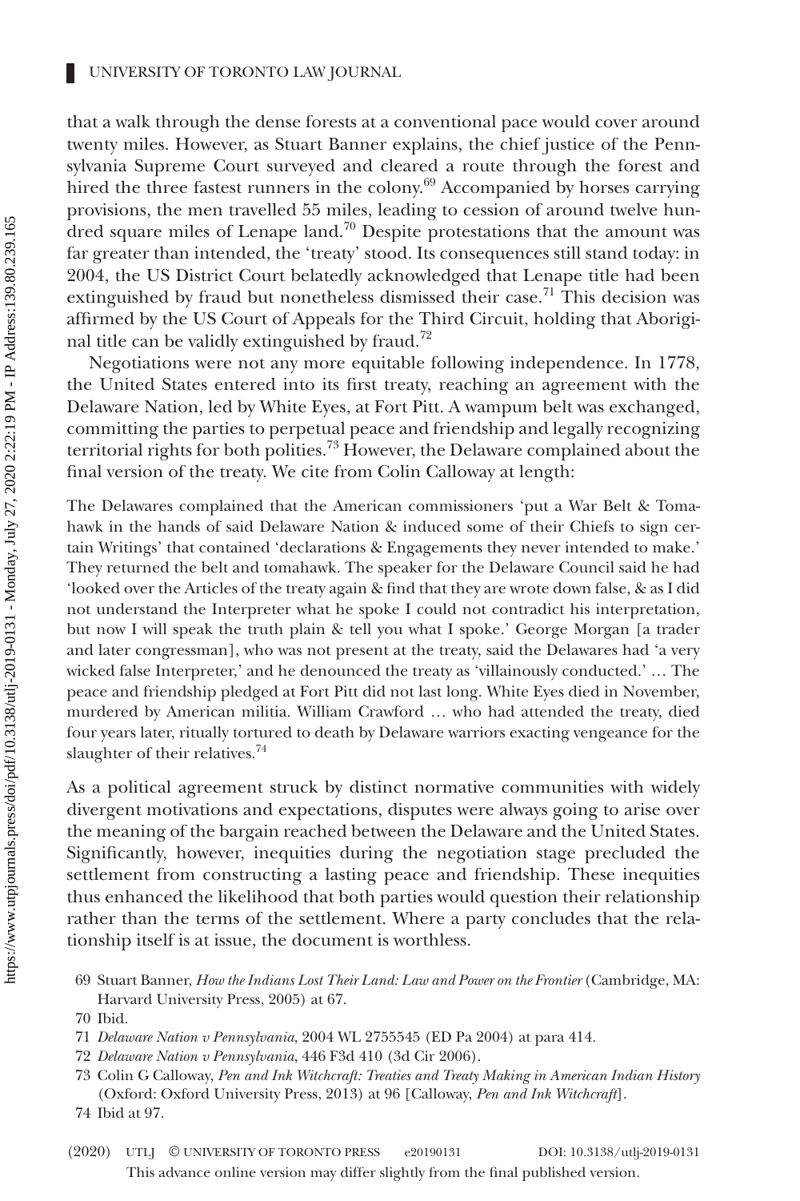that a walk through the dense forests at a conventional pace would cover around twenty miles. However, as Stuart Banner explains, the chief justice of the Pennsylvania Supreme Court surveyed and cleared a route through the forest and hired the three fastest runners in the colony.[69] Accompanied by horses carrying provisions, the men travelled 55 miles, leading to cession of around twelve hundred square miles of Lenape land.[70] Despite protestations that the amount was far greater than intended, the 'treaty' stood. Its consequences still stand today: in 2004, the US District Court belatedly acknowledged that Lenape title had been extinguished by fraud but nonetheless dismissed their case.[71] This decision was affirmed by the US Court of Appeals for the Third Circuit, holding that Aboriginal title can be validly extinguished by fraud.[72]

Negotiations were not any more equitable following independence. In 1778, the United States entered into its first treaty, reaching an agreement with the Delaware Nation, led by White Eyes, at Fort Pitt. A wampum belt was exchanged, committing the parties to perpetual peace and friendship and legally recognizing territorial rights for both polities.[73] However, the Delaware complained about the final version of the treaty. We cite from Colin Calloway at length:

> The Delawares complained that the American commissioners 'put a War Belt & Tomahawk in the hands of said Delaware Nation & induced some of their Chiefs to sign certain Writings' that contained 'declarations & Engagements they never intended to make.' They returned the belt and tomahawk. The speaker for the Delaware Council said he had 'looked over the Articles of the treaty again & find that they are wrote down false, & as I did not understand the Interpreter what he spoke I could not contradict his interpretation, but now I will speak the truth plain & tell you what I spoke.' George Morgan [a trader and later congressman], who was not present at the treaty, said the Delawares had 'a very wicked false Interpreter,' and he denounced the treaty as 'villainously conducted.' … The peace and friendship pledged at Fort Pitt did not last long. White Eyes died in November, murdered by American militia. William Crawford … who had attended the treaty, died four years later, ritually tortured to death by Delaware warriors exacting vengeance for the slaughter of their relatives.[74]

As a political agreement struck by distinct normative communities with widely divergent motivations and expectations, disputes were always going to arise over the meaning of the bargain reached between the Delaware and the United States. Significantly, however, inequities during the negotiation stage precluded the settlement from constructing a lasting peace and friendship. These inequities thus enhanced the likelihood that both parties would question their relationship rather than the terms of the settlement. Where a party concludes that the relationship itself is at issue, the document is worthless.

69 Stuart Banner, *How the Indians Lost Their Land: Law and Power on the Frontier* (Cambridge, MA: Harvard University Press, 2005) at 67.

70 Ibid.

71 *Delaware Nation v Pennsylvania*, 2004 WL 2755545 (ED Pa 2004) at para 414.

72 *Delaware Nation v Pennsylvania*, 446 F3d 410 (3d Cir 2006).

73 Colin G Calloway, *Pen and Ink Witchcraft: Treaties and Treaty Making in American Indian History* (Oxford: Oxford University Press, 2013) at 96 [Calloway, *Pen and Ink Witchcraft*].

74 Ibid at 97.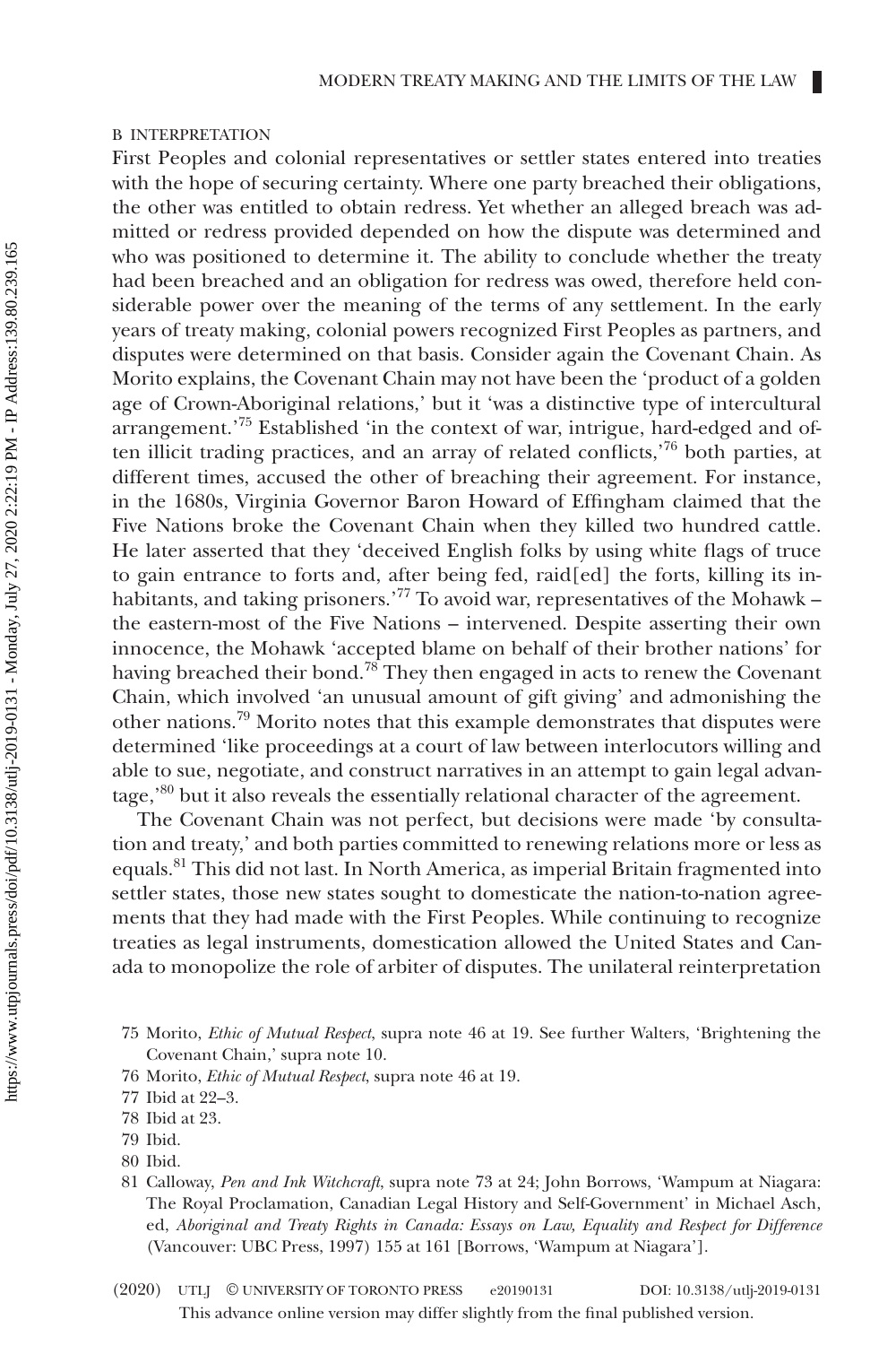## B INTERPRETATION

First Peoples and colonial representatives or settler states entered into treaties with the hope of securing certainty. Where one party breached their obligations, the other was entitled to obtain redress. Yet whether an alleged breach was admitted or redress provided depended on how the dispute was determined and who was positioned to determine it. The ability to conclude whether the treaty had been breached and an obligation for redress was owed, therefore held considerable power over the meaning of the terms of any settlement. In the early years of treaty making, colonial powers recognized First Peoples as partners, and disputes were determined on that basis. Consider again the Covenant Chain. As Morito explains, the Covenant Chain may not have been the 'product of a golden age of Crown-Aboriginal relations,' but it 'was a distinctive type of intercultural arrangement.'[75] Established 'in the context of war, intrigue, hard-edged and often illicit trading practices, and an array of related conflicts,'[76] both parties, at different times, accused the other of breaching their agreement. For instance, in the 1680s, Virginia Governor Baron Howard of Effingham claimed that the Five Nations broke the Covenant Chain when they killed two hundred cattle. He later asserted that they 'deceived English folks by using white flags of truce to gain entrance to forts and, after being fed, raid[ed] the forts, killing its inhabitants, and taking prisoners.'[77] To avoid war, representatives of the Mohawk – the eastern-most of the Five Nations – intervened. Despite asserting their own innocence, the Mohawk 'accepted blame on behalf of their brother nations' for having breached their bond.[78] They then engaged in acts to renew the Covenant Chain, which involved 'an unusual amount of gift giving' and admonishing the other nations.[79] Morito notes that this example demonstrates that disputes were determined 'like proceedings at a court of law between interlocutors willing and able to sue, negotiate, and construct narratives in an attempt to gain legal advantage,'[80] but it also reveals the essentially relational character of the agreement.

The Covenant Chain was not perfect, but decisions were made 'by consultation and treaty,' and both parties committed to renewing relations more or less as equals.[81] This did not last. In North America, as imperial Britain fragmented into settler states, those new states sought to domesticate the nation-to-nation agreements that they had made with the First Peoples. While continuing to recognize treaties as legal instruments, domestication allowed the United States and Canada to monopolize the role of arbiter of disputes. The unilateral reinterpretation

75 Morito, *Ethic of Mutual Respect*, supra note 46 at 19. See further Walters, 'Brightening the Covenant Chain,' supra note 10.

76 Morito, *Ethic of Mutual Respect*, supra note 46 at 19.

77 Ibid at 22–3.

78 Ibid at 23.

79 Ibid.

80 Ibid.

81 Calloway, *Pen and Ink Witchcraft*, supra note 73 at 24; John Borrows, 'Wampum at Niagara: The Royal Proclamation, Canadian Legal History and Self-Government' in Michael Asch, ed, *Aboriginal and Treaty Rights in Canada: Essays on Law, Equality and Respect for Difference* (Vancouver: UBC Press, 1997) 155 at 161 [Borrows, 'Wampum at Niagara'].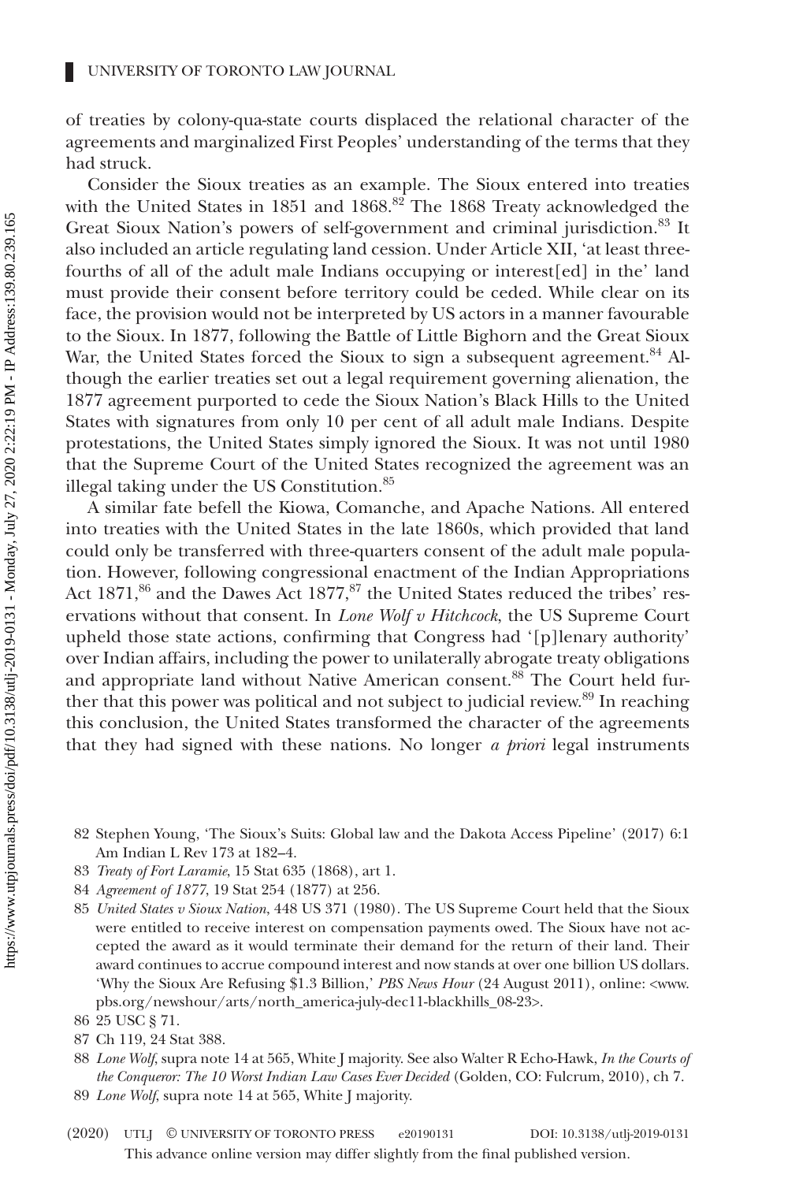of treaties by colony-qua-state courts displaced the relational character of the agreements and marginalized First Peoples' understanding of the terms that they had struck.

Consider the Sioux treaties as an example. The Sioux entered into treaties with the United States in 1851 and 1868.[82] The 1868 Treaty acknowledged the Great Sioux Nation's powers of self-government and criminal jurisdiction.[83] It also included an article regulating land cession. Under Article XII, 'at least three-fourths of all of the adult male Indians occupying or interest[ed] in the' land must provide their consent before territory could be ceded. While clear on its face, the provision would not be interpreted by US actors in a manner favourable to the Sioux. In 1877, following the Battle of Little Bighorn and the Great Sioux War, the United States forced the Sioux to sign a subsequent agreement.[84] Although the earlier treaties set out a legal requirement governing alienation, the 1877 agreement purported to cede the Sioux Nation's Black Hills to the United States with signatures from only 10 per cent of all adult male Indians. Despite protestations, the United States simply ignored the Sioux. It was not until 1980 that the Supreme Court of the United States recognized the agreement was an illegal taking under the US Constitution.[85]

A similar fate befell the Kiowa, Comanche, and Apache Nations. All entered into treaties with the United States in the late 1860s, which provided that land could only be transferred with three-quarters consent of the adult male population. However, following congressional enactment of the Indian Appropriations Act 1871,[86] and the Dawes Act 1877,[87] the United States reduced the tribes' reservations without that consent. In *Lone Wolf v Hitchcock*, the US Supreme Court upheld those state actions, confirming that Congress had '[p]lenary authority' over Indian affairs, including the power to unilaterally abrogate treaty obligations and appropriate land without Native American consent.[88] The Court held further that this power was political and not subject to judicial review.[89] In reaching this conclusion, the United States transformed the character of the agreements that they had signed with these nations. No longer *a priori* legal instruments

82 Stephen Young, 'The Sioux's Suits: Global law and the Dakota Access Pipeline' (2017) 6:1 Am Indian L Rev 173 at 182–4.

83 *Treaty of Fort Laramie*, 15 Stat 635 (1868), art 1.

84 *Agreement of 1877*, 19 Stat 254 (1877) at 256.

85 *United States v Sioux Nation*, 448 US 371 (1980). The US Supreme Court held that the Sioux were entitled to receive interest on compensation payments owed. The Sioux have not accepted the award as it would terminate their demand for the return of their land. Their award continues to accrue compound interest and now stands at over one billion US dollars. 'Why the Sioux Are Refusing $1.3 Billion,' *PBS News Hour* (24 August 2011), online: <www.pbs.org/newshour/arts/north_america-july-dec11-blackhills_08-23>.

86 25 USC § 71.

87 Ch 119, 24 Stat 388.

88 *Lone Wolf*, supra note 14 at 565, White J majority. See also Walter R Echo-Hawk, *In the Courts of the Conqueror: The 10 Worst Indian Law Cases Ever Decided* (Golden, CO: Fulcrum, 2010), ch 7.

89 *Lone Wolf*, supra note 14 at 565, White J majority.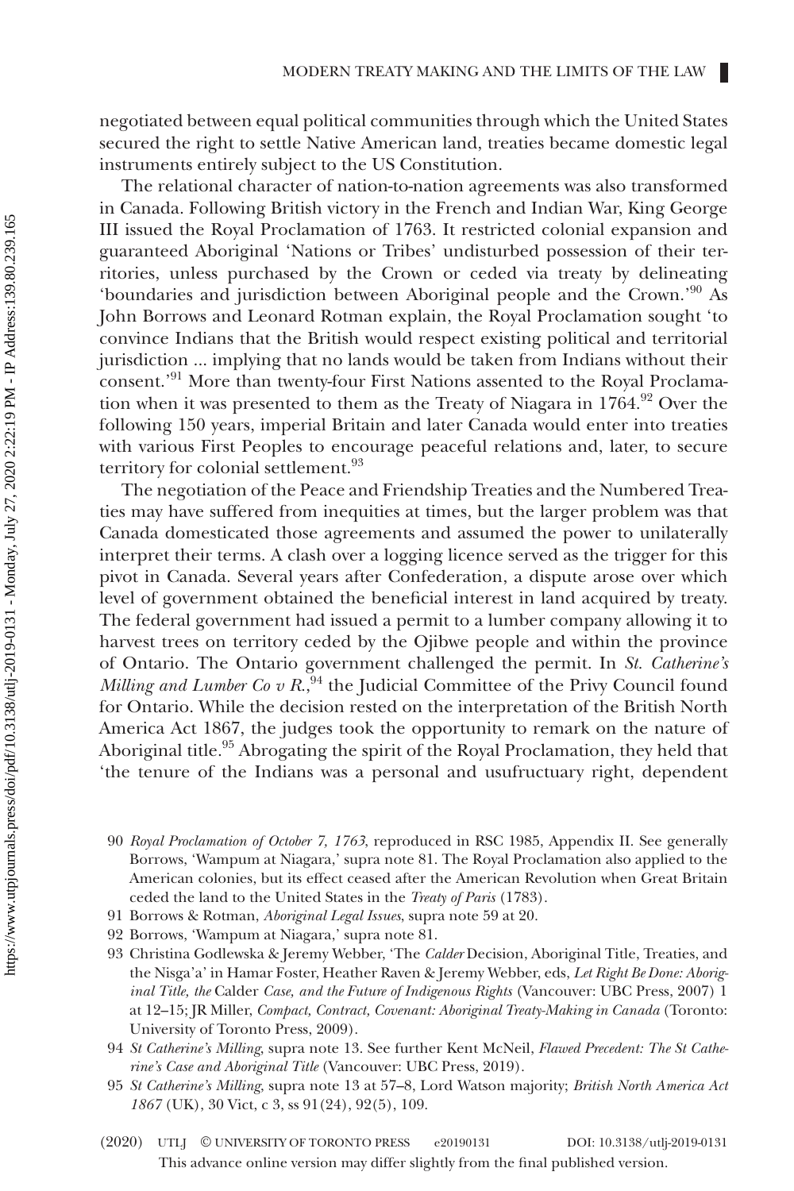negotiated between equal political communities through which the United States secured the right to settle Native American land, treaties became domestic legal instruments entirely subject to the US Constitution.

The relational character of nation-to-nation agreements was also transformed in Canada. Following British victory in the French and Indian War, King George III issued the Royal Proclamation of 1763. It restricted colonial expansion and guaranteed Aboriginal 'Nations or Tribes' undisturbed possession of their territories, unless purchased by the Crown or ceded via treaty by delineating 'boundaries and jurisdiction between Aboriginal people and the Crown.'[90] As John Borrows and Leonard Rotman explain, the Royal Proclamation sought 'to convince Indians that the British would respect existing political and territorial jurisdiction ... implying that no lands would be taken from Indians without their consent.'[91] More than twenty-four First Nations assented to the Royal Proclamation when it was presented to them as the Treaty of Niagara in 1764.[92] Over the following 150 years, imperial Britain and later Canada would enter into treaties with various First Peoples to encourage peaceful relations and, later, to secure territory for colonial settlement.[93]

The negotiation of the Peace and Friendship Treaties and the Numbered Treaties may have suffered from inequities at times, but the larger problem was that Canada domesticated those agreements and assumed the power to unilaterally interpret their terms. A clash over a logging licence served as the trigger for this pivot in Canada. Several years after Confederation, a dispute arose over which level of government obtained the beneficial interest in land acquired by treaty. The federal government had issued a permit to a lumber company allowing it to harvest trees on territory ceded by the Ojibwe people and within the province of Ontario. The Ontario government challenged the permit. In *St. Catherine's Milling and Lumber Co v R.*,[94] the Judicial Committee of the Privy Council found for Ontario. While the decision rested on the interpretation of the British North America Act 1867, the judges took the opportunity to remark on the nature of Aboriginal title.[95] Abrogating the spirit of the Royal Proclamation, they held that 'the tenure of the Indians was a personal and usufructuary right, dependent

90 *Royal Proclamation of October 7, 1763*, reproduced in RSC 1985, Appendix II. See generally Borrows, 'Wampum at Niagara,' supra note 81. The Royal Proclamation also applied to the American colonies, but its effect ceased after the American Revolution when Great Britain ceded the land to the United States in the *Treaty of Paris* (1783).

91 Borrows & Rotman, *Aboriginal Legal Issues*, supra note 59 at 20.

92 Borrows, 'Wampum at Niagara,' supra note 81.

93 Christina Godlewska & Jeremy Webber, 'The *Calder* Decision, Aboriginal Title, Treaties, and the Nisga'a' in Hamar Foster, Heather Raven & Jeremy Webber, eds, *Let Right Be Done: Aboriginal Title, the* Calder *Case, and the Future of Indigenous Rights* (Vancouver: UBC Press, 2007) 1 at 12–15; JR Miller, *Compact, Contract, Covenant: Aboriginal Treaty-Making in Canada* (Toronto: University of Toronto Press, 2009).

94 *St Catherine's Milling*, supra note 13. See further Kent McNeil, *Flawed Precedent: The St Catherine's Case and Aboriginal Title* (Vancouver: UBC Press, 2019).

95 *St Catherine's Milling*, supra note 13 at 57–8, Lord Watson majority; *British North America Act 1867* (UK), 30 Vict, c 3, ss 91(24), 92(5), 109.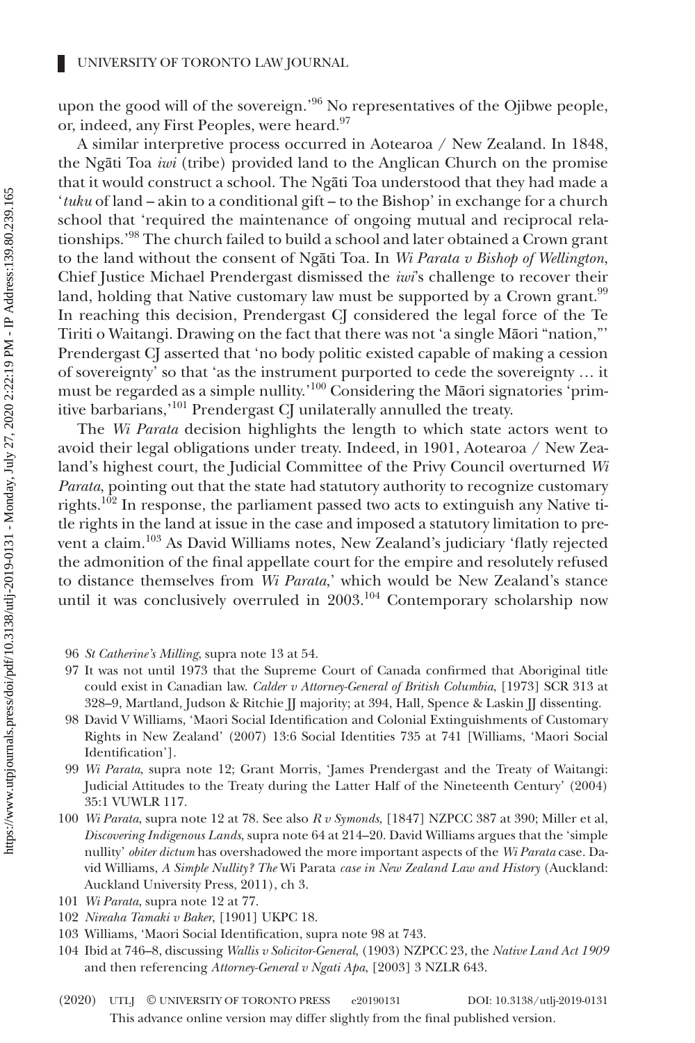upon the good will of the sovereign.'[96] No representatives of the Ojibwe people, or, indeed, any First Peoples, were heard.[97]

A similar interpretive process occurred in Aotearoa / New Zealand. In 1848, the Ngāti Toa *iwi* (tribe) provided land to the Anglican Church on the promise that it would construct a school. The Ngāti Toa understood that they had made a '*tuku* of land – akin to a conditional gift – to the Bishop' in exchange for a church school that 'required the maintenance of ongoing mutual and reciprocal relationships.'[98] The church failed to build a school and later obtained a Crown grant to the land without the consent of Ngāti Toa. In *Wi Parata v Bishop of Wellington*, Chief Justice Michael Prendergast dismissed the *iwi*'s challenge to recover their land, holding that Native customary law must be supported by a Crown grant.[99] In reaching this decision, Prendergast CJ considered the legal force of the Te Tiriti o Waitangi. Drawing on the fact that there was not 'a single Māori "nation,"' Prendergast CJ asserted that 'no body politic existed capable of making a cession of sovereignty' so that 'as the instrument purported to cede the sovereignty … it must be regarded as a simple nullity.'[100] Considering the Māori signatories 'primitive barbarians,'[101] Prendergast CJ unilaterally annulled the treaty.

The *Wi Parata* decision highlights the length to which state actors went to avoid their legal obligations under treaty. Indeed, in 1901, Aotearoa / New Zealand's highest court, the Judicial Committee of the Privy Council overturned *Wi Parata*, pointing out that the state had statutory authority to recognize customary rights.[102] In response, the parliament passed two acts to extinguish any Native title rights in the land at issue in the case and imposed a statutory limitation to prevent a claim.[103] As David Williams notes, New Zealand's judiciary 'flatly rejected the admonition of the final appellate court for the empire and resolutely refused to distance themselves from *Wi Parata*,' which would be New Zealand's stance until it was conclusively overruled in 2003.[104] Contemporary scholarship now

96 *St Catherine's Milling*, supra note 13 at 54.

97 It was not until 1973 that the Supreme Court of Canada confirmed that Aboriginal title could exist in Canadian law. *Calder v Attorney-General of British Columbia*, [1973] SCR 313 at 328–9, Martland, Judson & Ritchie JJ majority; at 394, Hall, Spence & Laskin JJ dissenting.

98 David V Williams, 'Maori Social Identification and Colonial Extinguishments of Customary Rights in New Zealand' (2007) 13:6 Social Identities 735 at 741 [Williams, 'Maori Social Identification'].

99 *Wi Parata*, supra note 12; Grant Morris, 'James Prendergast and the Treaty of Waitangi: Judicial Attitudes to the Treaty during the Latter Half of the Nineteenth Century' (2004) 35:1 VUWLR 117.

100 *Wi Parata*, supra note 12 at 78. See also *R v Symonds*, [1847] NZPCC 387 at 390; Miller et al, *Discovering Indigenous Lands*, supra note 64 at 214–20. David Williams argues that the 'simple nullity' *obiter dictum* has overshadowed the more important aspects of the *Wi Parata* case. David Williams, *A Simple Nullity? The* Wi Parata *case in New Zealand Law and History* (Auckland: Auckland University Press, 2011), ch 3.

101 *Wi Parata*, supra note 12 at 77.

102 *Nireaha Tamaki v Baker*, [1901] UKPC 18.

103 Williams, 'Maori Social Identification, supra note 98 at 743.

104 Ibid at 746–8, discussing *Wallis v Solicitor-General*, (1903) NZPCC 23, the *Native Land Act 1909* and then referencing *Attorney-General v Ngati Apa*, [2003] 3 NZLR 643.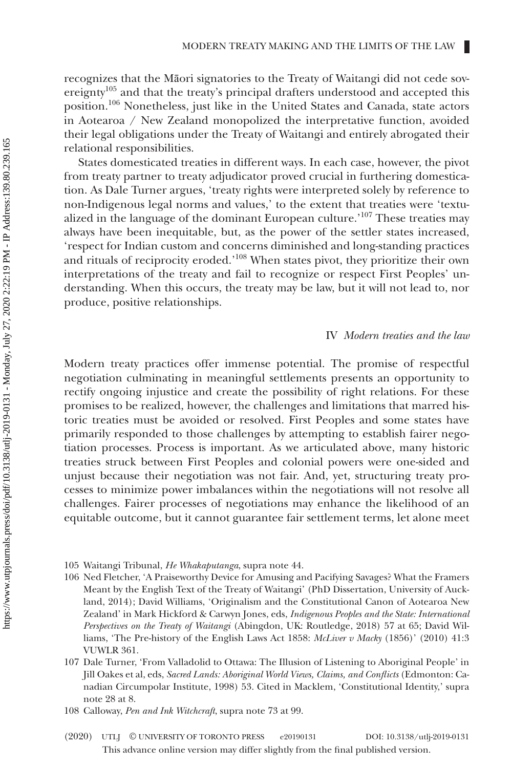recognizes that the Māori signatories to the Treaty of Waitangi did not cede sovereignty[105] and that the treaty's principal drafters understood and accepted this position.[106] Nonetheless, just like in the United States and Canada, state actors in Aotearoa / New Zealand monopolized the interpretative function, avoided their legal obligations under the Treaty of Waitangi and entirely abrogated their relational responsibilities.

States domesticated treaties in different ways. In each case, however, the pivot from treaty partner to treaty adjudicator proved crucial in furthering domestication. As Dale Turner argues, 'treaty rights were interpreted solely by reference to non-Indigenous legal norms and values,' to the extent that treaties were 'textualized in the language of the dominant European culture.'[107] These treaties may always have been inequitable, but, as the power of the settler states increased, 'respect for Indian custom and concerns diminished and long-standing practices and rituals of reciprocity eroded.'[108] When states pivot, they prioritize their own interpretations of the treaty and fail to recognize or respect First Peoples' understanding. When this occurs, the treaty may be law, but it will not lead to, nor produce, positive relationships.

## IV *Modern treaties and the law*

Modern treaty practices offer immense potential. The promise of respectful negotiation culminating in meaningful settlements presents an opportunity to rectify ongoing injustice and create the possibility of right relations. For these promises to be realized, however, the challenges and limitations that marred historic treaties must be avoided or resolved. First Peoples and some states have primarily responded to those challenges by attempting to establish fairer negotiation processes. Process is important. As we articulated above, many historic treaties struck between First Peoples and colonial powers were one-sided and unjust because their negotiation was not fair. And, yet, structuring treaty processes to minimize power imbalances within the negotiations will not resolve all challenges. Fairer processes of negotiations may enhance the likelihood of an equitable outcome, but it cannot guarantee fair settlement terms, let alone meet

105 Waitangi Tribunal, *He Whakaputanga*, supra note 44.

106 Ned Fletcher, 'A Praiseworthy Device for Amusing and Pacifying Savages? What the Framers Meant by the English Text of the Treaty of Waitangi' (PhD Dissertation, University of Auckland, 2014); David Williams, 'Originalism and the Constitutional Canon of Aotearoa New Zealand' in Mark Hickford & Carwyn Jones, eds, *Indigenous Peoples and the State: International Perspectives on the Treaty of Waitangi* (Abingdon, UK: Routledge, 2018) 57 at 65; David Williams, 'The Pre-history of the English Laws Act 1858: *McLiver v Macky* (1856)' (2010) 41:3 VUWLR 361.

107 Dale Turner, 'From Valladolid to Ottawa: The Illusion of Listening to Aboriginal People' in Jill Oakes et al, eds, *Sacred Lands: Aboriginal World Views, Claims, and Conflicts* (Edmonton: Canadian Circumpolar Institute, 1998) 53. Cited in Macklem, 'Constitutional Identity,' supra note 28 at 8.

108 Calloway, *Pen and Ink Witchcraft*, supra note 73 at 99.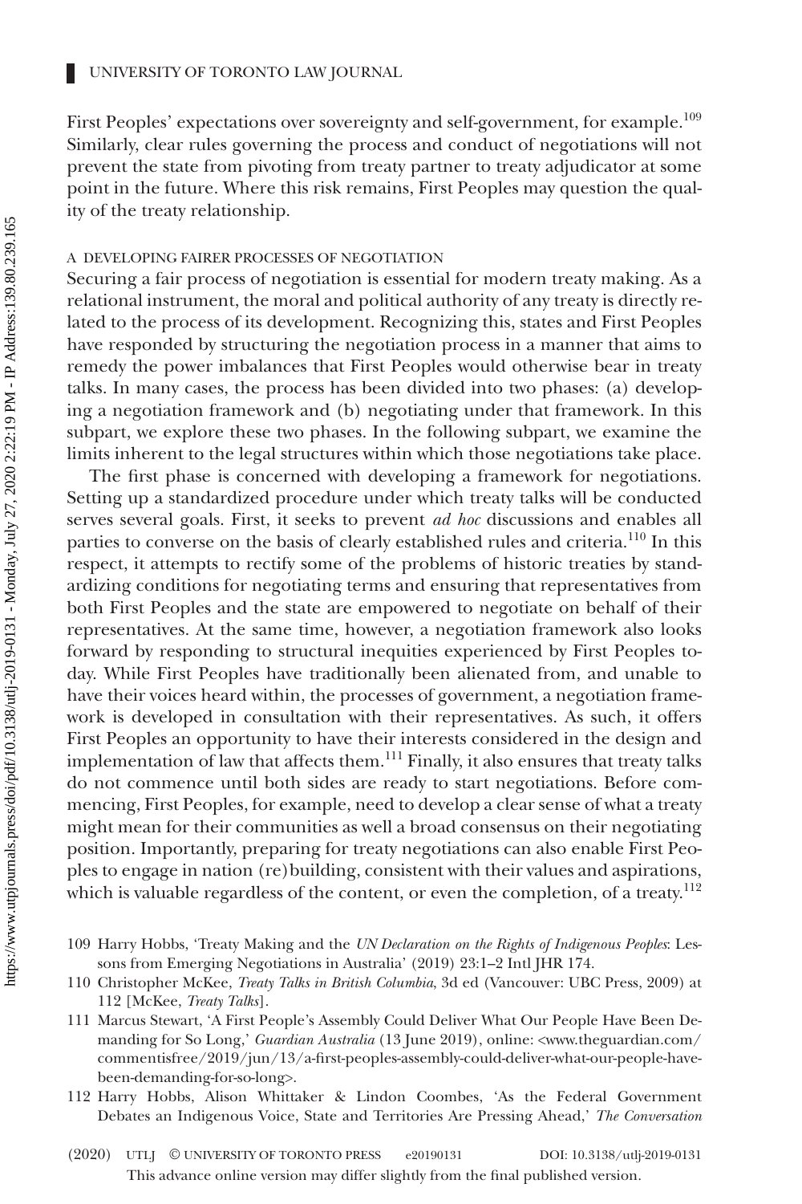First Peoples' expectations over sovereignty and self-government, for example.[109] Similarly, clear rules governing the process and conduct of negotiations will not prevent the state from pivoting from treaty partner to treaty adjudicator at some point in the future. Where this risk remains, First Peoples may question the quality of the treaty relationship.

### A DEVELOPING FAIRER PROCESSES OF NEGOTIATION

Securing a fair process of negotiation is essential for modern treaty making. As a relational instrument, the moral and political authority of any treaty is directly related to the process of its development. Recognizing this, states and First Peoples have responded by structuring the negotiation process in a manner that aims to remedy the power imbalances that First Peoples would otherwise bear in treaty talks. In many cases, the process has been divided into two phases: (a) developing a negotiation framework and (b) negotiating under that framework. In this subpart, we explore these two phases. In the following subpart, we examine the limits inherent to the legal structures within which those negotiations take place.

The first phase is concerned with developing a framework for negotiations. Setting up a standardized procedure under which treaty talks will be conducted serves several goals. First, it seeks to prevent *ad hoc* discussions and enables all parties to converse on the basis of clearly established rules and criteria.[110] In this respect, it attempts to rectify some of the problems of historic treaties by standardizing conditions for negotiating terms and ensuring that representatives from both First Peoples and the state are empowered to negotiate on behalf of their representatives. At the same time, however, a negotiation framework also looks forward by responding to structural inequities experienced by First Peoples today. While First Peoples have traditionally been alienated from, and unable to have their voices heard within, the processes of government, a negotiation framework is developed in consultation with their representatives. As such, it offers First Peoples an opportunity to have their interests considered in the design and implementation of law that affects them.[111] Finally, it also ensures that treaty talks do not commence until both sides are ready to start negotiations. Before commencing, First Peoples, for example, need to develop a clear sense of what a treaty might mean for their communities as well a broad consensus on their negotiating position. Importantly, preparing for treaty negotiations can also enable First Peoples to engage in nation (re)building, consistent with their values and aspirations, which is valuable regardless of the content, or even the completion, of a treaty.[112]

109 Harry Hobbs, 'Treaty Making and the *UN Declaration on the Rights of Indigenous Peoples*: Lessons from Emerging Negotiations in Australia' (2019) 23:1–2 Intl JHR 174.

110 Christopher McKee, *Treaty Talks in British Columbia*, 3d ed (Vancouver: UBC Press, 2009) at 112 [McKee, *Treaty Talks*].

111 Marcus Stewart, 'A First People's Assembly Could Deliver What Our People Have Been Demanding for So Long,' *Guardian Australia* (13 June 2019), online: <www.theguardian.com/commentisfree/2019/jun/13/a-first-peoples-assembly-could-deliver-what-our-people-have-been-demanding-for-so-long>.

112 Harry Hobbs, Alison Whittaker & Lindon Coombes, 'As the Federal Government Debates an Indigenous Voice, State and Territories Are Pressing Ahead,' *The Conversation*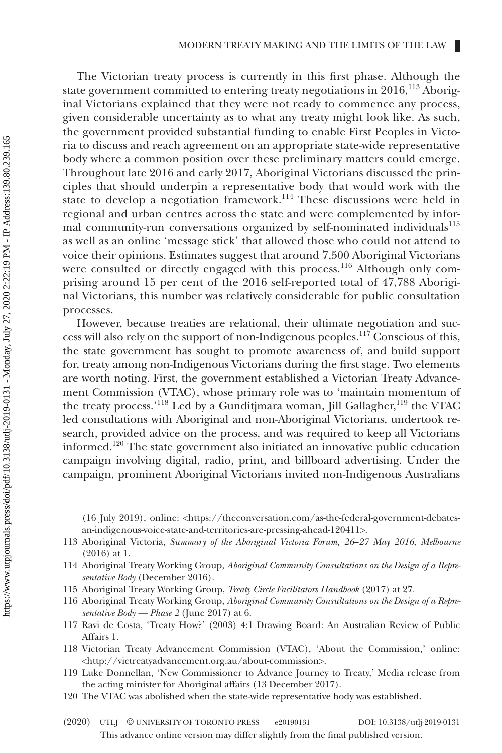The Victorian treaty process is currently in this first phase. Although the state government committed to entering treaty negotiations in 2016,[113] Aboriginal Victorians explained that they were not ready to commence any process, given considerable uncertainty as to what any treaty might look like. As such, the government provided substantial funding to enable First Peoples in Victoria to discuss and reach agreement on an appropriate state-wide representative body where a common position over these preliminary matters could emerge. Throughout late 2016 and early 2017, Aboriginal Victorians discussed the principles that should underpin a representative body that would work with the state to develop a negotiation framework.[114] These discussions were held in regional and urban centres across the state and were complemented by informal community-run conversations organized by self-nominated individuals[115] as well as an online 'message stick' that allowed those who could not attend to voice their opinions. Estimates suggest that around 7,500 Aboriginal Victorians were consulted or directly engaged with this process.[116] Although only comprising around 15 per cent of the 2016 self-reported total of 47,788 Aboriginal Victorians, this number was relatively considerable for public consultation processes.

However, because treaties are relational, their ultimate negotiation and success will also rely on the support of non-Indigenous peoples.[117] Conscious of this, the state government has sought to promote awareness of, and build support for, treaty among non-Indigenous Victorians during the first stage. Two elements are worth noting. First, the government established a Victorian Treaty Advancement Commission (VTAC), whose primary role was to 'maintain momentum of the treaty process.'[118] Led by a Gunditjmara woman, Jill Gallagher,[119] the VTAC led consultations with Aboriginal and non-Aboriginal Victorians, undertook research, provided advice on the process, and was required to keep all Victorians informed.[120] The state government also initiated an innovative public education campaign involving digital, radio, print, and billboard advertising. Under the campaign, prominent Aboriginal Victorians invited non-Indigenous Australians

(16 July 2019), online: <https://theconversation.com/as-the-federal-government-debates-an-indigenous-voice-state-and-territories-are-pressing-ahead-120411>.

113 Aboriginal Victoria, *Summary of the Aboriginal Victoria Forum, 26–27 May 2016, Melbourne* (2016) at 1.

114 Aboriginal Treaty Working Group, *Aboriginal Community Consultations on the Design of a Representative Body* (December 2016).

115 Aboriginal Treaty Working Group, *Treaty Circle Facilitators Handbook* (2017) at 27.

116 Aboriginal Treaty Working Group, *Aboriginal Community Consultations on the Design of a Representative Body — Phase 2* (June 2017) at 6.

117 Ravi de Costa, 'Treaty How?' (2003) 4:1 Drawing Board: An Australian Review of Public Affairs 1.

118 Victorian Treaty Advancement Commission (VTAC), 'About the Commission,' online: <http://victreatyadvancement.org.au/about-commission>.

119 Luke Donnellan, 'New Commissioner to Advance Journey to Treaty,' Media release from the acting minister for Aboriginal affairs (13 December 2017).

120 The VTAC was abolished when the state-wide representative body was established.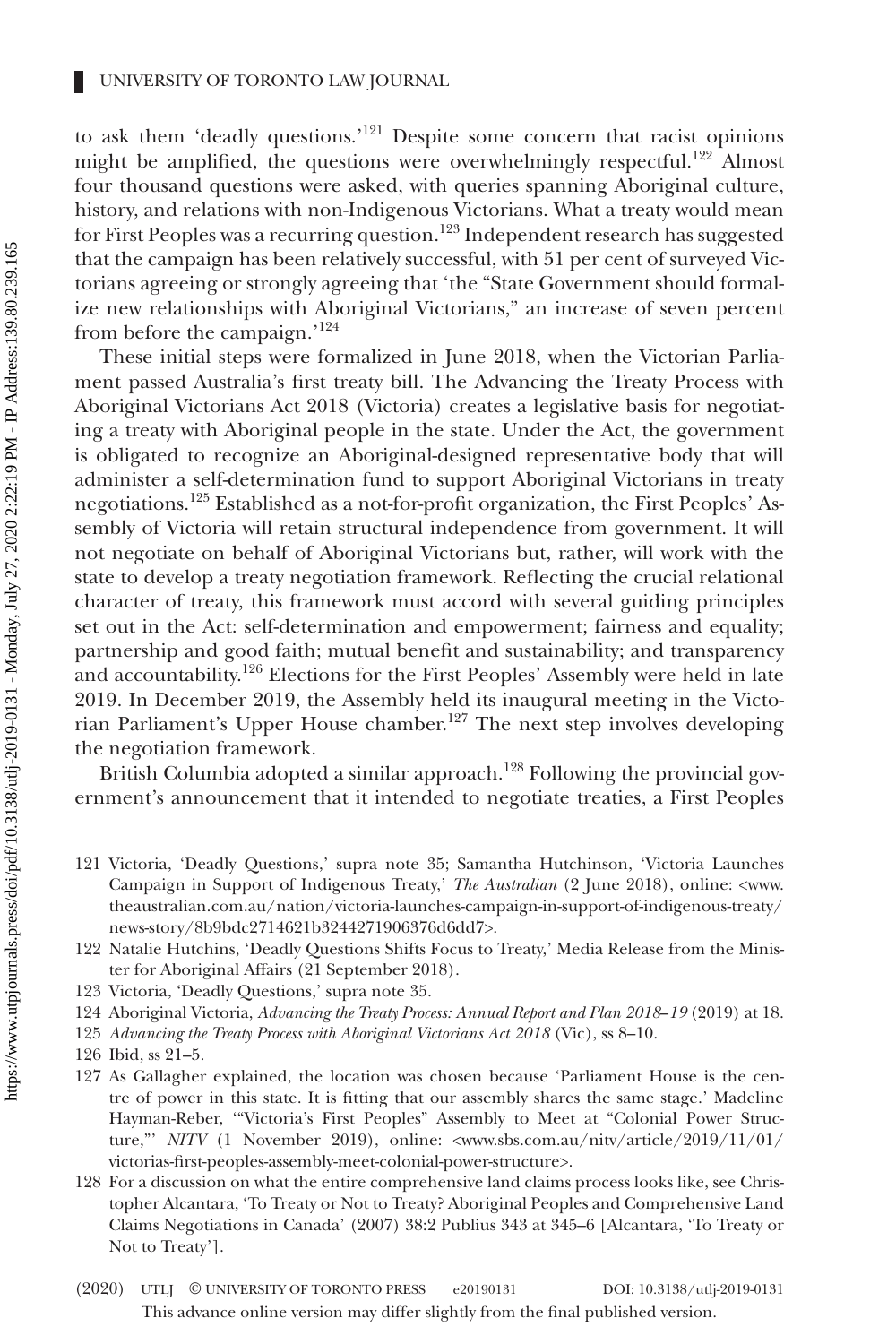to ask them 'deadly questions.'[121] Despite some concern that racist opinions might be amplified, the questions were overwhelmingly respectful.[122] Almost four thousand questions were asked, with queries spanning Aboriginal culture, history, and relations with non-Indigenous Victorians. What a treaty would mean for First Peoples was a recurring question.[123] Independent research has suggested that the campaign has been relatively successful, with 51 per cent of surveyed Victorians agreeing or strongly agreeing that 'the "State Government should formalize new relationships with Aboriginal Victorians," an increase of seven percent from before the campaign.'[124]

These initial steps were formalized in June 2018, when the Victorian Parliament passed Australia's first treaty bill. The Advancing the Treaty Process with Aboriginal Victorians Act 2018 (Victoria) creates a legislative basis for negotiating a treaty with Aboriginal people in the state. Under the Act, the government is obligated to recognize an Aboriginal-designed representative body that will administer a self-determination fund to support Aboriginal Victorians in treaty negotiations.[125] Established as a not-for-profit organization, the First Peoples' Assembly of Victoria will retain structural independence from government. It will not negotiate on behalf of Aboriginal Victorians but, rather, will work with the state to develop a treaty negotiation framework. Reflecting the crucial relational character of treaty, this framework must accord with several guiding principles set out in the Act: self-determination and empowerment; fairness and equality; partnership and good faith; mutual benefit and sustainability; and transparency and accountability.[126] Elections for the First Peoples' Assembly were held in late 2019. In December 2019, the Assembly held its inaugural meeting in the Victorian Parliament's Upper House chamber.[127] The next step involves developing the negotiation framework.

British Columbia adopted a similar approach.[128] Following the provincial government's announcement that it intended to negotiate treaties, a First Peoples

---

121 Victoria, 'Deadly Questions,' supra note 35; Samantha Hutchinson, 'Victoria Launches Campaign in Support of Indigenous Treaty,' *The Australian* (2 June 2018), online: <www.theaustralian.com.au/nation/victoria-launches-campaign-in-support-of-indigenous-treaty/news-story/8b9bdc2714621b3244271906376d6dd7>.

122 Natalie Hutchins, 'Deadly Questions Shifts Focus to Treaty,' Media Release from the Minister for Aboriginal Affairs (21 September 2018).

123 Victoria, 'Deadly Questions,' supra note 35.

124 Aboriginal Victoria, *Advancing the Treaty Process: Annual Report and Plan 2018–19* (2019) at 18.

125 *Advancing the Treaty Process with Aboriginal Victorians Act 2018* (Vic), ss 8–10.

126 Ibid, ss 21–5.

127 As Gallagher explained, the location was chosen because 'Parliament House is the centre of power in this state. It is fitting that our assembly shares the same stage.' Madeline Hayman-Reber, '"Victoria's First Peoples" Assembly to Meet at "Colonial Power Structure,"' *NITV* (1 November 2019), online: <www.sbs.com.au/nitv/article/2019/11/01/victorias-first-peoples-assembly-meet-colonial-power-structure>.

128 For a discussion on what the entire comprehensive land claims process looks like, see Christopher Alcantara, 'To Treaty or Not to Treaty? Aboriginal Peoples and Comprehensive Land Claims Negotiations in Canada' (2007) 38:2 Publius 343 at 345–6 [Alcantara, 'To Treaty or Not to Treaty'].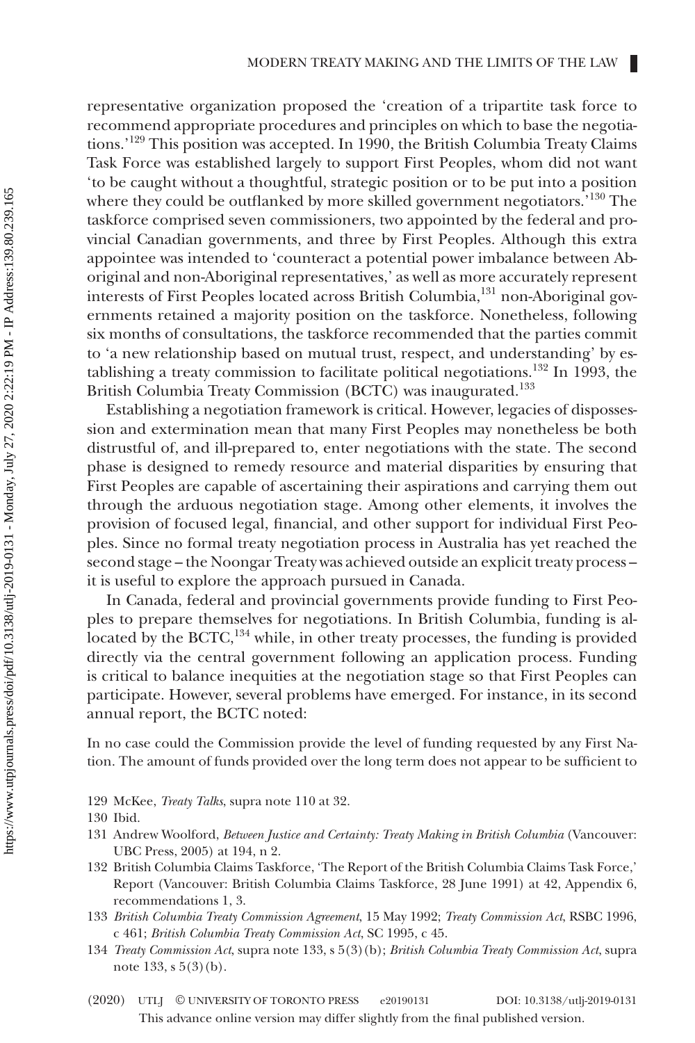representative organization proposed the 'creation of a tripartite task force to recommend appropriate procedures and principles on which to base the negotiations.'[129] This position was accepted. In 1990, the British Columbia Treaty Claims Task Force was established largely to support First Peoples, whom did not want 'to be caught without a thoughtful, strategic position or to be put into a position where they could be outflanked by more skilled government negotiators.'[130] The taskforce comprised seven commissioners, two appointed by the federal and provincial Canadian governments, and three by First Peoples. Although this extra appointee was intended to 'counteract a potential power imbalance between Aboriginal and non-Aboriginal representatives,' as well as more accurately represent interests of First Peoples located across British Columbia,[131] non-Aboriginal governments retained a majority position on the taskforce. Nonetheless, following six months of consultations, the taskforce recommended that the parties commit to 'a new relationship based on mutual trust, respect, and understanding' by establishing a treaty commission to facilitate political negotiations.[132] In 1993, the British Columbia Treaty Commission (BCTC) was inaugurated.[133]

Establishing a negotiation framework is critical. However, legacies of dispossession and extermination mean that many First Peoples may nonetheless be both distrustful of, and ill-prepared to, enter negotiations with the state. The second phase is designed to remedy resource and material disparities by ensuring that First Peoples are capable of ascertaining their aspirations and carrying them out through the arduous negotiation stage. Among other elements, it involves the provision of focused legal, financial, and other support for individual First Peoples. Since no formal treaty negotiation process in Australia has yet reached the second stage – the Noongar Treaty was achieved outside an explicit treaty process – it is useful to explore the approach pursued in Canada.

In Canada, federal and provincial governments provide funding to First Peoples to prepare themselves for negotiations. In British Columbia, funding is allocated by the BCTC,[134] while, in other treaty processes, the funding is provided directly via the central government following an application process. Funding is critical to balance inequities at the negotiation stage so that First Peoples can participate. However, several problems have emerged. For instance, in its second annual report, the BCTC noted:

> In no case could the Commission provide the level of funding requested by any First Nation. The amount of funds provided over the long term does not appear to be sufficient to

129 McKee, *Treaty Talks*, supra note 110 at 32.

130 Ibid.

131 Andrew Woolford, *Between Justice and Certainty: Treaty Making in British Columbia* (Vancouver: UBC Press, 2005) at 194, n 2.

132 British Columbia Claims Taskforce, 'The Report of the British Columbia Claims Task Force,' Report (Vancouver: British Columbia Claims Taskforce, 28 June 1991) at 42, Appendix 6, recommendations 1, 3.

133 *British Columbia Treaty Commission Agreement*, 15 May 1992; *Treaty Commission Act*, RSBC 1996, c 461; *British Columbia Treaty Commission Act*, SC 1995, c 45.

134 *Treaty Commission Act*, supra note 133, s 5(3)(b); *British Columbia Treaty Commission Act*, supra note 133, s 5(3)(b).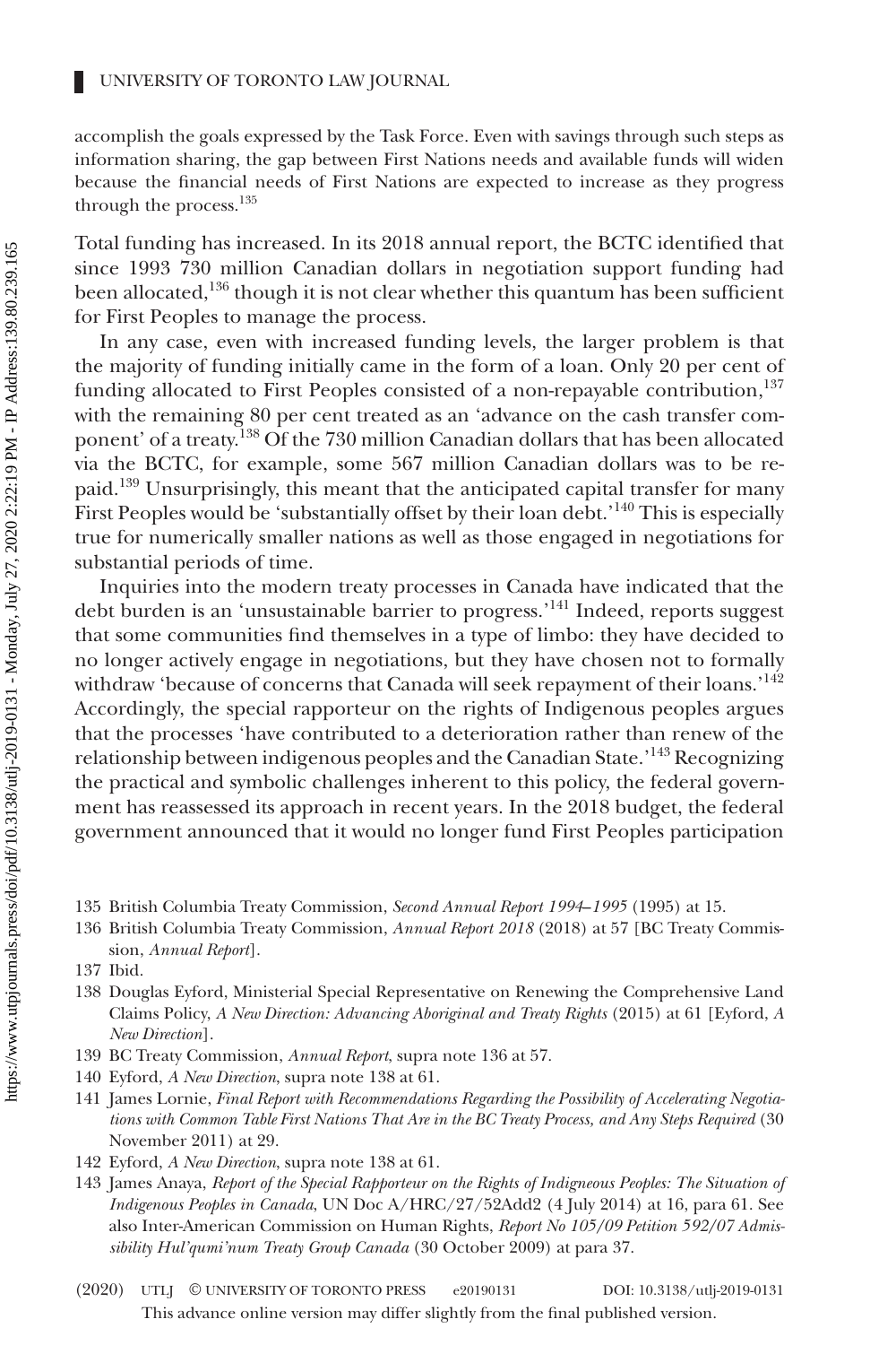accomplish the goals expressed by the Task Force. Even with savings through such steps as information sharing, the gap between First Nations needs and available funds will widen because the financial needs of First Nations are expected to increase as they progress through the process.[135]

Total funding has increased. In its 2018 annual report, the BCTC identified that since 1993 730 million Canadian dollars in negotiation support funding had been allocated,[136] though it is not clear whether this quantum has been sufficient for First Peoples to manage the process.

In any case, even with increased funding levels, the larger problem is that the majority of funding initially came in the form of a loan. Only 20 per cent of funding allocated to First Peoples consisted of a non-repayable contribution,[137] with the remaining 80 per cent treated as an 'advance on the cash transfer component' of a treaty.[138] Of the 730 million Canadian dollars that has been allocated via the BCTC, for example, some 567 million Canadian dollars was to be repaid.[139] Unsurprisingly, this meant that the anticipated capital transfer for many First Peoples would be 'substantially offset by their loan debt.'[140] This is especially true for numerically smaller nations as well as those engaged in negotiations for substantial periods of time.

Inquiries into the modern treaty processes in Canada have indicated that the debt burden is an 'unsustainable barrier to progress.'[141] Indeed, reports suggest that some communities find themselves in a type of limbo: they have decided to no longer actively engage in negotiations, but they have chosen not to formally withdraw 'because of concerns that Canada will seek repayment of their loans.'[142] Accordingly, the special rapporteur on the rights of Indigenous peoples argues that the processes 'have contributed to a deterioration rather than renew of the relationship between indigenous peoples and the Canadian State.'[143] Recognizing the practical and symbolic challenges inherent to this policy, the federal government has reassessed its approach in recent years. In the 2018 budget, the federal government announced that it would no longer fund First Peoples participation

135 British Columbia Treaty Commission, *Second Annual Report 1994–1995* (1995) at 15.

136 British Columbia Treaty Commission, *Annual Report 2018* (2018) at 57 [BC Treaty Commission, *Annual Report*].

137 Ibid.

138 Douglas Eyford, Ministerial Special Representative on Renewing the Comprehensive Land Claims Policy, *A New Direction: Advancing Aboriginal and Treaty Rights* (2015) at 61 [Eyford, *A New Direction*].

139 BC Treaty Commission, *Annual Report*, supra note 136 at 57.

140 Eyford, *A New Direction*, supra note 138 at 61.

141 James Lornie, *Final Report with Recommendations Regarding the Possibility of Accelerating Negotiations with Common Table First Nations That Are in the BC Treaty Process, and Any Steps Required* (30 November 2011) at 29.

142 Eyford, *A New Direction*, supra note 138 at 61.

143 James Anaya, *Report of the Special Rapporteur on the Rights of Indigneous Peoples: The Situation of Indigenous Peoples in Canada*, UN Doc A/HRC/27/52Add2 (4 July 2014) at 16, para 61. See also Inter-American Commission on Human Rights, *Report No 105/09 Petition 592/07 Admissibility Hul'qumi'num Treaty Group Canada* (30 October 2009) at para 37.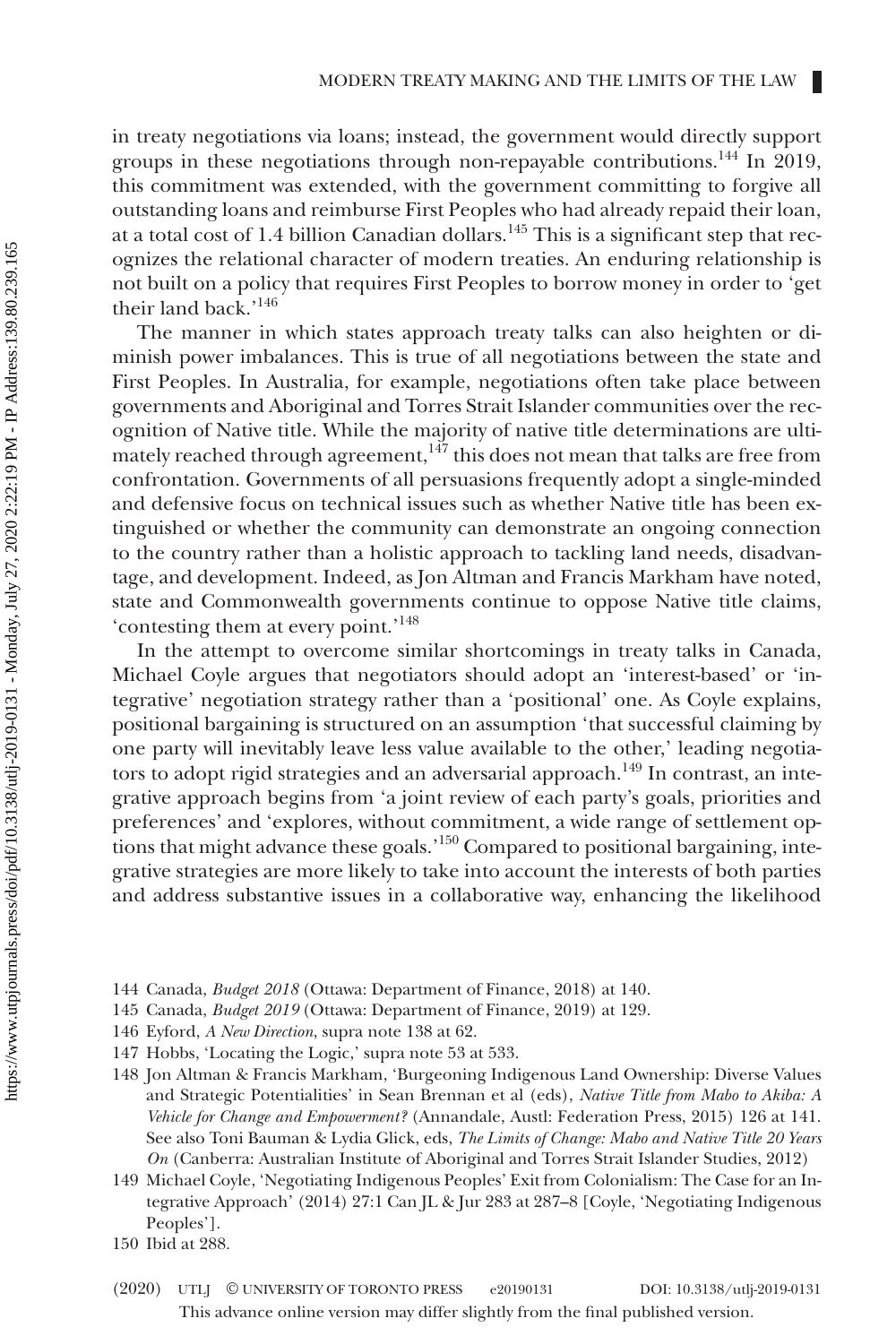in treaty negotiations via loans; instead, the government would directly support groups in these negotiations through non-repayable contributions.[144] In 2019, this commitment was extended, with the government committing to forgive all outstanding loans and reimburse First Peoples who had already repaid their loan, at a total cost of 1.4 billion Canadian dollars.[145] This is a significant step that recognizes the relational character of modern treaties. An enduring relationship is not built on a policy that requires First Peoples to borrow money in order to 'get their land back.'[146]

The manner in which states approach treaty talks can also heighten or diminish power imbalances. This is true of all negotiations between the state and First Peoples. In Australia, for example, negotiations often take place between governments and Aboriginal and Torres Strait Islander communities over the recognition of Native title. While the majority of native title determinations are ultimately reached through agreement,[147] this does not mean that talks are free from confrontation. Governments of all persuasions frequently adopt a single-minded and defensive focus on technical issues such as whether Native title has been extinguished or whether the community can demonstrate an ongoing connection to the country rather than a holistic approach to tackling land needs, disadvantage, and development. Indeed, as Jon Altman and Francis Markham have noted, state and Commonwealth governments continue to oppose Native title claims, 'contesting them at every point.'[148]

In the attempt to overcome similar shortcomings in treaty talks in Canada, Michael Coyle argues that negotiators should adopt an 'interest-based' or 'integrative' negotiation strategy rather than a 'positional' one. As Coyle explains, positional bargaining is structured on an assumption 'that successful claiming by one party will inevitably leave less value available to the other,' leading negotiators to adopt rigid strategies and an adversarial approach.[149] In contrast, an integrative approach begins from 'a joint review of each party's goals, priorities and preferences' and 'explores, without commitment, a wide range of settlement options that might advance these goals.'[150] Compared to positional bargaining, integrative strategies are more likely to take into account the interests of both parties and address substantive issues in a collaborative way, enhancing the likelihood

144 Canada, *Budget 2018* (Ottawa: Department of Finance, 2018) at 140.

145 Canada, *Budget 2019* (Ottawa: Department of Finance, 2019) at 129.

146 Eyford, *A New Direction*, supra note 138 at 62.

147 Hobbs, 'Locating the Logic,' supra note 53 at 533.

148 Jon Altman & Francis Markham, 'Burgeoning Indigenous Land Ownership: Diverse Values and Strategic Potentialities' in Sean Brennan et al (eds), *Native Title from Mabo to Akiba: A Vehicle for Change and Empowerment?* (Annandale, Austl: Federation Press, 2015) 126 at 141. See also Toni Bauman & Lydia Glick, eds, *The Limits of Change: Mabo and Native Title 20 Years On* (Canberra: Australian Institute of Aboriginal and Torres Strait Islander Studies, 2012)

149 Michael Coyle, 'Negotiating Indigenous Peoples' Exit from Colonialism: The Case for an Integrative Approach' (2014) 27:1 Can JL & Jur 283 at 287–8 [Coyle, 'Negotiating Indigenous Peoples'].

150 Ibid at 288.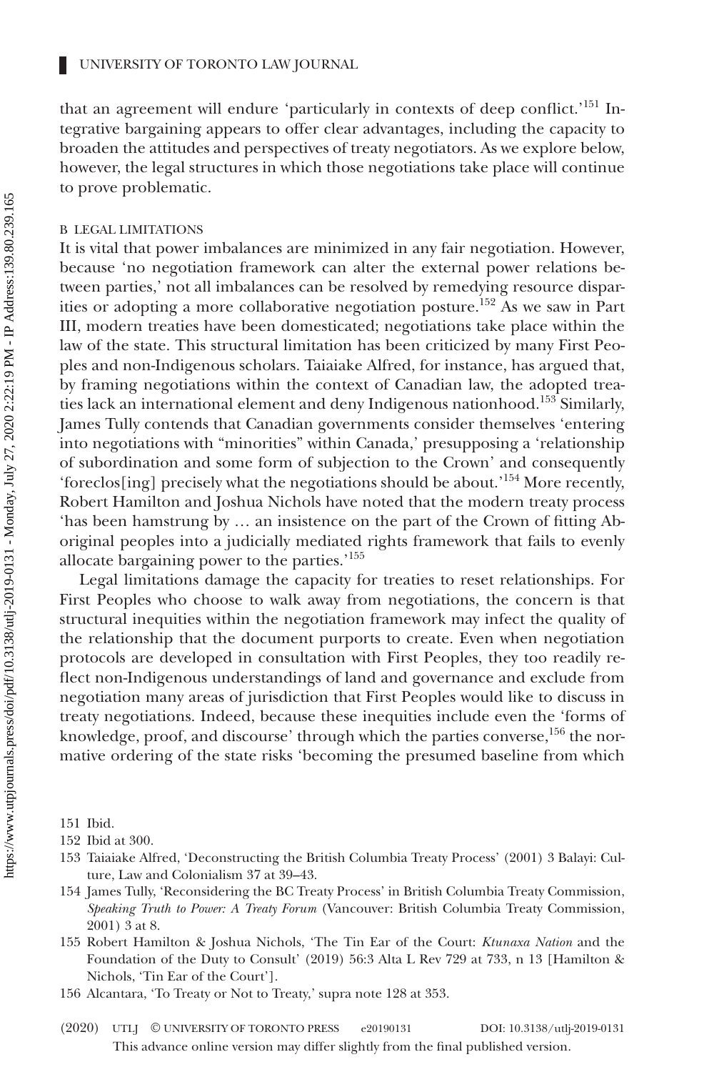that an agreement will endure 'particularly in contexts of deep conflict.'[151] Integrative bargaining appears to offer clear advantages, including the capacity to broaden the attitudes and perspectives of treaty negotiators. As we explore below, however, the legal structures in which those negotiations take place will continue to prove problematic.

### B LEGAL LIMITATIONS

It is vital that power imbalances are minimized in any fair negotiation. However, because 'no negotiation framework can alter the external power relations between parties,' not all imbalances can be resolved by remedying resource disparities or adopting a more collaborative negotiation posture.[152] As we saw in Part III, modern treaties have been domesticated; negotiations take place within the law of the state. This structural limitation has been criticized by many First Peoples and non-Indigenous scholars. Taiaiake Alfred, for instance, has argued that, by framing negotiations within the context of Canadian law, the adopted treaties lack an international element and deny Indigenous nationhood.[153] Similarly, James Tully contends that Canadian governments consider themselves 'entering into negotiations with "minorities" within Canada,' presupposing a 'relationship of subordination and some form of subjection to the Crown' and consequently 'foreclos[ing] precisely what the negotiations should be about.'[154] More recently, Robert Hamilton and Joshua Nichols have noted that the modern treaty process 'has been hamstrung by … an insistence on the part of the Crown of fitting Aboriginal peoples into a judicially mediated rights framework that fails to evenly allocate bargaining power to the parties.'[155]

Legal limitations damage the capacity for treaties to reset relationships. For First Peoples who choose to walk away from negotiations, the concern is that structural inequities within the negotiation framework may infect the quality of the relationship that the document purports to create. Even when negotiation protocols are developed in consultation with First Peoples, they too readily reflect non-Indigenous understandings of land and governance and exclude from negotiation many areas of jurisdiction that First Peoples would like to discuss in treaty negotiations. Indeed, because these inequities include even the 'forms of knowledge, proof, and discourse' through which the parties converse,[156] the normative ordering of the state risks 'becoming the presumed baseline from which

151 Ibid.

152 Ibid at 300.

153 Taiaiake Alfred, 'Deconstructing the British Columbia Treaty Process' (2001) 3 Balayi: Culture, Law and Colonialism 37 at 39–43.

154 James Tully, 'Reconsidering the BC Treaty Process' in British Columbia Treaty Commission, *Speaking Truth to Power: A Treaty Forum* (Vancouver: British Columbia Treaty Commission, 2001) 3 at 8.

155 Robert Hamilton & Joshua Nichols, 'The Tin Ear of the Court: *Ktunaxa Nation* and the Foundation of the Duty to Consult' (2019) 56:3 Alta L Rev 729 at 733, n 13 [Hamilton & Nichols, 'Tin Ear of the Court'].

156 Alcantara, 'To Treaty or Not to Treaty,' supra note 128 at 353.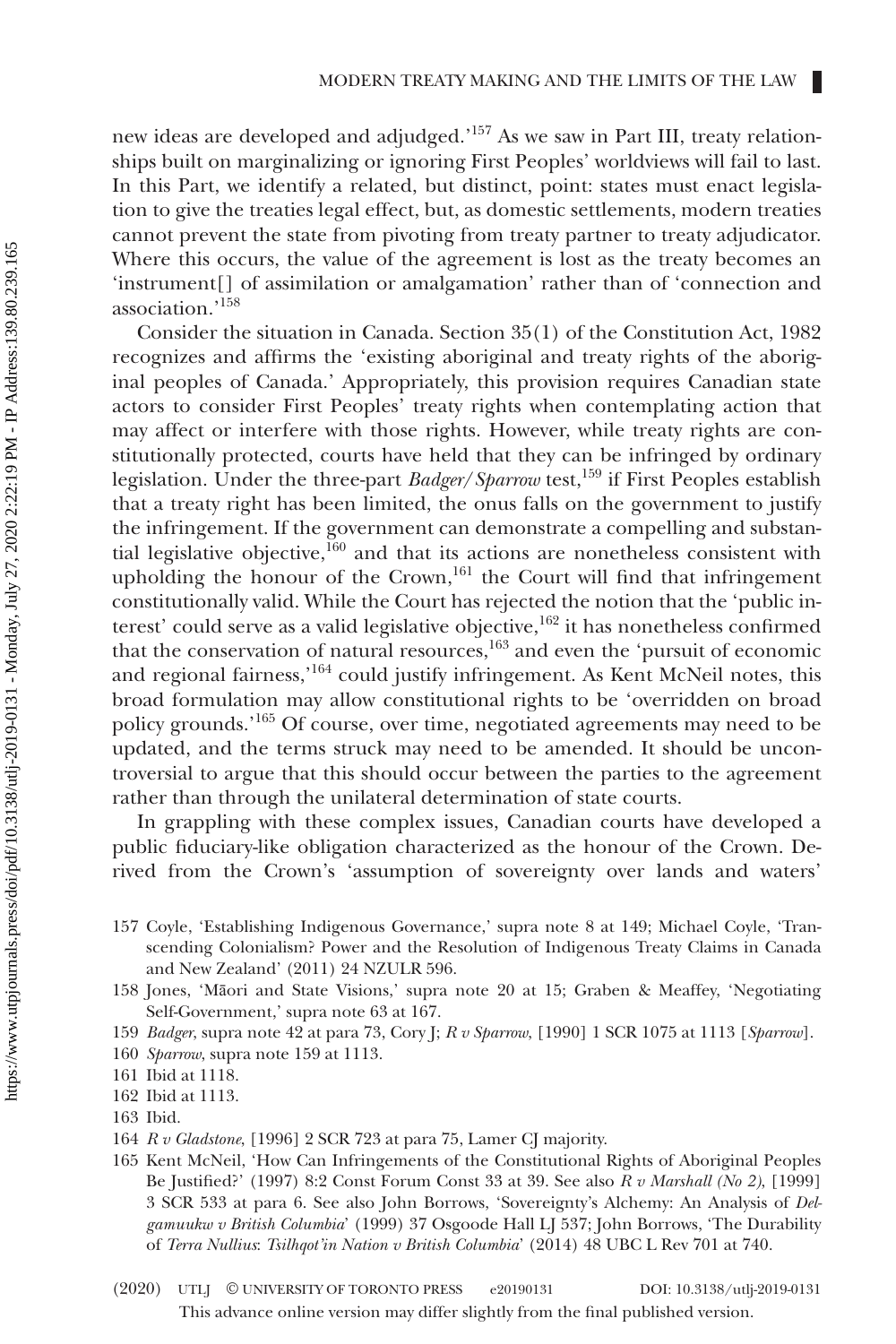new ideas are developed and adjudged.'[157] As we saw in Part III, treaty relationships built on marginalizing or ignoring First Peoples' worldviews will fail to last. In this Part, we identify a related, but distinct, point: states must enact legislation to give the treaties legal effect, but, as domestic settlements, modern treaties cannot prevent the state from pivoting from treaty partner to treaty adjudicator. Where this occurs, the value of the agreement is lost as the treaty becomes an 'instrument[] of assimilation or amalgamation' rather than of 'connection and association.'[158]

Consider the situation in Canada. Section 35(1) of the Constitution Act, 1982 recognizes and affirms the 'existing aboriginal and treaty rights of the aboriginal peoples of Canada.' Appropriately, this provision requires Canadian state actors to consider First Peoples' treaty rights when contemplating action that may affect or interfere with those rights. However, while treaty rights are constitutionally protected, courts have held that they can be infringed by ordinary legislation. Under the three-part *Badger/Sparrow* test,[159] if First Peoples establish that a treaty right has been limited, the onus falls on the government to justify the infringement. If the government can demonstrate a compelling and substantial legislative objective,[160] and that its actions are nonetheless consistent with upholding the honour of the Crown,[161] the Court will find that infringement constitutionally valid. While the Court has rejected the notion that the 'public interest' could serve as a valid legislative objective,[162] it has nonetheless confirmed that the conservation of natural resources,[163] and even the 'pursuit of economic and regional fairness,'[164] could justify infringement. As Kent McNeil notes, this broad formulation may allow constitutional rights to be 'overridden on broad policy grounds.'[165] Of course, over time, negotiated agreements may need to be updated, and the terms struck may need to be amended. It should be uncontroversial to argue that this should occur between the parties to the agreement rather than through the unilateral determination of state courts.

In grappling with these complex issues, Canadian courts have developed a public fiduciary-like obligation characterized as the honour of the Crown. Derived from the Crown's 'assumption of sovereignty over lands and waters'

157 Coyle, 'Establishing Indigenous Governance,' supra note 8 at 149; Michael Coyle, 'Transcending Colonialism? Power and the Resolution of Indigenous Treaty Claims in Canada and New Zealand' (2011) 24 NZULR 596.

158 Jones, 'Māori and State Visions,' supra note 20 at 15; Graben & Meaffey, 'Negotiating Self-Government,' supra note 63 at 167.

159 *Badger*, supra note 42 at para 73, Cory J; *R v Sparrow*, [1990] 1 SCR 1075 at 1113 [*Sparrow*].

160 *Sparrow*, supra note 159 at 1113.

161 Ibid at 1118.

162 Ibid at 1113.

163 Ibid.

164 *R v Gladstone*, [1996] 2 SCR 723 at para 75, Lamer CJ majority.

165 Kent McNeil, 'How Can Infringements of the Constitutional Rights of Aboriginal Peoples Be Justified?' (1997) 8:2 Const Forum Const 33 at 39. See also *R v Marshall (No 2)*, [1999] 3 SCR 533 at para 6. See also John Borrows, 'Sovereignty's Alchemy: An Analysis of *Delgamuukw v British Columbia*' (1999) 37 Osgoode Hall LJ 537; John Borrows, 'The Durability of *Terra Nullius*: *Tsilhqot'in Nation v British Columbia*' (2014) 48 UBC L Rev 701 at 740.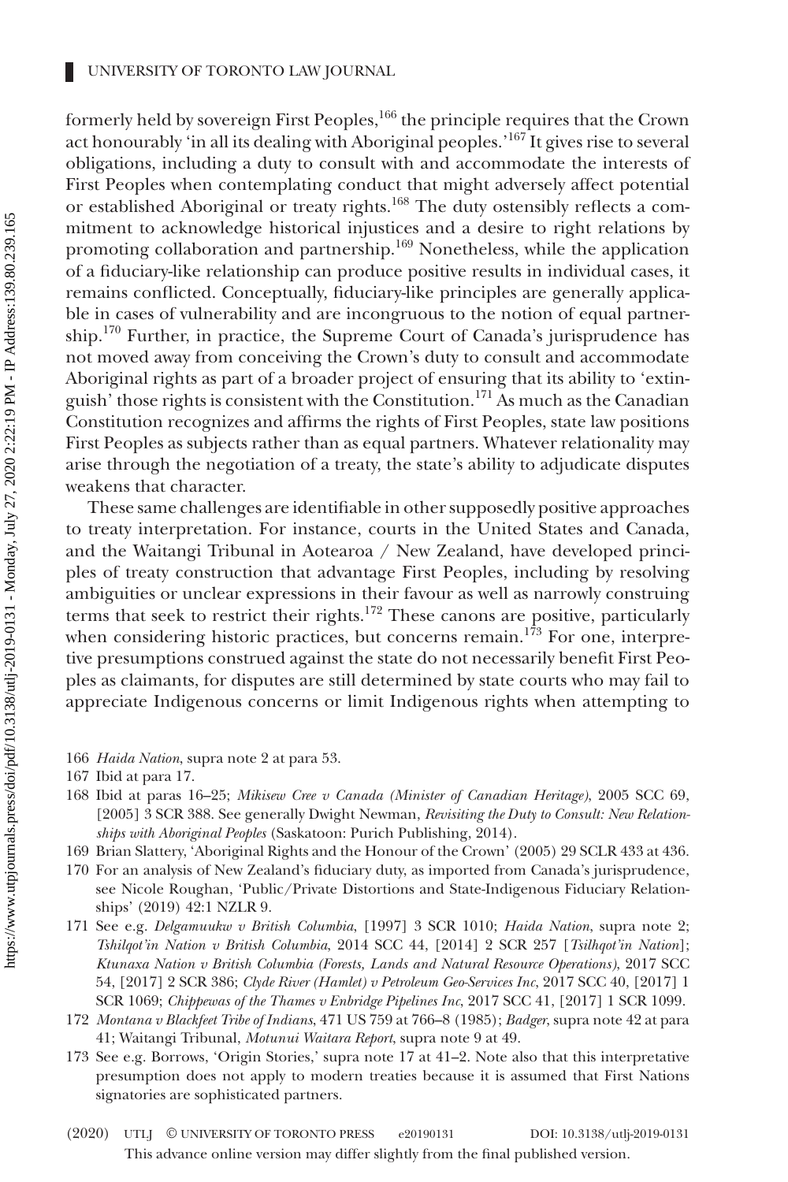formerly held by sovereign First Peoples,[166] the principle requires that the Crown act honourably 'in all its dealing with Aboriginal peoples.'[167] It gives rise to several obligations, including a duty to consult with and accommodate the interests of First Peoples when contemplating conduct that might adversely affect potential or established Aboriginal or treaty rights.[168] The duty ostensibly reflects a commitment to acknowledge historical injustices and a desire to right relations by promoting collaboration and partnership.[169] Nonetheless, while the application of a fiduciary-like relationship can produce positive results in individual cases, it remains conflicted. Conceptually, fiduciary-like principles are generally applicable in cases of vulnerability and are incongruous to the notion of equal partnership.[170] Further, in practice, the Supreme Court of Canada's jurisprudence has not moved away from conceiving the Crown's duty to consult and accommodate Aboriginal rights as part of a broader project of ensuring that its ability to 'extinguish' those rights is consistent with the Constitution.[171] As much as the Canadian Constitution recognizes and affirms the rights of First Peoples, state law positions First Peoples as subjects rather than as equal partners. Whatever relationality may arise through the negotiation of a treaty, the state's ability to adjudicate disputes weakens that character.

These same challenges are identifiable in other supposedly positive approaches to treaty interpretation. For instance, courts in the United States and Canada, and the Waitangi Tribunal in Aotearoa / New Zealand, have developed principles of treaty construction that advantage First Peoples, including by resolving ambiguities or unclear expressions in their favour as well as narrowly construing terms that seek to restrict their rights.[172] These canons are positive, particularly when considering historic practices, but concerns remain.[173] For one, interpretive presumptions construed against the state do not necessarily benefit First Peoples as claimants, for disputes are still determined by state courts who may fail to appreciate Indigenous concerns or limit Indigenous rights when attempting to

166 *Haida Nation*, supra note 2 at para 53.

167 Ibid at para 17.

168 Ibid at paras 16–25; *Mikisew Cree v Canada (Minister of Canadian Heritage)*, 2005 SCC 69, [2005] 3 SCR 388. See generally Dwight Newman, *Revisiting the Duty to Consult: New Relationships with Aboriginal Peoples* (Saskatoon: Purich Publishing, 2014).

169 Brian Slattery, 'Aboriginal Rights and the Honour of the Crown' (2005) 29 SCLR 433 at 436.

170 For an analysis of New Zealand's fiduciary duty, as imported from Canada's jurisprudence, see Nicole Roughan, 'Public/Private Distortions and State-Indigenous Fiduciary Relationships' (2019) 42:1 NZLR 9.

171 See e.g. *Delgamuukw v British Columbia*, [1997] 3 SCR 1010; *Haida Nation*, supra note 2; *Tshilqot'in Nation v British Columbia*, 2014 SCC 44, [2014] 2 SCR 257 [*Tsilhqot'in Nation*]; *Ktunaxa Nation v British Columbia (Forests, Lands and Natural Resource Operations)*, 2017 SCC 54, [2017] 2 SCR 386; *Clyde River (Hamlet) v Petroleum Geo-Services Inc*, 2017 SCC 40, [2017] 1 SCR 1069; *Chippewas of the Thames v Enbridge Pipelines Inc*, 2017 SCC 41, [2017] 1 SCR 1099.

172 *Montana v Blackfeet Tribe of Indians*, 471 US 759 at 766–8 (1985); *Badger*, supra note 42 at para 41; Waitangi Tribunal, *Motunui Waitara Report*, supra note 9 at 49.

173 See e.g. Borrows, 'Origin Stories,' supra note 17 at 41–2. Note also that this interpretative presumption does not apply to modern treaties because it is assumed that First Nations signatories are sophisticated partners.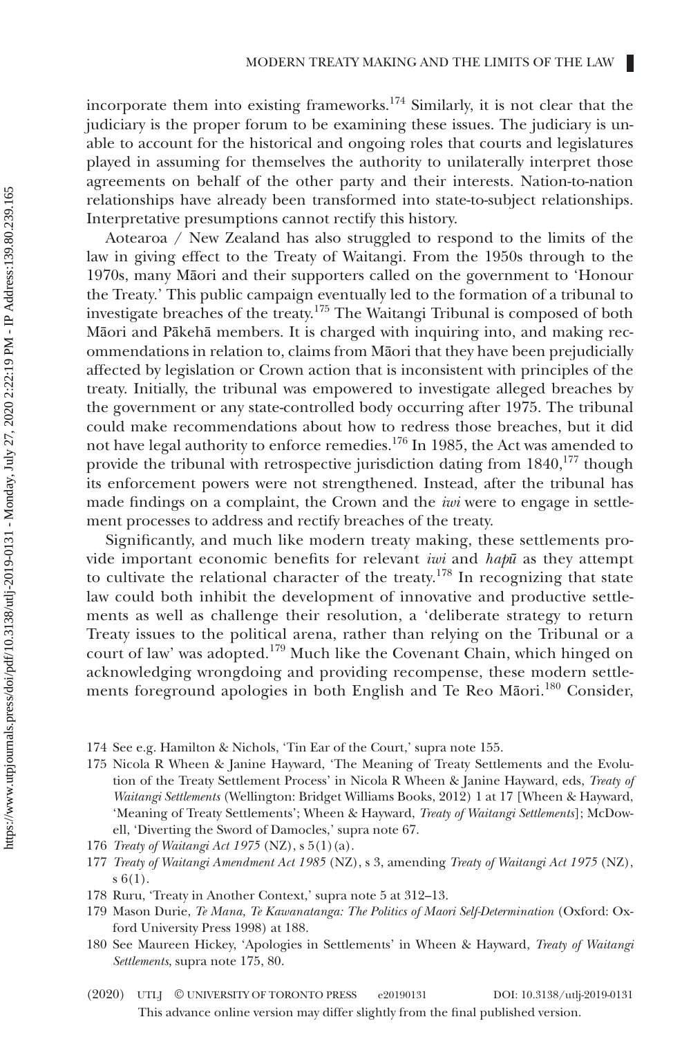incorporate them into existing frameworks.[174] Similarly, it is not clear that the judiciary is the proper forum to be examining these issues. The judiciary is unable to account for the historical and ongoing roles that courts and legislatures played in assuming for themselves the authority to unilaterally interpret those agreements on behalf of the other party and their interests. Nation-to-nation relationships have already been transformed into state-to-subject relationships. Interpretative presumptions cannot rectify this history.

Aotearoa / New Zealand has also struggled to respond to the limits of the law in giving effect to the Treaty of Waitangi. From the 1950s through to the 1970s, many Māori and their supporters called on the government to 'Honour the Treaty.' This public campaign eventually led to the formation of a tribunal to investigate breaches of the treaty.[175] The Waitangi Tribunal is composed of both Māori and Pākehā members. It is charged with inquiring into, and making recommendations in relation to, claims from Māori that they have been prejudicially affected by legislation or Crown action that is inconsistent with principles of the treaty. Initially, the tribunal was empowered to investigate alleged breaches by the government or any state-controlled body occurring after 1975. The tribunal could make recommendations about how to redress those breaches, but it did not have legal authority to enforce remedies.[176] In 1985, the Act was amended to provide the tribunal with retrospective jurisdiction dating from 1840,[177] though its enforcement powers were not strengthened. Instead, after the tribunal has made findings on a complaint, the Crown and the *iwi* were to engage in settlement processes to address and rectify breaches of the treaty.

Significantly, and much like modern treaty making, these settlements provide important economic benefits for relevant *iwi* and *hapū* as they attempt to cultivate the relational character of the treaty.[178] In recognizing that state law could both inhibit the development of innovative and productive settlements as well as challenge their resolution, a 'deliberate strategy to return Treaty issues to the political arena, rather than relying on the Tribunal or a court of law' was adopted.[179] Much like the Covenant Chain, which hinged on acknowledging wrongdoing and providing recompense, these modern settlements foreground apologies in both English and Te Reo Māori.[180] Consider,

174 See e.g. Hamilton & Nichols, 'Tin Ear of the Court,' supra note 155.

175 Nicola R Wheen & Janine Hayward, 'The Meaning of Treaty Settlements and the Evolution of the Treaty Settlement Process' in Nicola R Wheen & Janine Hayward, eds, *Treaty of Waitangi Settlements* (Wellington: Bridget Williams Books, 2012) 1 at 17 [Wheen & Hayward, 'Meaning of Treaty Settlements'; Wheen & Hayward, *Treaty of Waitangi Settlements*]; McDowell, 'Diverting the Sword of Damocles,' supra note 67.

176 *Treaty of Waitangi Act 1975* (NZ), s 5(1)(a).

177 *Treaty of Waitangi Amendment Act 1985* (NZ), s 3, amending *Treaty of Waitangi Act 1975* (NZ), s 6(1).

178 Ruru, 'Treaty in Another Context,' supra note 5 at 312–13.

179 Mason Durie, *Te Mana, Te Kawanatanga: The Politics of Maori Self-Determination* (Oxford: Oxford University Press 1998) at 188.

180 See Maureen Hickey, 'Apologies in Settlements' in Wheen & Hayward, *Treaty of Waitangi Settlements*, supra note 175, 80.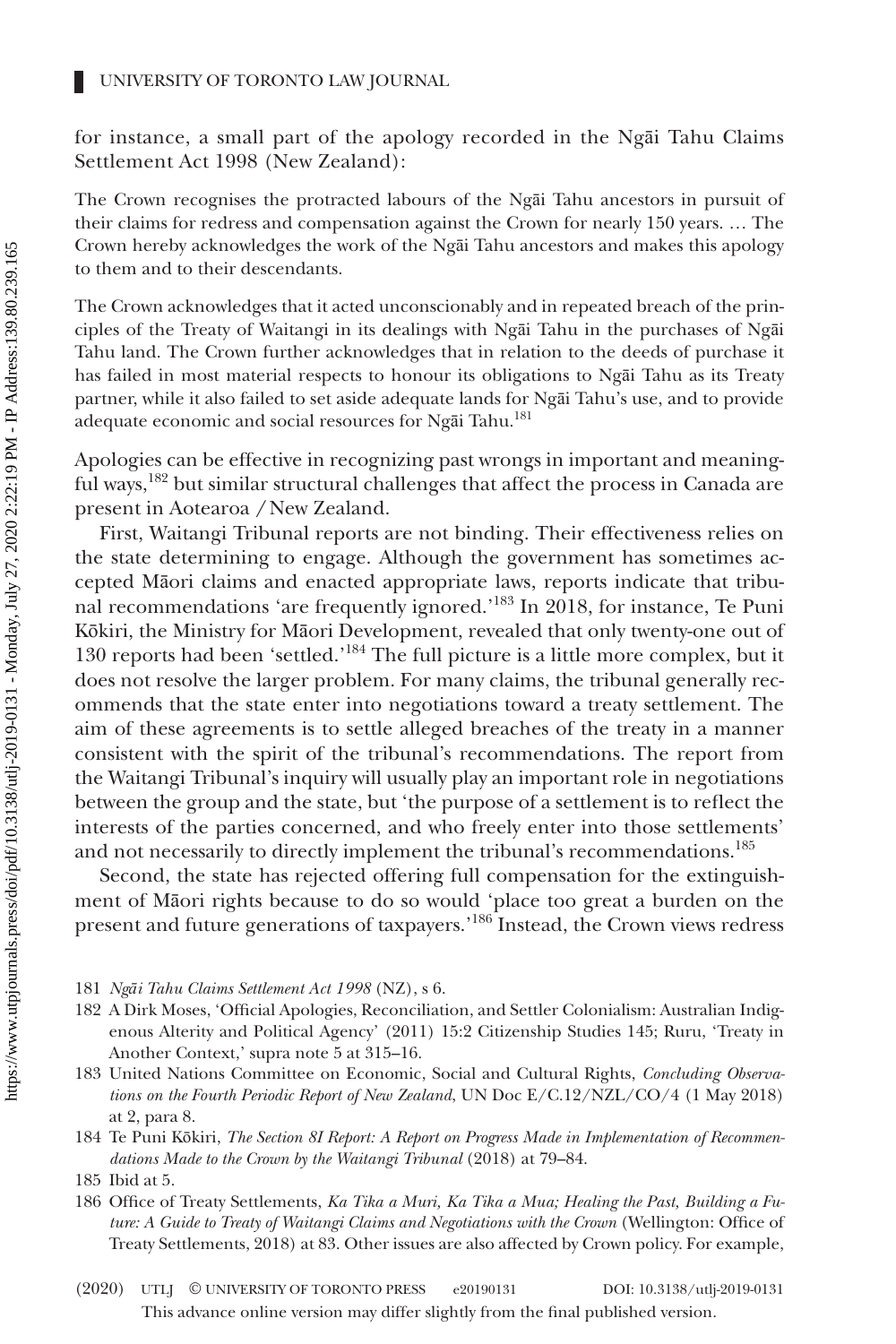for instance, a small part of the apology recorded in the Ngāi Tahu Claims Settlement Act 1998 (New Zealand):

> The Crown recognises the protracted labours of the Ngāi Tahu ancestors in pursuit of their claims for redress and compensation against the Crown for nearly 150 years. … The Crown hereby acknowledges the work of the Ngāi Tahu ancestors and makes this apology to them and to their descendants.
>
> The Crown acknowledges that it acted unconscionably and in repeated breach of the principles of the Treaty of Waitangi in its dealings with Ngāi Tahu in the purchases of Ngāi Tahu land. The Crown further acknowledges that in relation to the deeds of purchase it has failed in most material respects to honour its obligations to Ngāi Tahu as its Treaty partner, while it also failed to set aside adequate lands for Ngāi Tahu's use, and to provide adequate economic and social resources for Ngāi Tahu.[181]

Apologies can be effective in recognizing past wrongs in important and meaningful ways,[182] but similar structural challenges that affect the process in Canada are present in Aotearoa / New Zealand.

First, Waitangi Tribunal reports are not binding. Their effectiveness relies on the state determining to engage. Although the government has sometimes accepted Māori claims and enacted appropriate laws, reports indicate that tribunal recommendations 'are frequently ignored.'[183] In 2018, for instance, Te Puni Kōkiri, the Ministry for Māori Development, revealed that only twenty-one out of 130 reports had been 'settled.'[184] The full picture is a little more complex, but it does not resolve the larger problem. For many claims, the tribunal generally recommends that the state enter into negotiations toward a treaty settlement. The aim of these agreements is to settle alleged breaches of the treaty in a manner consistent with the spirit of the tribunal's recommendations. The report from the Waitangi Tribunal's inquiry will usually play an important role in negotiations between the group and the state, but 'the purpose of a settlement is to reflect the interests of the parties concerned, and who freely enter into those settlements' and not necessarily to directly implement the tribunal's recommendations.[185]

Second, the state has rejected offering full compensation for the extinguishment of Māori rights because to do so would 'place too great a burden on the present and future generations of taxpayers.'[186] Instead, the Crown views redress

181 *Ngāi Tahu Claims Settlement Act 1998* (NZ), s 6.

182 A Dirk Moses, 'Official Apologies, Reconciliation, and Settler Colonialism: Australian Indigenous Alterity and Political Agency' (2011) 15:2 Citizenship Studies 145; Ruru, 'Treaty in Another Context,' supra note 5 at 315–16.

183 United Nations Committee on Economic, Social and Cultural Rights, *Concluding Observations on the Fourth Periodic Report of New Zealand*, UN Doc E/C.12/NZL/CO/4 (1 May 2018) at 2, para 8.

184 Te Puni Kōkiri, *The Section 8I Report: A Report on Progress Made in Implementation of Recommendations Made to the Crown by the Waitangi Tribunal* (2018) at 79–84.

185 Ibid at 5.

186 Office of Treaty Settlements, *Ka Tika a Muri, Ka Tika a Mua; Healing the Past, Building a Future: A Guide to Treaty of Waitangi Claims and Negotiations with the Crown* (Wellington: Office of Treaty Settlements, 2018) at 83. Other issues are also affected by Crown policy. For example,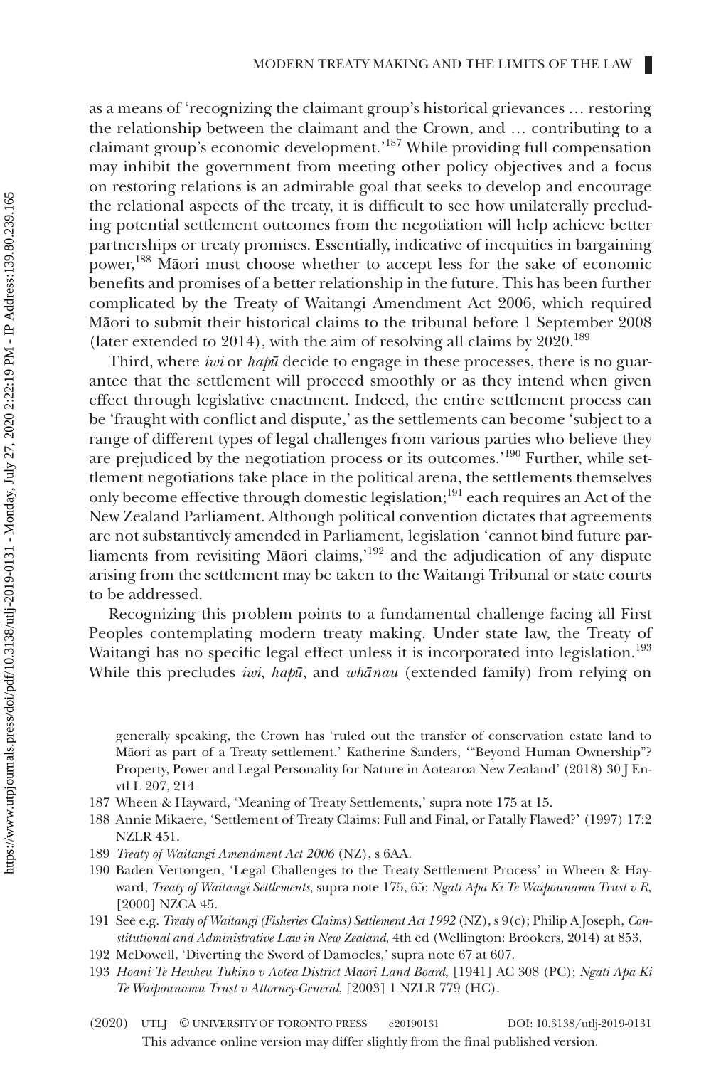as a means of 'recognizing the claimant group's historical grievances … restoring the relationship between the claimant and the Crown, and … contributing to a claimant group's economic development.'[187] While providing full compensation may inhibit the government from meeting other policy objectives and a focus on restoring relations is an admirable goal that seeks to develop and encourage the relational aspects of the treaty, it is difficult to see how unilaterally precluding potential settlement outcomes from the negotiation will help achieve better partnerships or treaty promises. Essentially, indicative of inequities in bargaining power,[188] Māori must choose whether to accept less for the sake of economic benefits and promises of a better relationship in the future. This has been further complicated by the Treaty of Waitangi Amendment Act 2006, which required Māori to submit their historical claims to the tribunal before 1 September 2008 (later extended to 2014), with the aim of resolving all claims by 2020.[189]

Third, where *iwi* or *hapū* decide to engage in these processes, there is no guarantee that the settlement will proceed smoothly or as they intend when given effect through legislative enactment. Indeed, the entire settlement process can be 'fraught with conflict and dispute,' as the settlements can become 'subject to a range of different types of legal challenges from various parties who believe they are prejudiced by the negotiation process or its outcomes.'[190] Further, while settlement negotiations take place in the political arena, the settlements themselves only become effective through domestic legislation;[191] each requires an Act of the New Zealand Parliament. Although political convention dictates that agreements are not substantively amended in Parliament, legislation 'cannot bind future parliaments from revisiting Māori claims,'[192] and the adjudication of any dispute arising from the settlement may be taken to the Waitangi Tribunal or state courts to be addressed.

Recognizing this problem points to a fundamental challenge facing all First Peoples contemplating modern treaty making. Under state law, the Treaty of Waitangi has no specific legal effect unless it is incorporated into legislation.[193] While this precludes *iwi*, *hapū*, and *whānau* (extended family) from relying on

generally speaking, the Crown has 'ruled out the transfer of conservation estate land to Māori as part of a Treaty settlement.' Katherine Sanders, '"Beyond Human Ownership"? Property, Power and Legal Personality for Nature in Aotearoa New Zealand' (2018) 30 J Envtl L 207, 214

187 Wheen & Hayward, 'Meaning of Treaty Settlements,' supra note 175 at 15.

188 Annie Mikaere, 'Settlement of Treaty Claims: Full and Final, or Fatally Flawed?' (1997) 17:2 NZLR 451.

189 *Treaty of Waitangi Amendment Act 2006* (NZ), s 6AA.

190 Baden Vertongen, 'Legal Challenges to the Treaty Settlement Process' in Wheen & Hayward, *Treaty of Waitangi Settlements*, supra note 175, 65; *Ngati Apa Ki Te Waipounamu Trust v R*, [2000] NZCA 45.

191 See e.g. *Treaty of Waitangi (Fisheries Claims) Settlement Act 1992* (NZ), s 9(c); Philip A Joseph, *Constitutional and Administrative Law in New Zealand*, 4th ed (Wellington: Brookers, 2014) at 853.

192 McDowell, 'Diverting the Sword of Damocles,' supra note 67 at 607.

193 *Hoani Te Heuheu Tukino v Aotea District Maori Land Board*, [1941] AC 308 (PC); *Ngati Apa Ki Te Waipounamu Trust v Attorney-General*, [2003] 1 NZLR 779 (HC).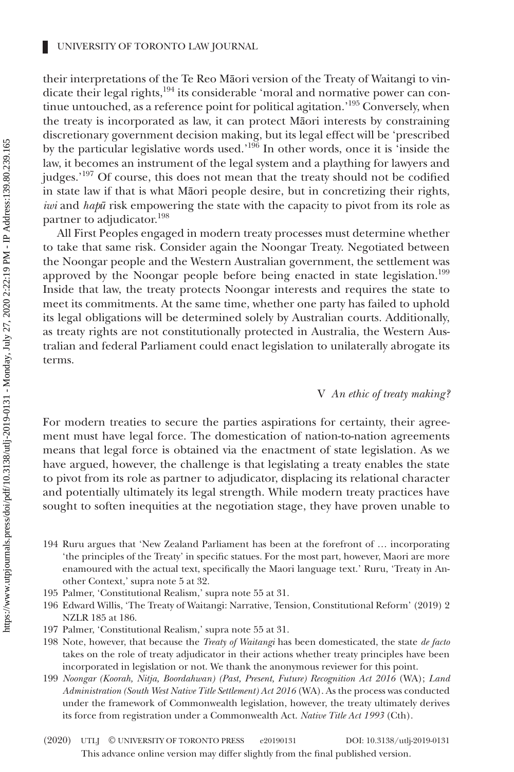their interpretations of the Te Reo Māori version of the Treaty of Waitangi to vindicate their legal rights,[194] its considerable 'moral and normative power can continue untouched, as a reference point for political agitation.'[195] Conversely, when the treaty is incorporated as law, it can protect Māori interests by constraining discretionary government decision making, but its legal effect will be 'prescribed by the particular legislative words used.'[196] In other words, once it is 'inside the law, it becomes an instrument of the legal system and a plaything for lawyers and judges.'[197] Of course, this does not mean that the treaty should not be codified in state law if that is what Māori people desire, but in concretizing their rights, *iwi* and *hapū* risk empowering the state with the capacity to pivot from its role as partner to adjudicator.[198]

All First Peoples engaged in modern treaty processes must determine whether to take that same risk. Consider again the Noongar Treaty. Negotiated between the Noongar people and the Western Australian government, the settlement was approved by the Noongar people before being enacted in state legislation.[199] Inside that law, the treaty protects Noongar interests and requires the state to meet its commitments. At the same time, whether one party has failed to uphold its legal obligations will be determined solely by Australian courts. Additionally, as treaty rights are not constitutionally protected in Australia, the Western Australian and federal Parliament could enact legislation to unilaterally abrogate its terms.

## V *An ethic of treaty making?*

For modern treaties to secure the parties aspirations for certainty, their agreement must have legal force. The domestication of nation-to-nation agreements means that legal force is obtained via the enactment of state legislation. As we have argued, however, the challenge is that legislating a treaty enables the state to pivot from its role as partner to adjudicator, displacing its relational character and potentially ultimately its legal strength. While modern treaty practices have sought to soften inequities at the negotiation stage, they have proven unable to

194 Ruru argues that 'New Zealand Parliament has been at the forefront of … incorporating 'the principles of the Treaty' in specific statues. For the most part, however, Maori are more enamoured with the actual text, specifically the Maori language text.' Ruru, 'Treaty in Another Context,' supra note 5 at 32.

195 Palmer, 'Constitutional Realism,' supra note 55 at 31.

196 Edward Willis, 'The Treaty of Waitangi: Narrative, Tension, Constitutional Reform' (2019) 2 NZLR 185 at 186.

197 Palmer, 'Constitutional Realism,' supra note 55 at 31.

198 Note, however, that because the *Treaty of Waitangi* has been domesticated, the state *de facto* takes on the role of treaty adjudicator in their actions whether treaty principles have been incorporated in legislation or not. We thank the anonymous reviewer for this point.

199 *Noongar (Koorah, Nitja, Boordahwan) (Past, Present, Future) Recognition Act 2016* (WA); *Land Administration (South West Native Title Settlement) Act 2016* (WA). As the process was conducted under the framework of Commonwealth legislation, however, the treaty ultimately derives its force from registration under a Commonwealth Act. *Native Title Act 1993* (Cth).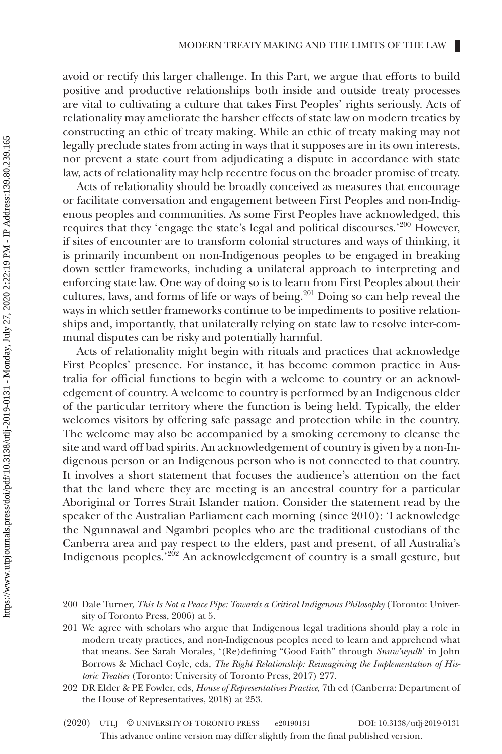avoid or rectify this larger challenge. In this Part, we argue that efforts to build positive and productive relationships both inside and outside treaty processes are vital to cultivating a culture that takes First Peoples' rights seriously. Acts of relationality may ameliorate the harsher effects of state law on modern treaties by constructing an ethic of treaty making. While an ethic of treaty making may not legally preclude states from acting in ways that it supposes are in its own interests, nor prevent a state court from adjudicating a dispute in accordance with state law, acts of relationality may help recentre focus on the broader promise of treaty.

Acts of relationality should be broadly conceived as measures that encourage or facilitate conversation and engagement between First Peoples and non-Indigenous peoples and communities. As some First Peoples have acknowledged, this requires that they 'engage the state's legal and political discourses.'[200] However, if sites of encounter are to transform colonial structures and ways of thinking, it is primarily incumbent on non-Indigenous peoples to be engaged in breaking down settler frameworks, including a unilateral approach to interpreting and enforcing state law. One way of doing so is to learn from First Peoples about their cultures, laws, and forms of life or ways of being.[201] Doing so can help reveal the ways in which settler frameworks continue to be impediments to positive relationships and, importantly, that unilaterally relying on state law to resolve inter-communal disputes can be risky and potentially harmful.

Acts of relationality might begin with rituals and practices that acknowledge First Peoples' presence. For instance, it has become common practice in Australia for official functions to begin with a welcome to country or an acknowledgement of country. A welcome to country is performed by an Indigenous elder of the particular territory where the function is being held. Typically, the elder welcomes visitors by offering safe passage and protection while in the country. The welcome may also be accompanied by a smoking ceremony to cleanse the site and ward off bad spirits. An acknowledgement of country is given by a non-Indigenous person or an Indigenous person who is not connected to that country. It involves a short statement that focuses the audience's attention on the fact that the land where they are meeting is an ancestral country for a particular Aboriginal or Torres Strait Islander nation. Consider the statement read by the speaker of the Australian Parliament each morning (since 2010): 'I acknowledge the Ngunnawal and Ngambri peoples who are the traditional custodians of the Canberra area and pay respect to the elders, past and present, of all Australia's Indigenous peoples.'[202] An acknowledgement of country is a small gesture, but

200 Dale Turner, *This Is Not a Peace Pipe: Towards a Critical Indigenous Philosophy* (Toronto: University of Toronto Press, 2006) at 5.

201 We agree with scholars who argue that Indigenous legal traditions should play a role in modern treaty practices, and non-Indigenous peoples need to learn and apprehend what that means. See Sarah Morales, '(Re)defining "Good Faith" through *Snuw'uyulh*' in John Borrows & Michael Coyle, eds, *The Right Relationship: Reimagining the Implementation of Historic Treaties* (Toronto: University of Toronto Press, 2017) 277.

202 DR Elder & PE Fowler, eds, *House of Representatives Practice*, 7th ed (Canberra: Department of the House of Representatives, 2018) at 253.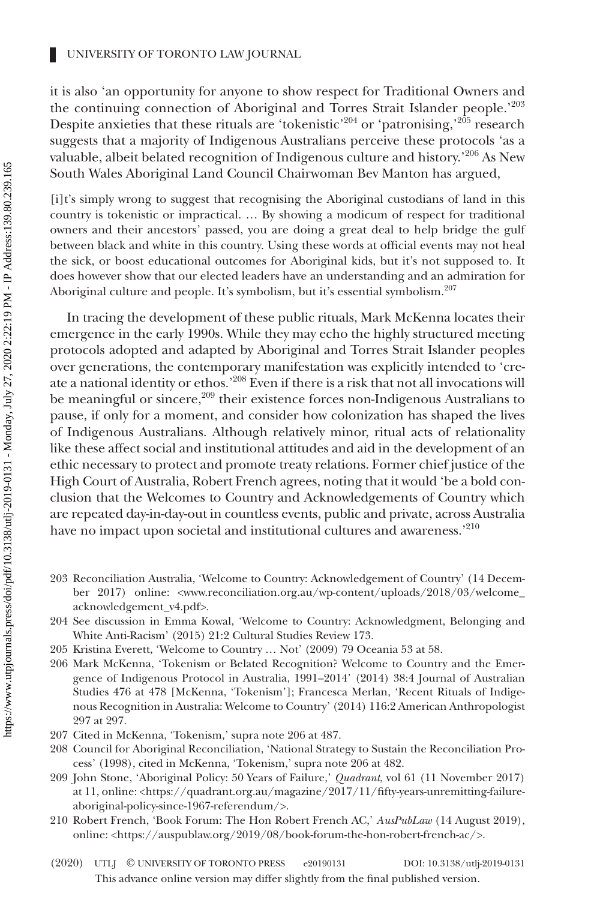it is also 'an opportunity for anyone to show respect for Traditional Owners and the continuing connection of Aboriginal and Torres Strait Islander people.'[203] Despite anxieties that these rituals are 'tokenistic'[204] or 'patronising,'[205] research suggests that a majority of Indigenous Australians perceive these protocols 'as a valuable, albeit belated recognition of Indigenous culture and history.'[206] As New South Wales Aboriginal Land Council Chairwoman Bev Manton has argued,

> [i]t's simply wrong to suggest that recognising the Aboriginal custodians of land in this country is tokenistic or impractical. … By showing a modicum of respect for traditional owners and their ancestors' passed, you are doing a great deal to help bridge the gulf between black and white in this country. Using these words at official events may not heal the sick, or boost educational outcomes for Aboriginal kids, but it's not supposed to. It does however show that our elected leaders have an understanding and an admiration for Aboriginal culture and people. It's symbolism, but it's essential symbolism.[207]

In tracing the development of these public rituals, Mark McKenna locates their emergence in the early 1990s. While they may echo the highly structured meeting protocols adopted and adapted by Aboriginal and Torres Strait Islander peoples over generations, the contemporary manifestation was explicitly intended to 'create a national identity or ethos.'[208] Even if there is a risk that not all invocations will be meaningful or sincere,[209] their existence forces non-Indigenous Australians to pause, if only for a moment, and consider how colonization has shaped the lives of Indigenous Australians. Although relatively minor, ritual acts of relationality like these affect social and institutional attitudes and aid in the development of an ethic necessary to protect and promote treaty relations. Former chief justice of the High Court of Australia, Robert French agrees, noting that it would 'be a bold conclusion that the Welcomes to Country and Acknowledgements of Country which are repeated day-in-day-out in countless events, public and private, across Australia have no impact upon societal and institutional cultures and awareness.'[210]

203 Reconciliation Australia, 'Welcome to Country: Acknowledgement of Country' (14 December 2017) online: <www.reconciliation.org.au/wp-content/uploads/2018/03/welcome_acknowledgement_v4.pdf>.

204 See discussion in Emma Kowal, 'Welcome to Country: Acknowledgment, Belonging and White Anti-Racism' (2015) 21:2 Cultural Studies Review 173.

205 Kristina Everett, 'Welcome to Country … Not' (2009) 79 Oceania 53 at 58.

206 Mark McKenna, 'Tokenism or Belated Recognition? Welcome to Country and the Emergence of Indigenous Protocol in Australia, 1991–2014' (2014) 38:4 Journal of Australian Studies 476 at 478 [McKenna, 'Tokenism']; Francesca Merlan, 'Recent Rituals of Indigenous Recognition in Australia: Welcome to Country' (2014) 116:2 American Anthropologist 297 at 297.

207 Cited in McKenna, 'Tokenism,' supra note 206 at 487.

208 Council for Aboriginal Reconciliation, 'National Strategy to Sustain the Reconciliation Process' (1998), cited in McKenna, 'Tokenism,' supra note 206 at 482.

209 John Stone, 'Aboriginal Policy: 50 Years of Failure,' *Quadrant*, vol 61 (11 November 2017) at 11, online: <https://quadrant.org.au/magazine/2017/11/fifty-years-unremitting-failure-aboriginal-policy-since-1967-referendum/>.

210 Robert French, 'Book Forum: The Hon Robert French AC,' *AusPubLaw* (14 August 2019), online: <https://auspublaw.org/2019/08/book-forum-the-hon-robert-french-ac/>.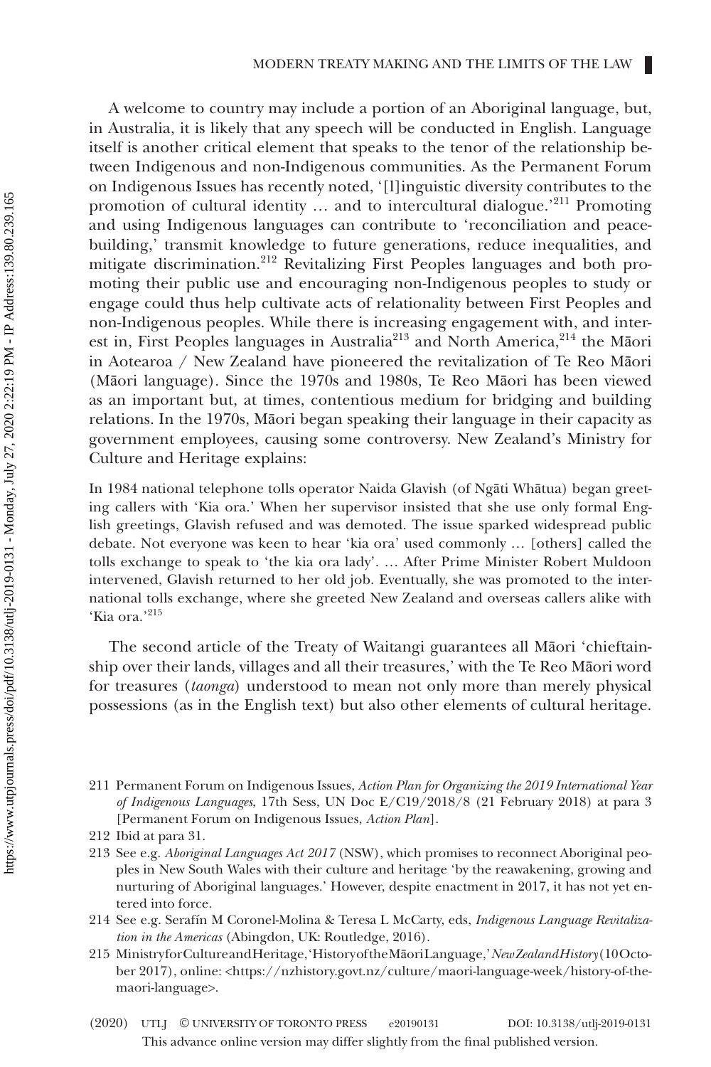A welcome to country may include a portion of an Aboriginal language, but, in Australia, it is likely that any speech will be conducted in English. Language itself is another critical element that speaks to the tenor of the relationship between Indigenous and non-Indigenous communities. As the Permanent Forum on Indigenous Issues has recently noted, '[l]inguistic diversity contributes to the promotion of cultural identity … and to intercultural dialogue.'[211] Promoting and using Indigenous languages can contribute to 'reconciliation and peace-building,' transmit knowledge to future generations, reduce inequalities, and mitigate discrimination.[212] Revitalizing First Peoples languages and both promoting their public use and encouraging non-Indigenous peoples to study or engage could thus help cultivate acts of relationality between First Peoples and non-Indigenous peoples. While there is increasing engagement with, and interest in, First Peoples languages in Australia[213] and North America,[214] the Māori in Aotearoa / New Zealand have pioneered the revitalization of Te Reo Māori (Māori language). Since the 1970s and 1980s, Te Reo Māori has been viewed as an important but, at times, contentious medium for bridging and building relations. In the 1970s, Māori began speaking their language in their capacity as government employees, causing some controversy. New Zealand's Ministry for Culture and Heritage explains:

> In 1984 national telephone tolls operator Naida Glavish (of Ngāti Whātua) began greeting callers with 'Kia ora.' When her supervisor insisted that she use only formal English greetings, Glavish refused and was demoted. The issue sparked widespread public debate. Not everyone was keen to hear 'kia ora' used commonly … [others] called the tolls exchange to speak to 'the kia ora lady'. … After Prime Minister Robert Muldoon intervened, Glavish returned to her old job. Eventually, she was promoted to the international tolls exchange, where she greeted New Zealand and overseas callers alike with 'Kia ora.'[215]

The second article of the Treaty of Waitangi guarantees all Māori 'chieftainship over their lands, villages and all their treasures,' with the Te Reo Māori word for treasures (*taonga*) understood to mean not only more than merely physical possessions (as in the English text) but also other elements of cultural heritage.

---

211 Permanent Forum on Indigenous Issues, *Action Plan for Organizing the 2019 International Year of Indigenous Languages*, 17th Sess, UN Doc E/C19/2018/8 (21 February 2018) at para 3 [Permanent Forum on Indigenous Issues, *Action Plan*].

212 Ibid at para 31.

213 See e.g. *Aboriginal Languages Act 2017* (NSW), which promises to reconnect Aboriginal peoples in New South Wales with their culture and heritage 'by the reawakening, growing and nurturing of Aboriginal languages.' However, despite enactment in 2017, it has not yet entered into force.

214 See e.g. Serafín M Coronel-Molina & Teresa L McCarty, eds, *Indigenous Language Revitalization in the Americas* (Abingdon, UK: Routledge, 2016).

215 Ministry for Culture and Heritage, 'History of the Māori Language,' *New Zealand History* (10 October 2017), online: <https://nzhistory.govt.nz/culture/maori-language-week/history-of-the-maori-language>.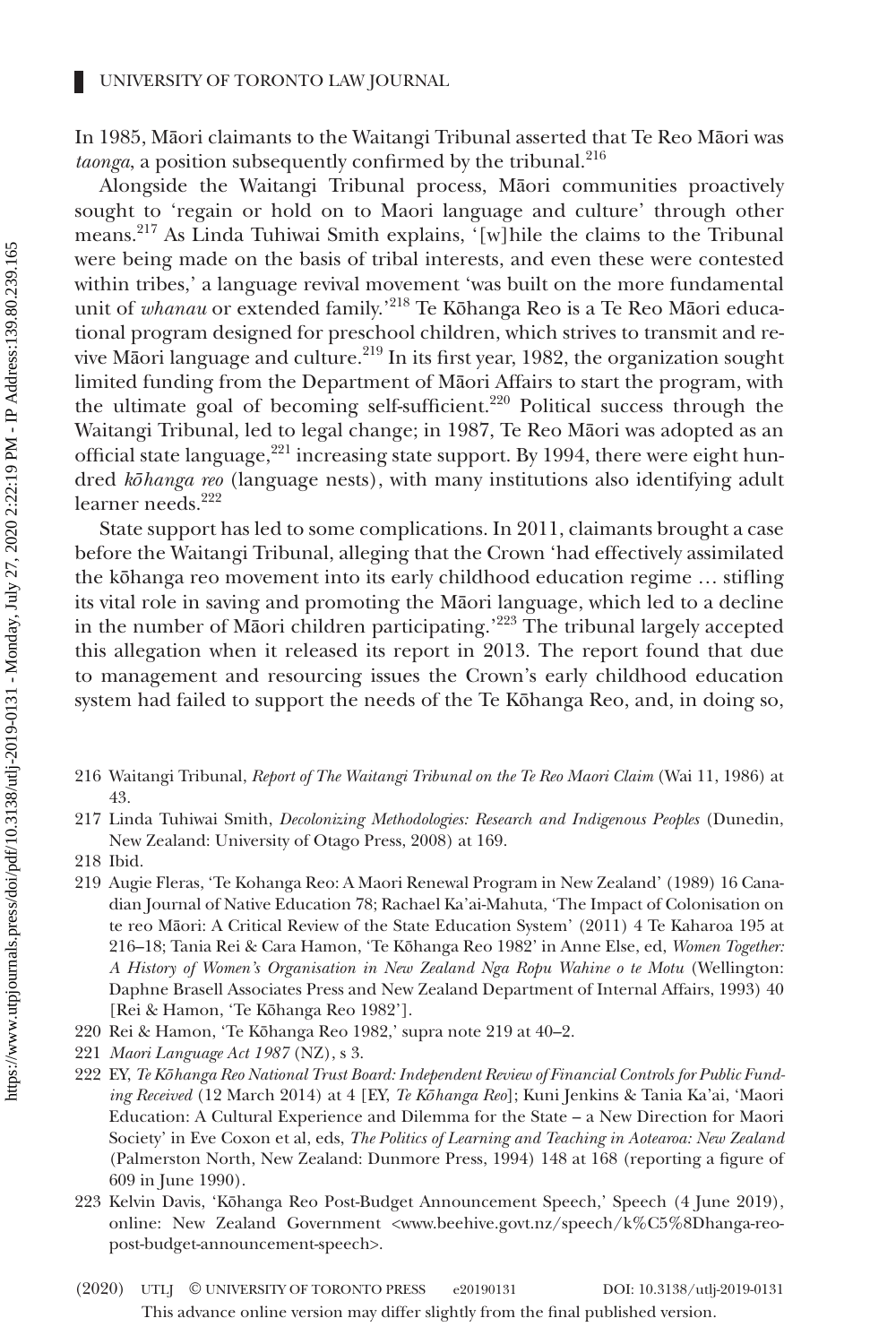In 1985, Māori claimants to the Waitangi Tribunal asserted that Te Reo Māori was *taonga*, a position subsequently confirmed by the tribunal.[216]

Alongside the Waitangi Tribunal process, Māori communities proactively sought to 'regain or hold on to Maori language and culture' through other means.[217] As Linda Tuhiwai Smith explains, '[w]hile the claims to the Tribunal were being made on the basis of tribal interests, and even these were contested within tribes,' a language revival movement 'was built on the more fundamental unit of *whanau* or extended family.'[218] Te Kōhanga Reo is a Te Reo Māori educational program designed for preschool children, which strives to transmit and revive Māori language and culture.[219] In its first year, 1982, the organization sought limited funding from the Department of Māori Affairs to start the program, with the ultimate goal of becoming self-sufficient.[220] Political success through the Waitangi Tribunal, led to legal change; in 1987, Te Reo Māori was adopted as an official state language,[221] increasing state support. By 1994, there were eight hundred *kōhanga reo* (language nests), with many institutions also identifying adult learner needs.[222]

State support has led to some complications. In 2011, claimants brought a case before the Waitangi Tribunal, alleging that the Crown 'had effectively assimilated the kōhanga reo movement into its early childhood education regime … stifling its vital role in saving and promoting the Māori language, which led to a decline in the number of Māori children participating.'[223] The tribunal largely accepted this allegation when it released its report in 2013. The report found that due to management and resourcing issues the Crown's early childhood education system had failed to support the needs of the Te Kōhanga Reo, and, in doing so,

216 Waitangi Tribunal, *Report of The Waitangi Tribunal on the Te Reo Maori Claim* (Wai 11, 1986) at 43.

217 Linda Tuhiwai Smith, *Decolonizing Methodologies: Research and Indigenous Peoples* (Dunedin, New Zealand: University of Otago Press, 2008) at 169.

218 Ibid.

219 Augie Fleras, 'Te Kohanga Reo: A Maori Renewal Program in New Zealand' (1989) 16 Canadian Journal of Native Education 78; Rachael Ka'ai-Mahuta, 'The Impact of Colonisation on te reo Māori: A Critical Review of the State Education System' (2011) 4 Te Kaharoa 195 at 216–18; Tania Rei & Cara Hamon, 'Te Kōhanga Reo 1982' in Anne Else, ed, *Women Together: A History of Women's Organisation in New Zealand Nga Ropu Wahine o te Motu* (Wellington: Daphne Brasell Associates Press and New Zealand Department of Internal Affairs, 1993) 40 [Rei & Hamon, 'Te Kōhanga Reo 1982'].

220 Rei & Hamon, 'Te Kōhanga Reo 1982,' supra note 219 at 40–2.

221 *Maori Language Act 1987* (NZ), s 3.

222 EY, *Te Kōhanga Reo National Trust Board: Independent Review of Financial Controls for Public Funding Received* (12 March 2014) at 4 [EY, *Te Kōhanga Reo*]; Kuni Jenkins & Tania Ka'ai, 'Maori Education: A Cultural Experience and Dilemma for the State – a New Direction for Maori Society' in Eve Coxon et al, eds, *The Politics of Learning and Teaching in Aotearoa: New Zealand* (Palmerston North, New Zealand: Dunmore Press, 1994) 148 at 168 (reporting a figure of 609 in June 1990).

223 Kelvin Davis, 'Kōhanga Reo Post-Budget Announcement Speech,' Speech (4 June 2019), online: New Zealand Government <www.beehive.govt.nz/speech/k%C5%8Dhanga-reo-post-budget-announcement-speech>.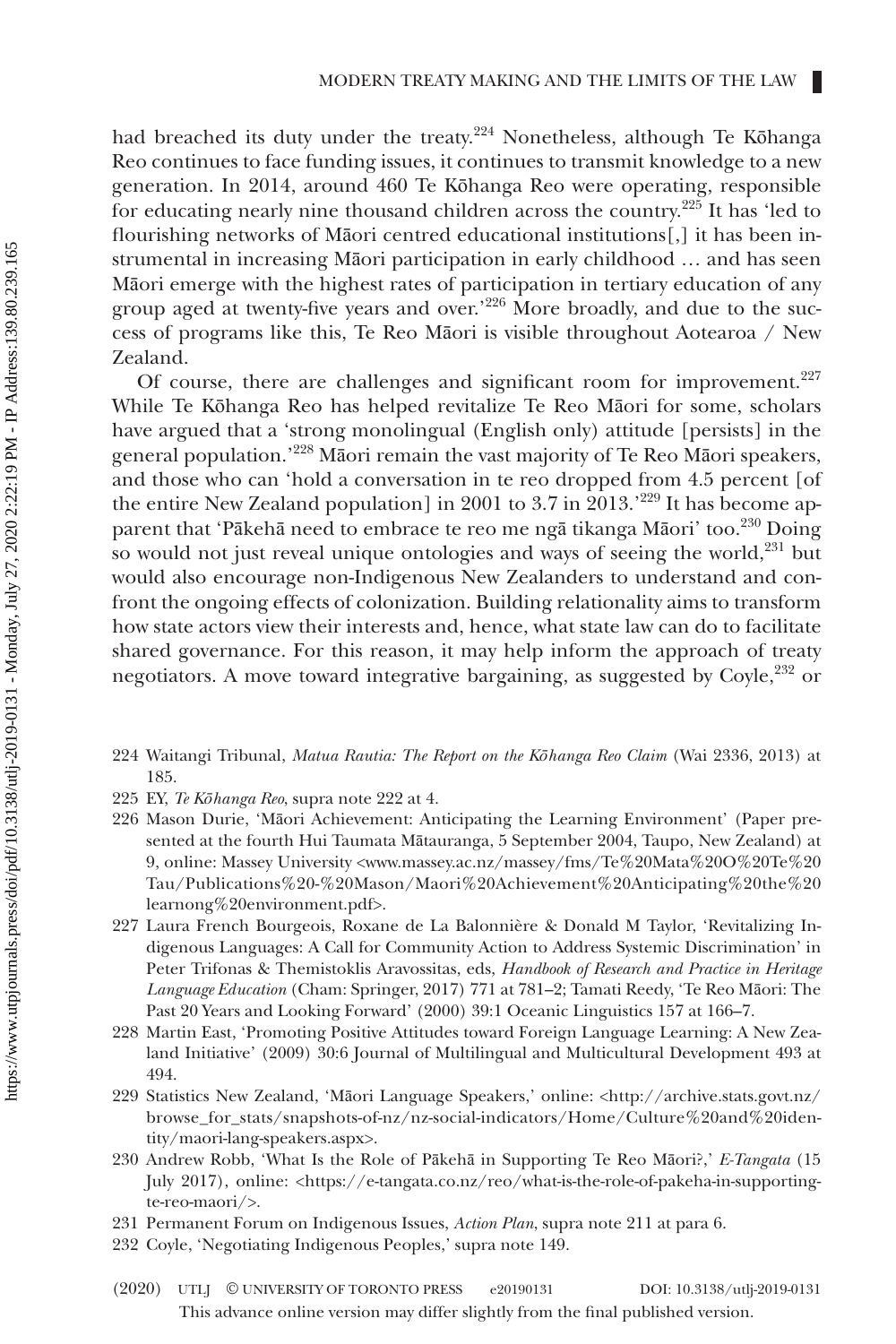had breached its duty under the treaty.[224] Nonetheless, although Te Kōhanga Reo continues to face funding issues, it continues to transmit knowledge to a new generation. In 2014, around 460 Te Kōhanga Reo were operating, responsible for educating nearly nine thousand children across the country.[225] It has 'led to flourishing networks of Māori centred educational institutions[,] it has been instrumental in increasing Māori participation in early childhood … and has seen Māori emerge with the highest rates of participation in tertiary education of any group aged at twenty-five years and over.'[226] More broadly, and due to the success of programs like this, Te Reo Māori is visible throughout Aotearoa / New Zealand.

Of course, there are challenges and significant room for improvement.[227] While Te Kōhanga Reo has helped revitalize Te Reo Māori for some, scholars have argued that a 'strong monolingual (English only) attitude [persists] in the general population.'[228] Māori remain the vast majority of Te Reo Māori speakers, and those who can 'hold a conversation in te reo dropped from 4.5 percent [of the entire New Zealand population] in 2001 to 3.7 in 2013.'[229] It has become apparent that 'Pākehā need to embrace te reo me ngā tikanga Māori' too.[230] Doing so would not just reveal unique ontologies and ways of seeing the world,[231] but would also encourage non-Indigenous New Zealanders to understand and confront the ongoing effects of colonization. Building relationality aims to transform how state actors view their interests and, hence, what state law can do to facilitate shared governance. For this reason, it may help inform the approach of treaty negotiators. A move toward integrative bargaining, as suggested by Coyle,[232] or

224 Waitangi Tribunal, *Matua Rautia: The Report on the Kōhanga Reo Claim* (Wai 2336, 2013) at 185.

225 EY, *Te Kōhanga Reo*, supra note 222 at 4.

226 Mason Durie, 'Māori Achievement: Anticipating the Learning Environment' (Paper presented at the fourth Hui Taumata Mātauranga, 5 September 2004, Taupo, New Zealand) at 9, online: Massey University <www.massey.ac.nz/massey/fms/Te%20Mata%20O%20Te%20Tau/Publications%20-%20Mason/Maori%20Achievement%20Anticipating%20the%20learnong%20environment.pdf>.

227 Laura French Bourgeois, Roxane de La Balonnière & Donald M Taylor, 'Revitalizing Indigenous Languages: A Call for Community Action to Address Systemic Discrimination' in Peter Trifonas & Themistoklis Aravossitas, eds, *Handbook of Research and Practice in Heritage Language Education* (Cham: Springer, 2017) 771 at 781–2; Tamati Reedy, 'Te Reo Māori: The Past 20 Years and Looking Forward' (2000) 39:1 Oceanic Linguistics 157 at 166–7.

228 Martin East, 'Promoting Positive Attitudes toward Foreign Language Learning: A New Zealand Initiative' (2009) 30:6 Journal of Multilingual and Multicultural Development 493 at 494.

229 Statistics New Zealand, 'Māori Language Speakers,' online: <http://archive.stats.govt.nz/browse_for_stats/snapshots-of-nz/nz-social-indicators/Home/Culture%20and%20identity/maori-lang-speakers.aspx>.

230 Andrew Robb, 'What Is the Role of Pākehā in Supporting Te Reo Māori?,' *E-Tangata* (15 July 2017), online: <https://e-tangata.co.nz/reo/what-is-the-role-of-pakeha-in-supporting-te-reo-maori/>.

231 Permanent Forum on Indigenous Issues, *Action Plan*, supra note 211 at para 6.

232 Coyle, 'Negotiating Indigenous Peoples,' supra note 149.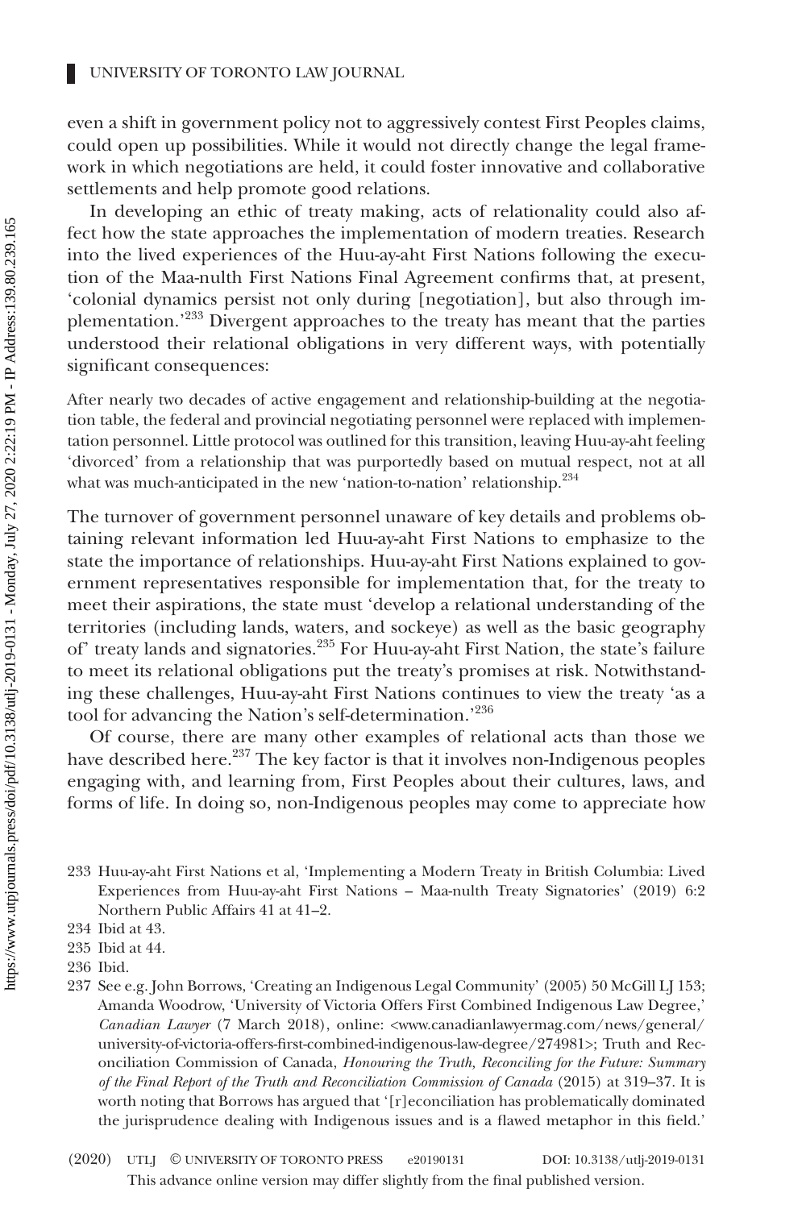even a shift in government policy not to aggressively contest First Peoples claims, could open up possibilities. While it would not directly change the legal framework in which negotiations are held, it could foster innovative and collaborative settlements and help promote good relations.

In developing an ethic of treaty making, acts of relationality could also affect how the state approaches the implementation of modern treaties. Research into the lived experiences of the Huu-ay-aht First Nations following the execution of the Maa-nulth First Nations Final Agreement confirms that, at present, 'colonial dynamics persist not only during [negotiation], but also through implementation.'[233] Divergent approaches to the treaty has meant that the parties understood their relational obligations in very different ways, with potentially significant consequences:

> After nearly two decades of active engagement and relationship-building at the negotiation table, the federal and provincial negotiating personnel were replaced with implementation personnel. Little protocol was outlined for this transition, leaving Huu-ay-aht feeling 'divorced' from a relationship that was purportedly based on mutual respect, not at all what was much-anticipated in the new 'nation-to-nation' relationship.[234]

The turnover of government personnel unaware of key details and problems obtaining relevant information led Huu-ay-aht First Nations to emphasize to the state the importance of relationships. Huu-ay-aht First Nations explained to government representatives responsible for implementation that, for the treaty to meet their aspirations, the state must 'develop a relational understanding of the territories (including lands, waters, and sockeye) as well as the basic geography of' treaty lands and signatories.[235] For Huu-ay-aht First Nation, the state's failure to meet its relational obligations put the treaty's promises at risk. Notwithstanding these challenges, Huu-ay-aht First Nations continues to view the treaty 'as a tool for advancing the Nation's self-determination.'[236]

Of course, there are many other examples of relational acts than those we have described here.[237] The key factor is that it involves non-Indigenous peoples engaging with, and learning from, First Peoples about their cultures, laws, and forms of life. In doing so, non-Indigenous peoples may come to appreciate how

---

233 Huu-ay-aht First Nations et al, 'Implementing a Modern Treaty in British Columbia: Lived Experiences from Huu-ay-aht First Nations – Maa-nulth Treaty Signatories' (2019) 6:2 Northern Public Affairs 41 at 41–2.

234 Ibid at 43.

235 Ibid at 44.

236 Ibid.

237 See e.g. John Borrows, 'Creating an Indigenous Legal Community' (2005) 50 McGill LJ 153; Amanda Woodrow, 'University of Victoria Offers First Combined Indigenous Law Degree,' *Canadian Lawyer* (7 March 2018), online: <www.canadianlawyermag.com/news/general/university-of-victoria-offers-first-combined-indigenous-law-degree/274981>; Truth and Reconciliation Commission of Canada, *Honouring the Truth, Reconciling for the Future: Summary of the Final Report of the Truth and Reconciliation Commission of Canada* (2015) at 319–37. It is worth noting that Borrows has argued that '[r]econciliation has problematically dominated the jurisprudence dealing with Indigenous issues and is a flawed metaphor in this field.'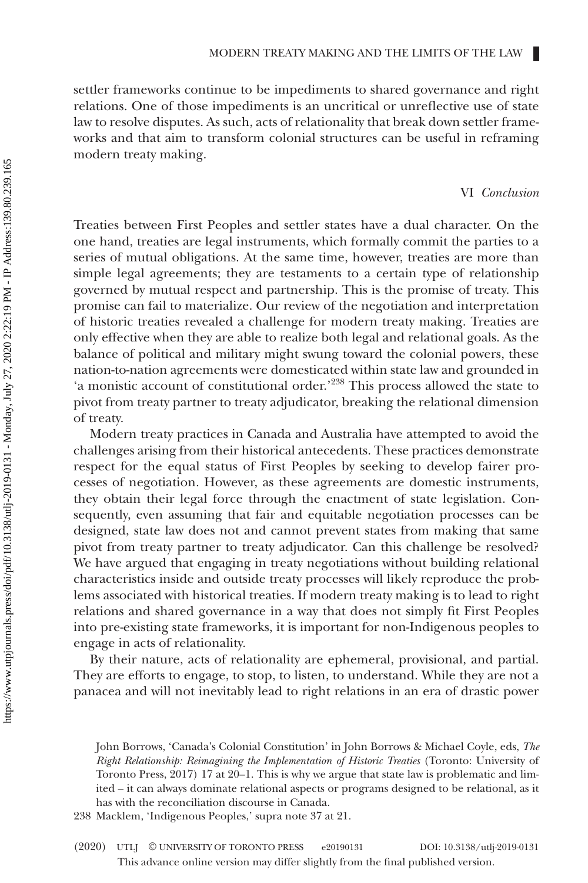settler frameworks continue to be impediments to shared governance and right relations. One of those impediments is an uncritical or unreflective use of state law to resolve disputes. As such, acts of relationality that break down settler frameworks and that aim to transform colonial structures can be useful in reframing modern treaty making.

## VI *Conclusion*

Treaties between First Peoples and settler states have a dual character. On the one hand, treaties are legal instruments, which formally commit the parties to a series of mutual obligations. At the same time, however, treaties are more than simple legal agreements; they are testaments to a certain type of relationship governed by mutual respect and partnership. This is the promise of treaty. This promise can fail to materialize. Our review of the negotiation and interpretation of historic treaties revealed a challenge for modern treaty making. Treaties are only effective when they are able to realize both legal and relational goals. As the balance of political and military might swung toward the colonial powers, these nation-to-nation agreements were domesticated within state law and grounded in 'a monistic account of constitutional order.'[238] This process allowed the state to pivot from treaty partner to treaty adjudicator, breaking the relational dimension of treaty.

Modern treaty practices in Canada and Australia have attempted to avoid the challenges arising from their historical antecedents. These practices demonstrate respect for the equal status of First Peoples by seeking to develop fairer processes of negotiation. However, as these agreements are domestic instruments, they obtain their legal force through the enactment of state legislation. Consequently, even assuming that fair and equitable negotiation processes can be designed, state law does not and cannot prevent states from making that same pivot from treaty partner to treaty adjudicator. Can this challenge be resolved? We have argued that engaging in treaty negotiations without building relational characteristics inside and outside treaty processes will likely reproduce the problems associated with historical treaties. If modern treaty making is to lead to right relations and shared governance in a way that does not simply fit First Peoples into pre-existing state frameworks, it is important for non-Indigenous peoples to engage in acts of relationality.

By their nature, acts of relationality are ephemeral, provisional, and partial. They are efforts to engage, to stop, to listen, to understand. While they are not a panacea and will not inevitably lead to right relations in an era of drastic power

John Borrows, 'Canada's Colonial Constitution' in John Borrows & Michael Coyle, eds, *The Right Relationship: Reimagining the Implementation of Historic Treaties* (Toronto: University of Toronto Press, 2017) 17 at 20–1. This is why we argue that state law is problematic and limited – it can always dominate relational aspects or programs designed to be relational, as it has with the reconciliation discourse in Canada.

238 Macklem, 'Indigenous Peoples,' supra note 37 at 21.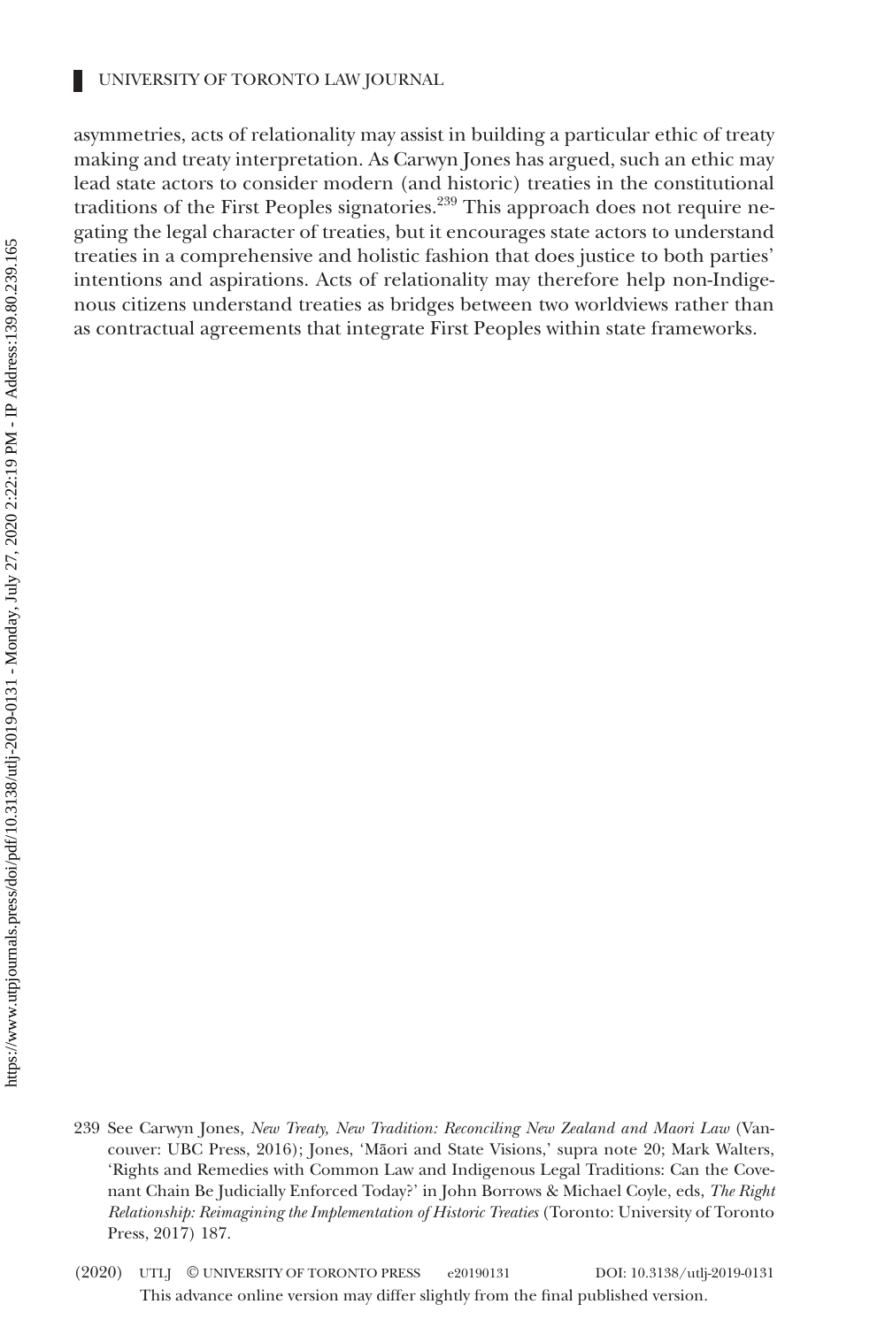asymmetries, acts of relationality may assist in building a particular ethic of treaty making and treaty interpretation. As Carwyn Jones has argued, such an ethic may lead state actors to consider modern (and historic) treaties in the constitutional traditions of the First Peoples signatories.[239] This approach does not require negating the legal character of treaties, but it encourages state actors to understand treaties in a comprehensive and holistic fashion that does justice to both parties' intentions and aspirations. Acts of relationality may therefore help non-Indigenous citizens understand treaties as bridges between two worldviews rather than as contractual agreements that integrate First Peoples within state frameworks.

239 See Carwyn Jones, *New Treaty, New Tradition: Reconciling New Zealand and Maori Law* (Vancouver: UBC Press, 2016); Jones, 'Māori and State Visions,' supra note 20; Mark Walters, 'Rights and Remedies with Common Law and Indigenous Legal Traditions: Can the Covenant Chain Be Judicially Enforced Today?' in John Borrows & Michael Coyle, eds, *The Right Relationship: Reimagining the Implementation of Historic Treaties* (Toronto: University of Toronto Press, 2017) 187.